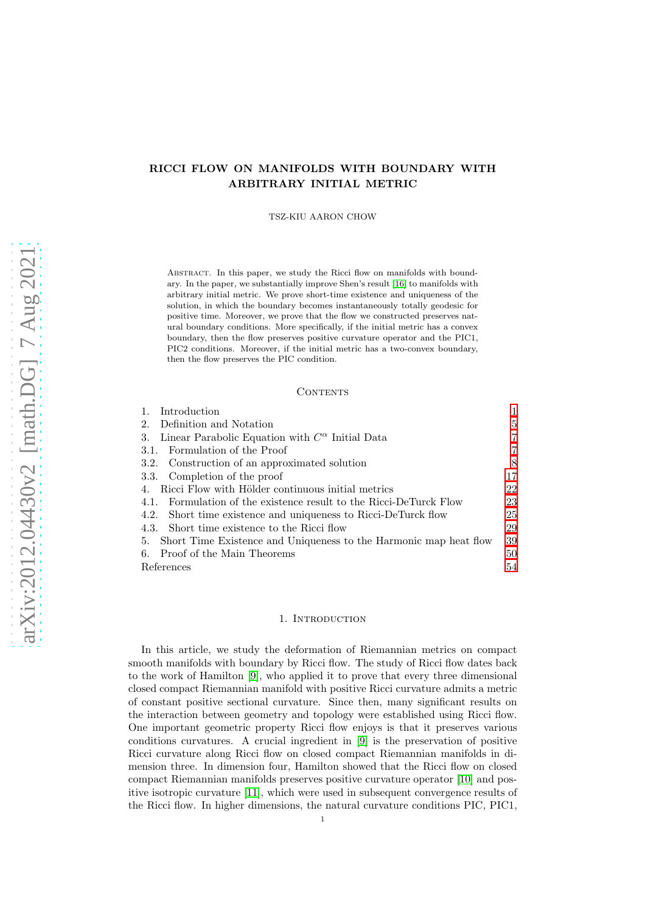# RICCI FLOW ON MANIFOLDS WITH BOUNDARY WITH ARBITRARY INITIAL METRIC

TSZ-KIU AARON CHOW

Abstract. In this paper, we study the Ricci flow on manifolds with boundary. In the paper, we substantially improve Shen's result [16] to manifolds with arbitrary initial metric. We prove short-time existence and uniqueness of the solution, in which the boundary becomes instantaneously totally geodesic for positive time. Moreover, we prove that the flow we constructed preserves natural boundary conditions. More specifically, if the initial metric has a convex boundary, then the flow preserves positive curvature operator and the PIC1, PIC2 conditions. Moreover, if the initial metric has a two-convex boundary, then the flow preserves the PIC condition.

## Contents

| | |
|---|---|
| 1. Introduction | 1 |
| 2. Definition and Notation | 5 |
| 3. Linear Parabolic Equation with $C^\alpha$ Initial Data | 7 |
| 3.1. Formulation of the Proof | 7 |
| 3.2. Construction of an approximated solution | 8 |
| 3.3. Completion of the proof | 17 |
| 4. Ricci Flow with Hölder continuous initial metrics | 22 |
| 4.1. Formulation of the existence result to the Ricci-DeTurck Flow | 23 |
| 4.2. Short time existence and uniqueness to Ricci-DeTurck flow | 25 |
| 4.3. Short time existence to the Ricci flow | 29 |
| 5. Short Time Existence and Uniqueness to the Harmonic map heat flow | 39 |
| 6. Proof of the Main Theorems | 50 |
| References | 54 |

## 1. Introduction

In this article, we study the deformation of Riemannian metrics on compact smooth manifolds with boundary by Ricci flow. The study of Ricci flow dates back to the work of Hamilton [9], who applied it to prove that every three dimensional closed compact Riemannian manifold with positive Ricci curvature admits a metric of constant positive sectional curvature. Since then, many significant results on the interaction between geometry and topology were established using Ricci flow. One important geometric property Ricci flow enjoys is that it preserves various conditions curvatures. A crucial ingredient in [9] is the preservation of positive Ricci curvature along Ricci flow on closed compact Riemannian manifolds in dimension three. In dimension four, Hamilton showed that the Ricci flow on closed compact Riemannian manifolds preserves positive curvature operator [10] and positive isotropic curvature [11], which were used in subsequent convergence results of the Ricci flow. In higher dimensions, the natural curvature conditions PIC, PIC1,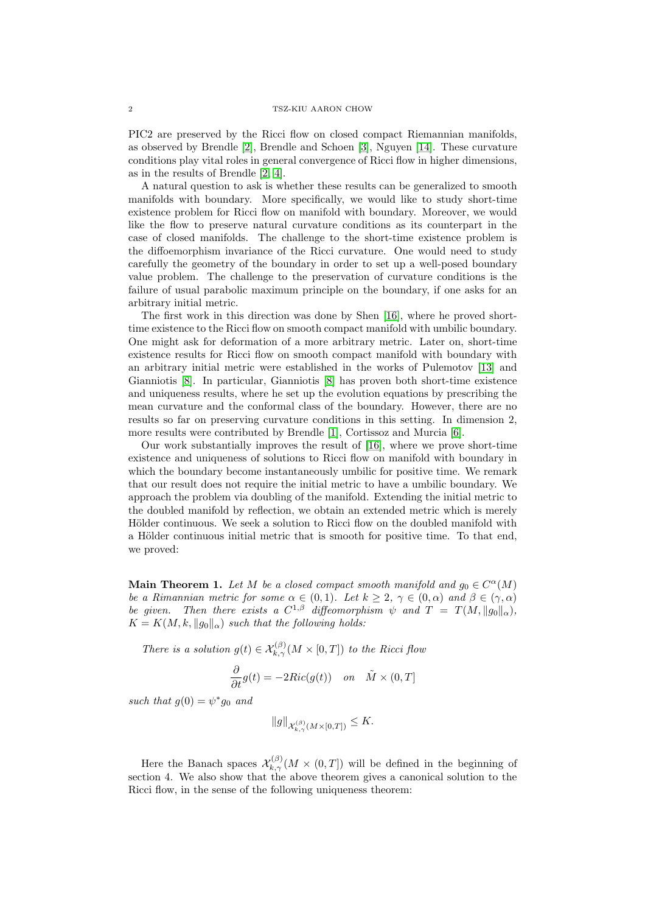PIC2 are preserved by the Ricci flow on closed compact Riemannian manifolds, as observed by Brendle [2], Brendle and Schoen [3], Nguyen [14]. These curvature conditions play vital roles in general convergence of Ricci flow in higher dimensions, as in the results of Brendle [2][4].

A natural question to ask is whether these results can be generalized to smooth manifolds with boundary. More specifically, we would like to study short-time existence problem for Ricci flow on manifold with boundary. Moreover, we would like the flow to preserve natural curvature conditions as its counterpart in the case of closed manifolds. The challenge to the short-time existence problem is the diffoemorphism invariance of the Ricci curvature. One would need to study carefully the geometry of the boundary in order to set up a well-posed boundary value problem. The challenge to the preservation of curvature conditions is the failure of usual parabolic maximum principle on the boundary, if one asks for an arbitrary initial metric.

The first work in this direction was done by Shen [16], where he proved short-time existence to the Ricci flow on smooth compact manifold with umbilic boundary. One might ask for deformation of a more arbitrary metric. Later on, short-time existence results for Ricci flow on smooth compact manifold with boundary with an arbitrary initial metric were established in the works of Pulemotov [13] and Gianniotis [8]. In particular, Gianniotis [8] has proven both short-time existence and uniqueness results, where he set up the evolution equations by prescribing the mean curvature and the conformal class of the boundary. However, there are no results so far on preserving curvature conditions in this setting. In dimension 2, more results were contributed by Brendle [1], Cortissoz and Murcia [6].

Our work substantially improves the result of [16], where we prove short-time existence and uniqueness of solutions to Ricci flow on manifold with boundary in which the boundary become instantaneously umbilic for positive time. We remark that our result does not require the initial metric to have a umbilic boundary. We approach the problem via doubling of the manifold. Extending the initial metric to the doubled manifold by reflection, we obtain an extended metric which is merely Hölder continuous. We seek a solution to Ricci flow on the doubled manifold with a Hölder continuous initial metric that is smooth for positive time. To that end, we proved:

**Main Theorem 1.** *Let $M$ be a closed compact smooth manifold and $g_0 \in C^{\alpha}(M)$ be a Rimannian metric for some $\alpha \in (0,1)$. Let $k \geq 2$, $\gamma \in (0,\alpha)$ and $\beta \in (\gamma, \alpha)$ be given. Then there exists a $C^{1,\beta}$ diffeomorphism $\psi$ and $T = T(M, \|g_0\|_{\alpha})$, $K = K(M, k, \|g_0\|_{\alpha})$ such that the following holds:*

*There is a solution $g(t) \in \mathcal{X}^{(\beta)}_{k,\gamma}(M \times [0,T])$ to the Ricci flow*

$$\frac{\partial}{\partial t} g(t) = -2Ric(g(t)) \quad on \quad \tilde{M} \times (0,T]$$

*such that $g(0) = \psi^* g_0$ and*

$$\|g\|_{\mathcal{X}^{(\beta)}_{k,\gamma}(M \times [0,T])} \leq K.$$

Here the Banach spaces $\mathcal{X}^{(\beta)}_{k,\gamma}(M \times (0,T])$ will be defined in the beginning of section 4. We also show that the above theorem gives a canonical solution to the Ricci flow, in the sense of the following uniqueness theorem: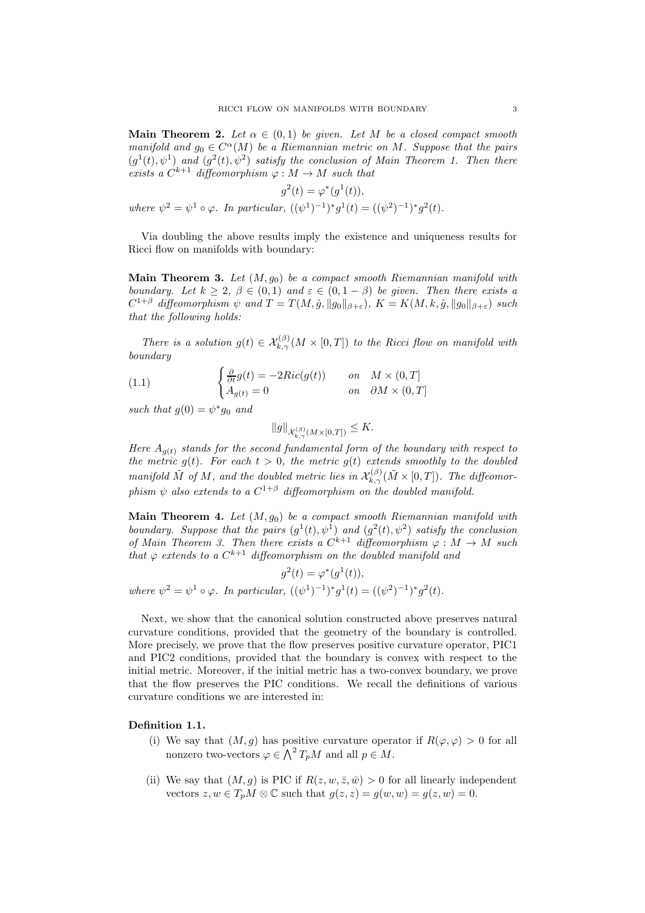**Main Theorem 2.** *Let $\alpha \in (0,1)$ be given. Let $M$ be a closed compact smooth manifold and $g_0 \in C^\alpha(M)$ be a Riemannian metric on $M$. Suppose that the pairs $(g^1(t), \psi^1)$ and $(g^2(t), \psi^2)$ satisfy the conclusion of Main Theorem 1. Then there exists a $C^{k+1}$ diffeomorphism $\varphi : M \to M$ such that*

$$g^2(t) = \varphi^*(g^1(t)),$$

*where $\psi^2 = \psi^1 \circ \varphi$. In particular, $((\psi^1)^{-1})^* g^1(t) = ((\psi^2)^{-1})^* g^2(t)$.*

Via doubling the above results imply the existence and uniqueness results for Ricci flow on manifolds with boundary:

**Main Theorem 3.** *Let $(M, g_0)$ be a compact smooth Riemannian manifold with boundary. Let $k \geq 2$, $\beta \in (0,1)$ and $\varepsilon \in (0, 1-\beta)$ be given. Then there exists a $C^{1+\beta}$ diffeomorphism $\psi$ and $T = T(M, \hat{g}, \|g_0\|_{\beta+\varepsilon})$, $K = K(M, k, \hat{g}, \|g_0\|_{\beta+\varepsilon})$ such that the following holds:*

*There is a solution $g(t) \in \mathcal{X}^{(\beta)}_{k,\gamma}(M \times [0,T])$ to the Ricci flow on manifold with boundary*

$$\begin{cases} \frac{\partial}{\partial t} g(t) = -2Ric(g(t)) & on \quad M \times (0,T] \\ A_{g(t)} = 0 & on \quad \partial M \times (0,T] \end{cases} \tag{1.1}$$

*such that $g(0) = \psi^* g_0$ and*

$$\|g\|_{\mathcal{X}^{(\beta)}_{k,\gamma}(M \times [0,T])} \leq K.$$

*Here $A_{g(t)}$ stands for the second fundamental form of the boundary with respect to the metric $g(t)$. For each $t > 0$, the metric $g(t)$ extends smoothly to the doubled manifold $\tilde{M}$ of $M$, and the doubled metric lies in $\mathcal{X}^{(\beta)}_{k,\gamma}(\tilde{M} \times [0,T])$. The diffeomorphism $\psi$ also extends to a $C^{1+\beta}$ diffeomorphism on the doubled manifold.*

**Main Theorem 4.** *Let $(M, g_0)$ be a compact smooth Riemannian manifold with boundary. Suppose that the pairs $(g^1(t), \psi^1)$ and $(g^2(t), \psi^2)$ satisfy the conclusion of Main Theorem 3. Then there exists a $C^{k+1}$ diffeomorphism $\varphi : M \to M$ such that $\varphi$ extends to a $C^{k+1}$ diffeomorphism on the doubled manifold and*

$$g^2(t) = \varphi^*(g^1(t)),$$

*where $\psi^2 = \psi^1 \circ \varphi$. In particular, $((\psi^1)^{-1})^* g^1(t) = ((\psi^2)^{-1})^* g^2(t)$.*

Next, we show that the canonical solution constructed above preserves natural curvature conditions, provided that the geometry of the boundary is controlled. More precisely, we prove that the flow preserves positive curvature operator, PIC1 and PIC2 conditions, provided that the boundary is convex with respect to the initial metric. Moreover, if the initial metric has a two-convex boundary, we prove that the flow preserves the PIC conditions. We recall the definitions of various curvature conditions we are interested in:

**Definition 1.1.**

(i) We say that $(M, g)$ has positive curvature operator if $R(\varphi, \varphi) > 0$ for all nonzero two-vectors $\varphi \in \bigwedge^2 T_p M$ and all $p \in M$.

(ii) We say that $(M, g)$ is PIC if $R(z, w, \bar{z}, \bar{w}) > 0$ for all linearly independent vectors $z, w \in T_p M \otimes \mathbb{C}$ such that $g(z, z) = g(w, w) = g(z, w) = 0$.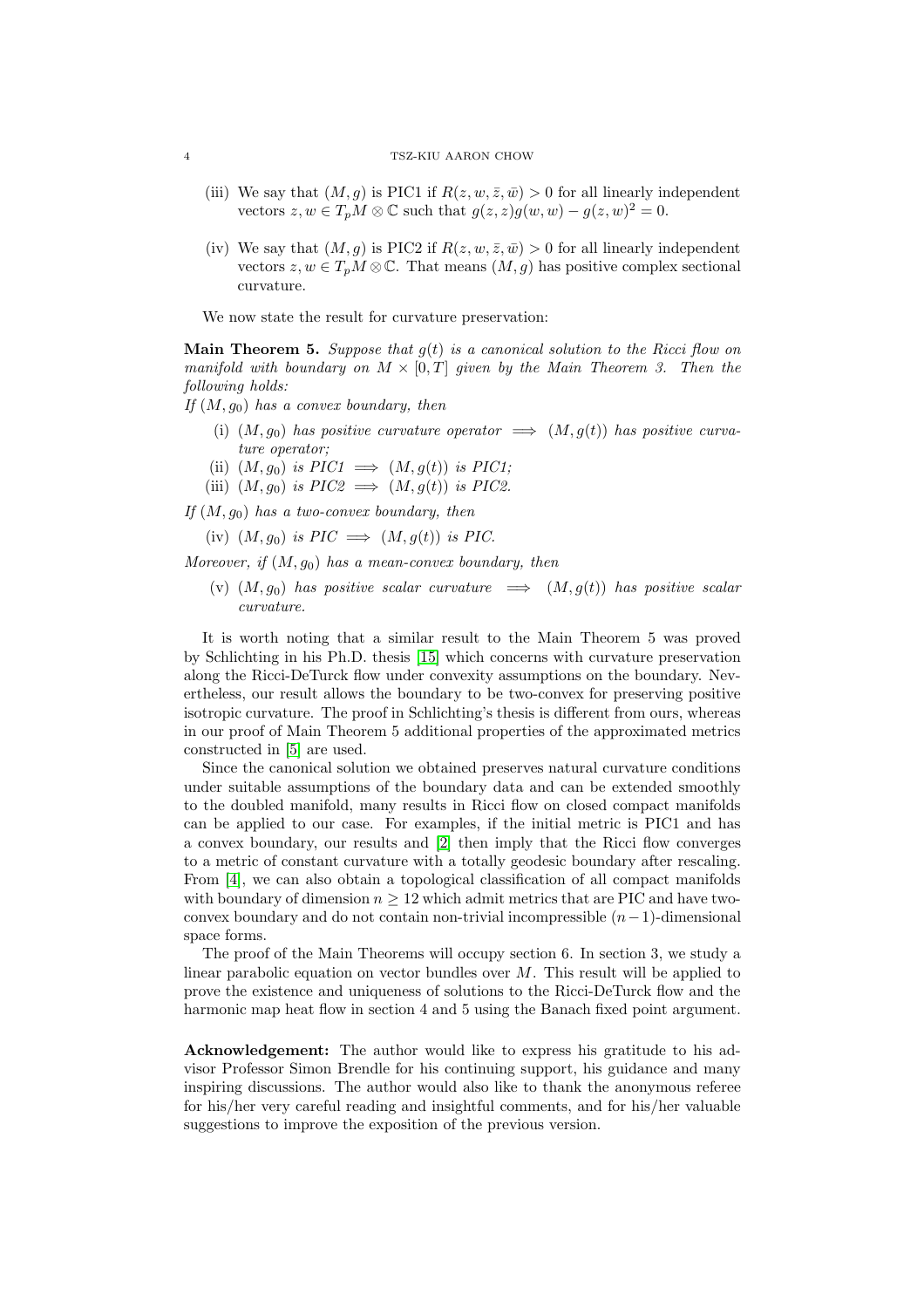(iii) We say that $(M, g)$ is PIC1 if $R(z, w, \bar{z}, \bar{w}) > 0$ for all linearly independent vectors $z, w \in T_pM \otimes \mathbb{C}$ such that $g(z, z)g(w, w) - g(z, w)^2 = 0$.

(iv) We say that $(M, g)$ is PIC2 if $R(z, w, \bar{z}, \bar{w}) > 0$ for all linearly independent vectors $z, w \in T_pM \otimes \mathbb{C}$. That means $(M, g)$ has positive complex sectional curvature.

We now state the result for curvature preservation:

**Main Theorem 5.** *Suppose that $g(t)$ is a canonical solution to the Ricci flow on manifold with boundary on $M \times [0, T]$ given by the Main Theorem 3. Then the following holds:*

*If $(M, g_0)$ has a convex boundary, then*

(i) *$(M, g_0)$ has positive curvature operator $\implies$ $(M, g(t))$ has positive curvature operator;*

(ii) *$(M, g_0)$ is PIC1 $\implies$ $(M, g(t))$ is PIC1;*

(iii) *$(M, g_0)$ is PIC2 $\implies$ $(M, g(t))$ is PIC2.*

*If $(M, g_0)$ has a two-convex boundary, then*

(iv) *$(M, g_0)$ is PIC $\implies$ $(M, g(t))$ is PIC.*

*Moreover, if $(M, g_0)$ has a mean-convex boundary, then*

(v) *$(M, g_0)$ has positive scalar curvature $\implies$ $(M, g(t))$ has positive scalar curvature.*

It is worth noting that a similar result to the Main Theorem 5 was proved by Schlichting in his Ph.D. thesis [15] which concerns with curvature preservation along the Ricci-DeTurck flow under convexity assumptions on the boundary. Nevertheless, our result allows the boundary to be two-convex for preserving positive isotropic curvature. The proof in Schlichting's thesis is different from ours, whereas in our proof of Main Theorem 5 additional properties of the approximated metrics constructed in [5] are used.

Since the canonical solution we obtained preserves natural curvature conditions under suitable assumptions of the boundary data and can be extended smoothly to the doubled manifold, many results in Ricci flow on closed compact manifolds can be applied to our case. For examples, if the initial metric is PIC1 and has a convex boundary, our results and [2] then imply that the Ricci flow converges to a metric of constant curvature with a totally geodesic boundary after rescaling. From [4], we can also obtain a topological classification of all compact manifolds with boundary of dimension $n \geq 12$ which admit metrics that are PIC and have two-convex boundary and do not contain non-trivial incompressible $(n-1)$-dimensional space forms.

The proof of the Main Theorems will occupy section 6. In section 3, we study a linear parabolic equation on vector bundles over $M$. This result will be applied to prove the existence and uniqueness of solutions to the Ricci-DeTurck flow and the harmonic map heat flow in section 4 and 5 using the Banach fixed point argument.

**Acknowledgement:** The author would like to express his gratitude to his advisor Professor Simon Brendle for his continuing support, his guidance and many inspiring discussions. The author would also like to thank the anonymous referee for his/her very careful reading and insightful comments, and for his/her valuable suggestions to improve the exposition of the previous version.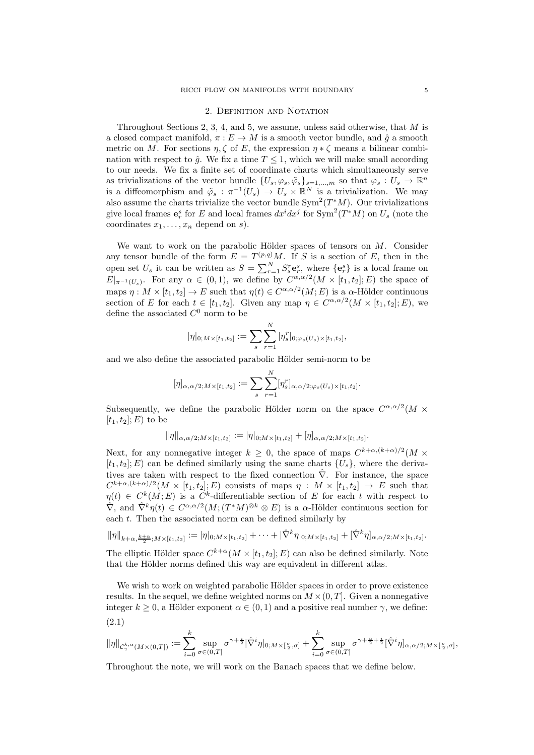## 2. Definition and Notation

Throughout Sections 2, 3, 4, and 5, we assume, unless said otherwise, that $M$ is a closed compact manifold, $\pi : E \to M$ is a smooth vector bundle, and $\hat{g}$ a smooth metric on $M$. For sections $\eta, \zeta$ of $E$, the expression $\eta * \zeta$ means a bilinear combination with respect to $\hat{g}$. We fix a time $T \leq 1$, which we will make small according to our needs. We fix a finite set of coordinate charts which simultaneously serve as trivializations of the vector bundle $\{U_s, \varphi_s, \tilde{\varphi}_s\}_{s=1,\ldots,m}$ so that $\varphi_s : U_s \to \mathbb{R}^n$ is a diffeomorphism and $\tilde{\varphi}_s : \pi^{-1}(U_s) \to U_s \times \mathbb{R}^N$ is a trivialization. We may also assume the charts trivialize the vector bundle $\mathrm{Sym}^2(T^*M)$. Our trivializations give local frames $\mathbf{e}^s_r$ for $E$ and local frames $dx^i dx^j$ for $\mathrm{Sym}^2(T^*M)$ on $U_s$ (note the coordinates $x_1, \ldots, x_n$ depend on $s$).

We want to work on the parabolic Hölder spaces of tensors on $M$. Consider any tensor bundle of the form $E = T^{(p,q)}M$. If $S$ is a section of $E$, then in the open set $U_s$ it can be written as $S = \sum_{r=1}^N S^r_s \mathbf{e}^s_r$, where $\{\mathbf{e}^s_r\}$ is a local frame on $E|_{\pi^{-1}(U_s)}$. For any $\alpha \in (0,1)$, we define by $C^{\alpha,\alpha/2}(M \times [t_1, t_2]; E)$ the space of maps $\eta : M \times [t_1, t_2] \to E$ such that $\eta(t) \in C^{\alpha,\alpha/2}(M; E)$ is a $\alpha$-Hölder continuous section of $E$ for each $t \in [t_1, t_2]$. Given any map $\eta \in C^{\alpha,\alpha/2}(M \times [t_1, t_2]; E)$, we define the associated $C^0$ norm to be

$$|\eta|_{0;M\times[t_1,t_2]} := \sum_s \sum_{r=1}^N |\eta^r_s|_{0;\varphi_s(U_s)\times[t_1,t_2]},$$

and we also define the associated parabolic Hölder semi-norm to be

$$[\eta]_{\alpha,\alpha/2;M\times[t_1,t_2]} := \sum_s \sum_{r=1}^N [\eta^r_s]_{\alpha,\alpha/2;\varphi_s(U_s)\times[t_1,t_2]}.$$

Subsequently, we define the parabolic Hölder norm on the space $C^{\alpha,\alpha/2}(M \times [t_1, t_2]; E)$ to be

$$\|\eta\|_{\alpha,\alpha/2;M\times[t_1,t_2]} := |\eta|_{0;M\times[t_1,t_2]} + [\eta]_{\alpha,\alpha/2;M\times[t_1,t_2]}.$$

Next, for any nonnegative integer $k \geq 0$, the space of maps $C^{k+\alpha,(k+\alpha)/2}(M \times [t_1, t_2]; E)$ can be defined similarly using the same charts $\{U_s\}$, where the derivatives are taken with respect to the fixed connection $\hat{\nabla}$. For instance, the space $C^{k+\alpha,(k+\alpha)/2}(M \times [t_1, t_2]; E)$ consists of maps $\eta : M \times [t_1, t_2] \to E$ such that $\eta(t) \in C^k(M; E)$ is a $C^k$-differentiable section of $E$ for each $t$ with respect to $\hat{\nabla}$, and $\hat{\nabla}^k \eta(t) \in C^{\alpha,\alpha/2}(M; (T^*M)^{\otimes k} \otimes E)$ is a $\alpha$-Hölder continuous section for each $t$. Then the associated norm can be defined similarly by

$$\|\eta\|_{k+\alpha,\frac{k+\alpha}{2};M\times[t_1,t_2]} := |\eta|_{0;M\times[t_1,t_2]} + \cdots + |\hat{\nabla}^k \eta|_{0;M\times[t_1,t_2]} + [\hat{\nabla}^k \eta]_{\alpha,\alpha/2;M\times[t_1,t_2]}.$$

The elliptic Hölder space $C^{k+\alpha}(M \times [t_1, t_2]; E)$ can also be defined similarly. Note that the Hölder norms defined this way are equivalent in different atlas.

We wish to work on weighted parabolic Hölder spaces in order to prove existence results. In the sequel, we define weighted norms on $M \times (0, T]$. Given a nonnegative integer $k \geq 0$, a Hölder exponent $\alpha \in (0,1)$ and a positive real number $\gamma$, we define:

(2.1)

$$\|\eta\|_{\mathcal{C}^{k,\alpha}_\gamma(M\times(0,T])} := \sum_{i=0}^k \sup_{\sigma\in(0,T]} \sigma^{\gamma+\frac{i}{2}} |\hat{\nabla}^i \eta|_{0;M\times[\frac{\sigma}{2},\sigma]} + \sum_{i=0}^k \sup_{\sigma\in(0,T]} \sigma^{\gamma+\frac{\alpha}{2}+\frac{i}{2}} [\hat{\nabla}^i \eta]_{\alpha,\alpha/2;M\times[\frac{\sigma}{2},\sigma]},$$

Throughout the note, we will work on the Banach spaces that we define below.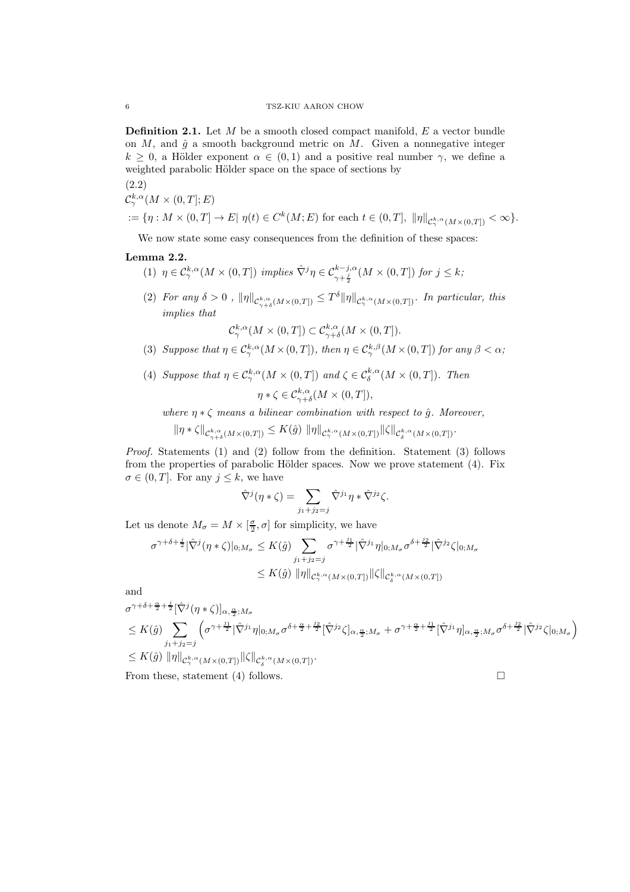**Definition 2.1.** Let $M$ be a smooth closed compact manifold, $E$ a vector bundle on $M$, and $\hat{g}$ a smooth background metric on $M$. Given a nonnegative integer $k \geq 0$, a Hölder exponent $\alpha \in (0,1)$ and a positive real number $\gamma$, we define a weighted parabolic Hölder space on the space of sections by

$$
\begin{aligned}
&\mathcal{C}^{k,\alpha}_{\gamma}(M \times (0,T]; E) \\
&:= \{\eta : M \times (0,T] \to E |\ \eta(t) \in C^k(M;E) \text{ for each } t \in (0,T],\ \|\eta\|_{\mathcal{C}^{k,\alpha}_{\gamma}(M\times(0,T])} < \infty\}.
\end{aligned}
\tag{2.2}
$$

We now state some easy consequences from the definition of these spaces:

**Lemma 2.2.**

(1) $\eta \in \mathcal{C}^{k,\alpha}_{\gamma}(M \times (0,T])$ *implies* $\hat{\nabla}^j \eta \in \mathcal{C}^{k-j,\alpha}_{\gamma+\frac{j}{2}}(M \times (0,T])$ *for* $j \leq k$*;*

(2) *For any* $\delta > 0$ *,* $\|\eta\|_{\mathcal{C}^{k,\alpha}_{\gamma+\delta}(M\times(0,T])} \leq T^{\delta} \|\eta\|_{\mathcal{C}^{k,\alpha}_{\gamma}(M\times(0,T])}$*. In particular, this implies that*
$$\mathcal{C}^{k,\alpha}_{\gamma}(M \times (0,T]) \subset \mathcal{C}^{k,\alpha}_{\gamma+\delta}(M \times (0,T]).$$

(3) *Suppose that* $\eta \in \mathcal{C}^{k,\alpha}_{\gamma}(M \times (0,T])$*, then* $\eta \in \mathcal{C}^{k,\beta}_{\gamma}(M \times (0,T])$ *for any* $\beta < \alpha$*;*

(4) *Suppose that* $\eta \in \mathcal{C}^{k,\alpha}_{\gamma}(M \times (0,T])$ *and* $\zeta \in \mathcal{C}^{k,\alpha}_{\delta}(M \times (0,T])$*. Then*
$$\eta * \zeta \in \mathcal{C}^{k,\alpha}_{\gamma+\delta}(M \times (0,T]),$$
*where* $\eta * \zeta$ *means a bilinear combination with respect to* $\hat{g}$*. Moreover,*
$$\|\eta * \zeta\|_{\mathcal{C}^{k,\alpha}_{\gamma+\delta}(M\times(0,T])} \leq K(\hat{g})\ \|\eta\|_{\mathcal{C}^{k,\alpha}_{\gamma}(M\times(0,T])} \|\zeta\|_{\mathcal{C}^{k,\alpha}_{\delta}(M\times(0,T])}.$$

*Proof.* Statements (1) and (2) follow from the definition. Statement (3) follows from the properties of parabolic Hölder spaces. Now we prove statement (4). Fix $\sigma \in (0,T]$. For any $j \leq k$, we have
$$\hat{\nabla}^j(\eta * \zeta) = \sum_{j_1+j_2=j} \hat{\nabla}^{j_1}\eta * \hat{\nabla}^{j_2}\zeta.$$

Let us denote $M_\sigma = M \times [\frac{\sigma}{2}, \sigma]$ for simplicity, we have
$$
\begin{aligned}
\sigma^{\gamma+\delta+\frac{j}{2}} |\hat{\nabla}^j(\eta * \zeta)|_{0;M_\sigma} &\leq K(\hat{g}) \sum_{j_1+j_2=j} \sigma^{\gamma+\frac{j_1}{2}} |\hat{\nabla}^{j_1}\eta|_{0;M_\sigma} \sigma^{\delta+\frac{j_2}{2}} |\hat{\nabla}^{j_2}\zeta|_{0;M_\sigma} \\
&\leq K(\hat{g})\ \|\eta\|_{\mathcal{C}^{k,\alpha}_{\gamma}(M\times(0,T])} \|\zeta\|_{\mathcal{C}^{k,\alpha}_{\delta}(M\times(0,T])}
\end{aligned}
$$

and
$$
\begin{aligned}
&\sigma^{\gamma+\delta+\frac{\alpha}{2}+\frac{j}{2}} [\hat{\nabla}^j(\eta * \zeta)]_{\alpha,\frac{\alpha}{2};M_\sigma} \\
&\leq K(\hat{g}) \sum_{j_1+j_2=j} \Big( \sigma^{\gamma+\frac{j_1}{2}} |\hat{\nabla}^{j_1}\eta|_{0;M_\sigma} \sigma^{\delta+\frac{\alpha}{2}+\frac{j_2}{2}} [\hat{\nabla}^{j_2}\zeta]_{\alpha,\frac{\alpha}{2};M_\sigma} + \sigma^{\gamma+\frac{\alpha}{2}+\frac{j_1}{2}} [\hat{\nabla}^{j_1}\eta]_{\alpha,\frac{\alpha}{2};M_\sigma} \sigma^{\delta+\frac{j_2}{2}} |\hat{\nabla}^{j_2}\zeta|_{0;M_\sigma} \Big) \\
&\leq K(\hat{g})\ \|\eta\|_{\mathcal{C}^{k,\alpha}_{\gamma}(M\times(0,T])} \|\zeta\|_{\mathcal{C}^{k,\alpha}_{\delta}(M\times(0,T])}.
\end{aligned}
$$

From these, statement (4) follows. $\square$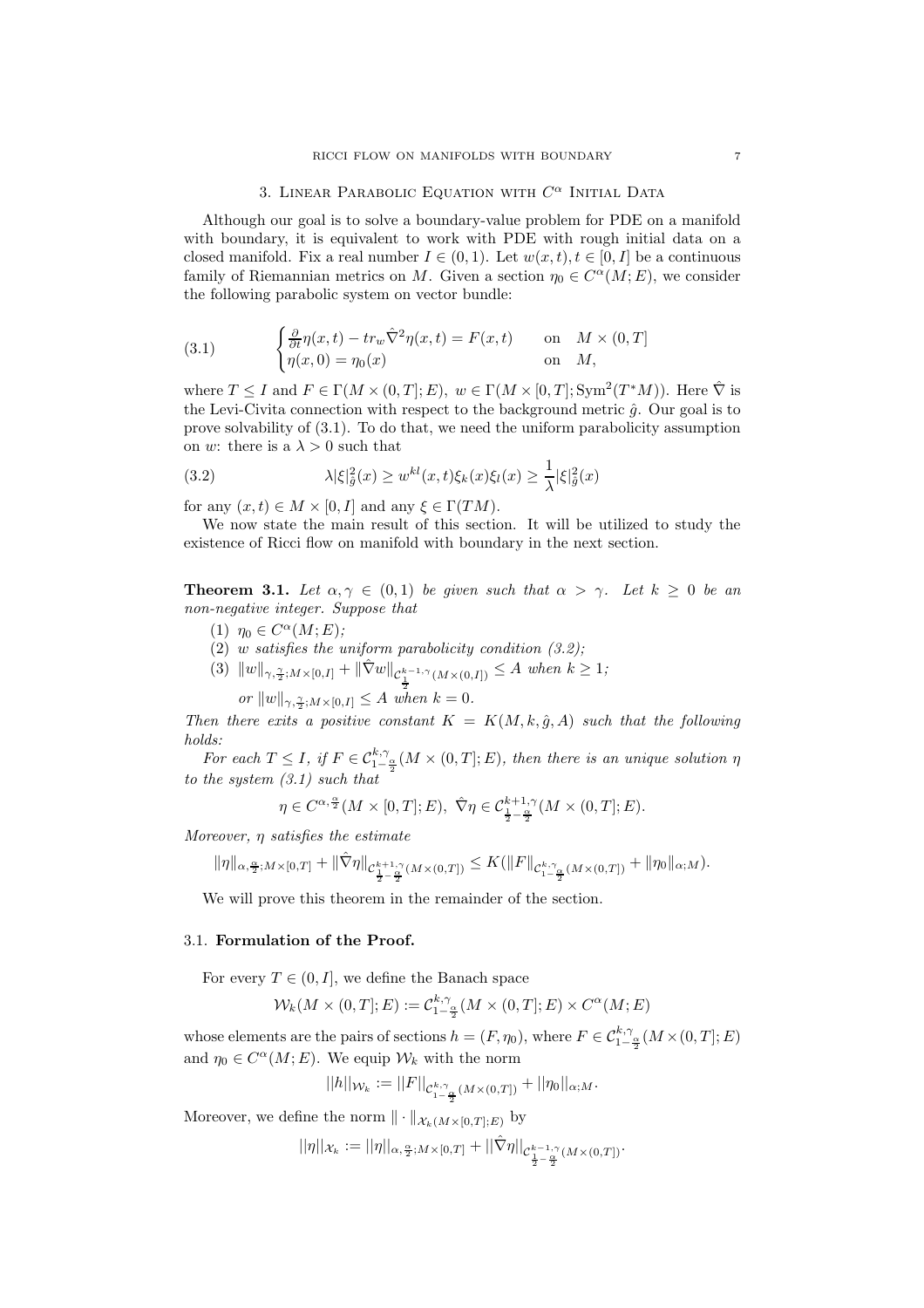## 3. Linear Parabolic Equation with $C^\alpha$ Initial Data

Although our goal is to solve a boundary-value problem for PDE on a manifold with boundary, it is equivalent to work with PDE with rough initial data on a closed manifold. Fix a real number $I \in (0,1)$. Let $w(x,t), t \in [0,I]$ be a continuous family of Riemannian metrics on $M$. Given a section $\eta_0 \in C^\alpha(M;E)$, we consider the following parabolic system on vector bundle:

$$
\begin{cases} \frac{\partial}{\partial t}\eta(x,t) - tr_w \hat{\nabla}^2 \eta(x,t) = F(x,t) & \text{on} \quad M \times (0,T] \\ \eta(x,0) = \eta_0(x) & \text{on} \quad M, \end{cases} \tag{3.1}
$$

where $T \leq I$ and $F \in \Gamma(M \times (0,T]; E)$, $w \in \Gamma(M \times [0,T]; \mathrm{Sym}^2(T^*M))$. Here $\hat{\nabla}$ is the Levi-Civita connection with respect to the background metric $\hat{g}$. Our goal is to prove solvability of (3.1). To do that, we need the uniform parabolicity assumption on $w$: there is a $\lambda > 0$ such that

$$
\lambda |\xi|^2_{\hat{g}}(x) \geq w^{kl}(x,t)\xi_k(x)\xi_l(x) \geq \frac{1}{\lambda}|\xi|^2_{\hat{g}}(x) \tag{3.2}
$$

for any $(x,t) \in M \times [0,I]$ and any $\xi \in \Gamma(TM)$.

We now state the main result of this section. It will be utilized to study the existence of Ricci flow on manifold with boundary in the next section.

**Theorem 3.1.** *Let $\alpha, \gamma \in (0,1)$ be given such that $\alpha > \gamma$. Let $k \geq 0$ be an non-negative integer. Suppose that*

1. *$\eta_0 \in C^\alpha(M;E)$;*
2. *$w$ satisfies the uniform parabolicity condition (3.2);*
3. *$\|w\|_{\gamma,\frac{\gamma}{2};M\times[0,I]} + \|\hat{\nabla} w\|_{\mathcal{C}^{k-1,\gamma}_{\frac{1}{2}}(M\times(0,I])} \leq A$ when $k \geq 1$;*

   *or $\|w\|_{\gamma,\frac{\gamma}{2};M\times[0,I]} \leq A$ when $k = 0$.*

*Then there exits a positive constant $K = K(M,k,\hat{g},A)$ such that the following holds:*

*For each $T \leq I$, if $F \in \mathcal{C}^{k,\gamma}_{1-\frac{\alpha}{2}}(M \times (0,T];E)$, then there is an unique solution $\eta$ to the system (3.1) such that*

$$
\eta \in C^{\alpha,\frac{\alpha}{2}}(M \times [0,T];E), \ \hat{\nabla}\eta \in \mathcal{C}^{k+1,\gamma}_{\frac{1}{2}-\frac{\alpha}{2}}(M \times (0,T];E).
$$

*Moreover, $\eta$ satisfies the estimate*

$$
\|\eta\|_{\alpha,\frac{\alpha}{2};M\times[0,T]} + \|\hat{\nabla}\eta\|_{\mathcal{C}^{k+1,\gamma}_{\frac{1}{2}-\frac{\alpha}{2}}(M\times(0,T])} \leq K(\|F\|_{\mathcal{C}^{k,\gamma}_{1-\frac{\alpha}{2}}(M\times(0,T])} + \|\eta_0\|_{\alpha;M}).
$$

We will prove this theorem in the remainder of the section.

### 3.1. Formulation of the Proof.

For every $T \in (0,I]$, we define the Banach space

$$
\mathcal{W}_k(M \times (0,T];E) := \mathcal{C}^{k,\gamma}_{1-\frac{\alpha}{2}}(M \times (0,T];E) \times C^\alpha(M;E)
$$

whose elements are the pairs of sections $h = (F, \eta_0)$, where $F \in \mathcal{C}^{k,\gamma}_{1-\frac{\alpha}{2}}(M \times (0,T];E)$ and $\eta_0 \in C^\alpha(M;E)$. We equip $\mathcal{W}_k$ with the norm

$$
||h||_{\mathcal{W}_k} := ||F||_{\mathcal{C}^{k,\gamma}_{1-\frac{\alpha}{2}}(M\times(0,T])} + ||\eta_0||_{\alpha;M}.
$$

Moreover, we define the norm $\|\cdot\|_{\mathcal{X}_k(M\times[0,T];E)}$ by

$$
||\eta||_{\mathcal{X}_k} := ||\eta||_{\alpha,\frac{\alpha}{2};M\times[0,T]} + ||\hat{\nabla}\eta||_{\mathcal{C}^{k-1,\gamma}_{\frac{1}{2}-\frac{\alpha}{2}}(M\times(0,T])}.
$$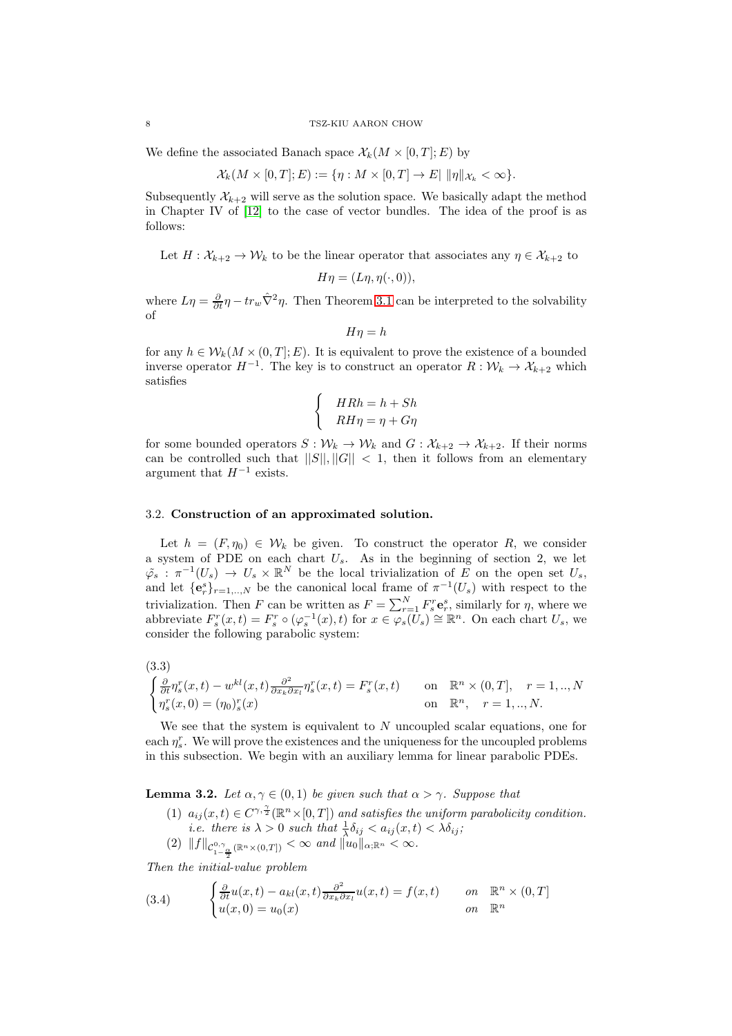We define the associated Banach space $\mathcal{X}_k(M \times [0,T]; E)$ by

$$\mathcal{X}_k(M \times [0,T]; E) := \{\eta : M \times [0,T] \to E | \ \|\eta\|_{\mathcal{X}_k} < \infty\}.$$

Subsequently $\mathcal{X}_{k+2}$ will serve as the solution space. We basically adapt the method in Chapter IV of [12] to the case of vector bundles. The idea of the proof is as follows:

Let $H : \mathcal{X}_{k+2} \to \mathcal{W}_k$ to be the linear operator that associates any $\eta \in \mathcal{X}_{k+2}$ to

$$H\eta = (L\eta, \eta(\cdot, 0)),$$

where $L\eta = \frac{\partial}{\partial t}\eta - tr_w \hat{\nabla}^2 \eta$. Then Theorem 3.1 can be interpreted to the solvability of

$$H\eta = h$$

for any $h \in \mathcal{W}_k(M \times (0,T]; E)$. It is equivalent to prove the existence of a bounded inverse operator $H^{-1}$. The key is to construct an operator $R : \mathcal{W}_k \to \mathcal{X}_{k+2}$ which satisfies

$$\begin{cases} HRh = h + Sh \\ RH\eta = \eta + G\eta \end{cases}$$

for some bounded operators $S : \mathcal{W}_k \to \mathcal{W}_k$ and $G : \mathcal{X}_{k+2} \to \mathcal{X}_{k+2}$. If their norms can be controlled such that $||S||, ||G|| < 1$, then it follows from an elementary argument that $H^{-1}$ exists.

### 3.2. Construction of an approximated solution.

Let $h = (F, \eta_0) \in \mathcal{W}_k$ be given. To construct the operator $R$, we consider a system of PDE on each chart $U_s$. As in the beginning of section 2, we let $\tilde{\varphi}_s : \pi^{-1}(U_s) \to U_s \times \mathbb{R}^N$ be the local trivialization of $E$ on the open set $U_s$, and let $\{\mathbf{e}^s_r\}_{r=1,..,N}$ be the canonical local frame of $\pi^{-1}(U_s)$ with respect to the trivialization. Then $F$ can be written as $F = \sum_{r=1}^N F^r_s \mathbf{e}^s_r$, similarly for $\eta$, where we abbreviate $F^r_s(x,t) = F^r_s \circ (\varphi_s^{-1}(x), t)$ for $x \in \varphi_s(U_s) \cong \mathbb{R}^n$. On each chart $U_s$, we consider the following parabolic system:

$$\begin{cases} \frac{\partial}{\partial t}\eta^r_s(x,t) - w^{kl}(x,t)\frac{\partial^2}{\partial x_k \partial x_l}\eta^r_s(x,t) = F^r_s(x,t) & \text{on} \quad \mathbb{R}^n \times (0,T], \quad r = 1,..,N \\ \eta^r_s(x,0) = (\eta_0)^r_s(x) & \text{on} \quad \mathbb{R}^n, \quad r = 1,..,N. \end{cases} \tag{3.3}$$

We see that the system is equivalent to $N$ uncoupled scalar equations, one for each $\eta^r_s$. We will prove the existences and the uniqueness for the uncoupled problems in this subsection. We begin with an auxiliary lemma for linear parabolic PDEs.

**Lemma 3.2.** *Let $\alpha, \gamma \in (0,1)$ be given such that $\alpha > \gamma$. Suppose that*

1. *$a_{ij}(x,t) \in C^{\gamma, \frac{\gamma}{2}}(\mathbb{R}^n \times [0,T])$ and satisfies the uniform parabolicity condition. i.e. there is $\lambda > 0$ such that $\frac{1}{\lambda}\delta_{ij} < a_{ij}(x,t) < \lambda\delta_{ij}$;*
2. *$\|f\|_{\mathcal{C}^{0,\gamma}_{1-\frac{\alpha}{2}}(\mathbb{R}^n \times (0,T])} < \infty$ and $\|u_0\|_{\alpha;\mathbb{R}^n} < \infty$.*

*Then the initial-value problem*

$$\begin{cases} \frac{\partial}{\partial t}u(x,t) - a_{kl}(x,t)\frac{\partial^2}{\partial x_k \partial x_l}u(x,t) = f(x,t) & on \quad \mathbb{R}^n \times (0,T] \\ u(x,0) = u_0(x) & on \quad \mathbb{R}^n \end{cases} \tag{3.4}$$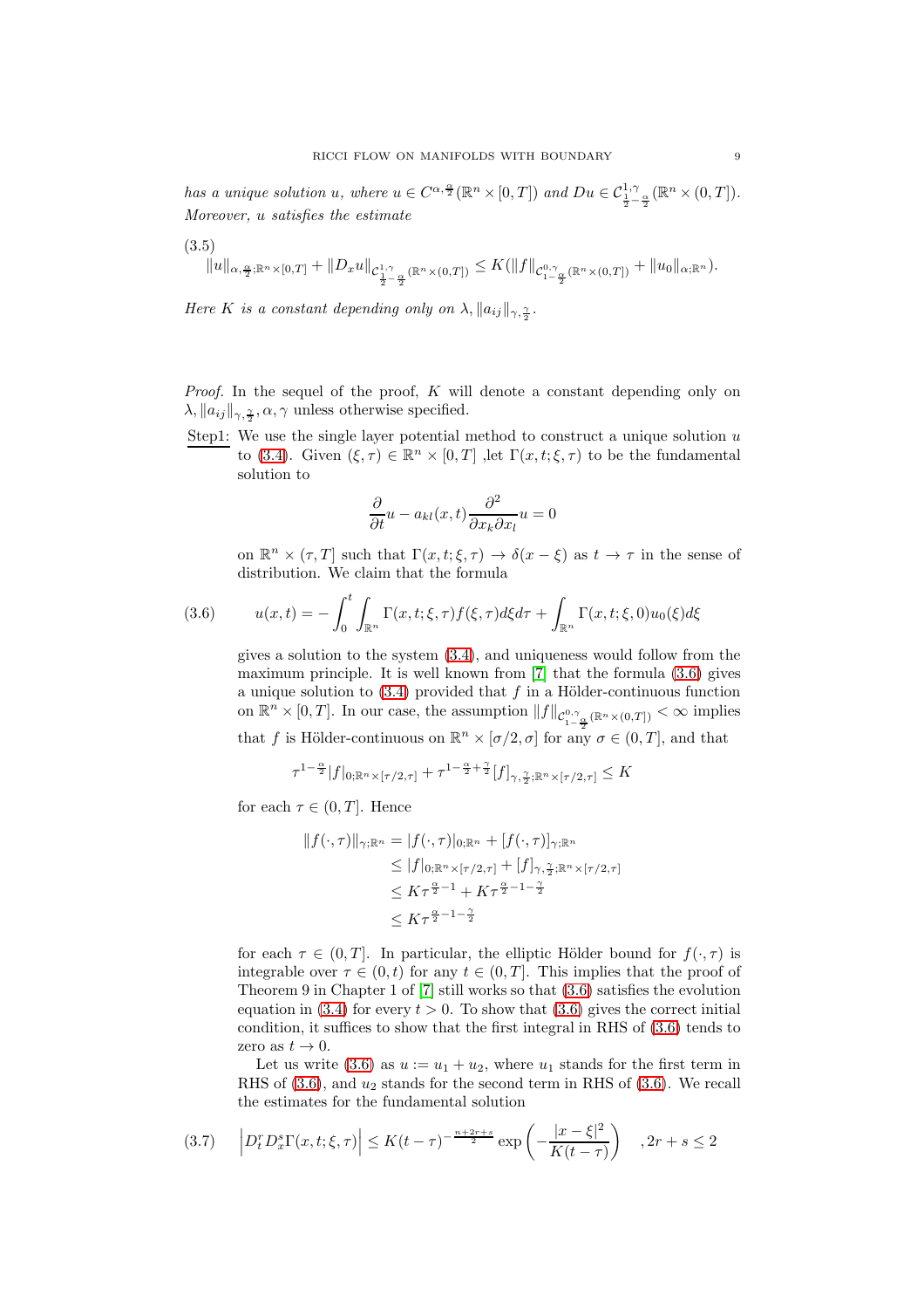*has a unique solution $u$, where $u \in C^{\alpha,\frac{\alpha}{2}}(\mathbb{R}^n \times [0,T])$ and $Du \in \mathcal{C}^{1,\gamma}_{\frac{1}{2}-\frac{\alpha}{2}}(\mathbb{R}^n \times (0,T])$. Moreover, $u$ satisfies the estimate*

(3.5)
$$\|u\|_{\alpha,\frac{\alpha}{2};\mathbb{R}^n\times[0,T]} + \|D_x u\|_{\mathcal{C}^{1,\gamma}_{\frac{1}{2}-\frac{\alpha}{2}}(\mathbb{R}^n\times(0,T])} \le K(\|f\|_{\mathcal{C}^{0,\gamma}_{1-\frac{\alpha}{2}}(\mathbb{R}^n\times(0,T])} + \|u_0\|_{\alpha;\mathbb{R}^n}).$$

*Here $K$ is a constant depending only on $\lambda, \|a_{ij}\|_{\gamma,\frac{\gamma}{2}}$.*

*Proof.* In the sequel of the proof, $K$ will denote a constant depending only on $\lambda, \|a_{ij}\|_{\gamma,\frac{\gamma}{2}}, \alpha, \gamma$ unless otherwise specified.

Step1: We use the single layer potential method to construct a unique solution $u$ to (3.4). Given $(\xi,\tau) \in \mathbb{R}^n \times [0,T]$ ,let $\Gamma(x,t;\xi,\tau)$ to be the fundamental solution to

$$\frac{\partial}{\partial t}u - a_{kl}(x,t)\frac{\partial^2}{\partial x_k \partial x_l}u = 0$$

on $\mathbb{R}^n \times (\tau, T]$ such that $\Gamma(x,t;\xi,\tau) \to \delta(x-\xi)$ as $t \to \tau$ in the sense of distribution. We claim that the formula

$$u(x,t) = -\int_0^t \int_{\mathbb{R}^n} \Gamma(x,t;\xi,\tau) f(\xi,\tau) d\xi d\tau + \int_{\mathbb{R}^n} \Gamma(x,t;\xi,0) u_0(\xi) d\xi \tag{3.6}$$

gives a solution to the system (3.4), and uniqueness would follow from the maximum principle. It is well known from [7] that the formula (3.6) gives a unique solution to (3.4) provided that $f$ in a Hölder-continuous function on $\mathbb{R}^n \times [0,T]$. In our case, the assumption $\|f\|_{\mathcal{C}^{0,\gamma}_{1-\frac{\alpha}{2}}(\mathbb{R}^n\times(0,T])} < \infty$ implies that $f$ is Hölder-continuous on $\mathbb{R}^n \times [\sigma/2, \sigma]$ for any $\sigma \in (0,T]$, and that

$$\tau^{1-\frac{\alpha}{2}}|f|_{0;\mathbb{R}^n\times[\tau/2,\tau]} + \tau^{1-\frac{\alpha}{2}+\frac{\gamma}{2}}[f]_{\gamma,\frac{\gamma}{2};\mathbb{R}^n\times[\tau/2,\tau]} \le K$$

for each $\tau \in (0,T]$. Hence

$$\begin{aligned}
\|f(\cdot,\tau)\|_{\gamma;\mathbb{R}^n} &= |f(\cdot,\tau)|_{0;\mathbb{R}^n} + [f(\cdot,\tau)]_{\gamma;\mathbb{R}^n} \\
&\le |f|_{0;\mathbb{R}^n\times[\tau/2,\tau]} + [f]_{\gamma,\frac{\gamma}{2};\mathbb{R}^n\times[\tau/2,\tau]} \\
&\le K\tau^{\frac{\alpha}{2}-1} + K\tau^{\frac{\alpha}{2}-1-\frac{\gamma}{2}} \\
&\le K\tau^{\frac{\alpha}{2}-1-\frac{\gamma}{2}}
\end{aligned}$$

for each $\tau \in (0,T]$. In particular, the elliptic Hölder bound for $f(\cdot,\tau)$ is integrable over $\tau \in (0,t)$ for any $t \in (0,T]$. This implies that the proof of Theorem 9 in Chapter 1 of [7] still works so that (3.6) satisfies the evolution equation in (3.4) for every $t > 0$. To show that (3.6) gives the correct initial condition, it suffices to show that the first integral in RHS of (3.6) tends to zero as $t \to 0$.

Let us write (3.6) as $u := u_1 + u_2$, where $u_1$ stands for the first term in RHS of (3.6), and $u_2$ stands for the second term in RHS of (3.6). We recall the estimates for the fundamental solution

$$\left|D_t^r D_x^s \Gamma(x,t;\xi,\tau)\right| \le K(t-\tau)^{-\frac{n+2r+s}{2}} \exp\left(-\frac{|x-\xi|^2}{K(t-\tau)}\right) \quad ,2r+s \le 2 \tag{3.7}$$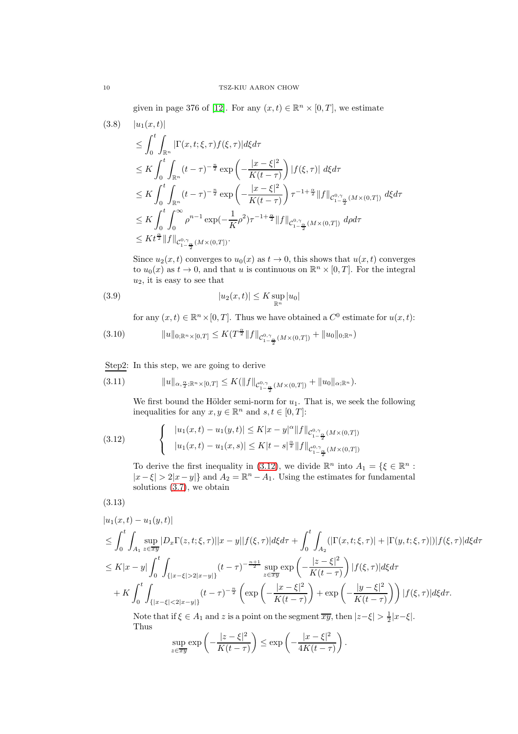given in page 376 of [12]. For any $(x,t) \in \mathbb{R}^n \times [0,T]$, we estimate

$$
\begin{aligned}
(3.8)\quad & |u_1(x,t)| \\
&\leq \int_0^t \int_{\mathbb{R}^n} |\Gamma(x,t;\xi,\tau) f(\xi,\tau)| d\xi d\tau \\
&\leq K \int_0^t \int_{\mathbb{R}^n} (t-\tau)^{-\frac{n}{2}} \exp\left(-\frac{|x-\xi|^2}{K(t-\tau)}\right) |f(\xi,\tau)| \, d\xi d\tau \\
&\leq K \int_0^t \int_{\mathbb{R}^n} (t-\tau)^{-\frac{n}{2}} \exp\left(-\frac{|x-\xi|^2}{K(t-\tau)}\right) \tau^{-1+\frac{\alpha}{2}} \|f\|_{\mathcal{C}^{0,\gamma}_{1-\frac{\alpha}{2}}(M\times(0,T])} \, d\xi d\tau \\
&\leq K \int_0^t \int_0^\infty \rho^{n-1} \exp(-\frac{1}{K}\rho^2) \tau^{-1+\frac{\alpha}{2}} \|f\|_{\mathcal{C}^{0,\gamma}_{1-\frac{\alpha}{2}}(M\times(0,T])} \, d\rho d\tau \\
&\leq K t^{\frac{\alpha}{2}} \|f\|_{\mathcal{C}^{0,\gamma}_{1-\frac{\alpha}{2}}(M\times(0,T])}.
\end{aligned}
$$

Since $u_2(x,t)$ converges to $u_0(x)$ as $t \to 0$, this shows that $u(x,t)$ converges to $u_0(x)$ as $t \to 0$, and that $u$ is continuous on $\mathbb{R}^n \times [0,T]$. For the integral $u_2$, it is easy to see that

$$
|u_2(x,t)| \leq K \sup_{\mathbb{R}^n} |u_0| \tag{3.9}
$$

for any $(x,t) \in \mathbb{R}^n \times [0,T]$. Thus we have obtained a $C^0$ estimate for $u(x,t)$:

$$
\|u\|_{0;\mathbb{R}^n\times[0,T]} \leq K(T^{\frac{\alpha}{2}} \|f\|_{\mathcal{C}^{0,\gamma}_{1-\frac{\alpha}{2}}(M\times(0,T])} + \|u_0\|_{0;\mathbb{R}^n}) \tag{3.10}
$$

Step2: In this step, we are going to derive

$$
\|u\|_{\alpha,\frac{\alpha}{2};\mathbb{R}^n\times[0,T]} \leq K(\|f\|_{\mathcal{C}^{0,\gamma}_{1-\frac{\alpha}{2}}(M\times(0,T])} + \|u_0\|_{\alpha;\mathbb{R}^n}). \tag{3.11}
$$

We first bound the Hölder semi-norm for $u_1$. That is, we seek the following inequalities for any $x, y \in \mathbb{R}^n$ and $s, t \in [0,T]$:

$$
\begin{cases}
|u_1(x,t) - u_1(y,t)| \leq K|x-y|^\alpha \|f\|_{\mathcal{C}^{0,\gamma}_{1-\frac{\alpha}{2}}(M\times(0,T])} \\
|u_1(x,t) - u_1(x,s)| \leq K|t-s|^{\frac{\alpha}{2}} \|f\|_{\mathcal{C}^{0,\gamma}_{1-\frac{\alpha}{2}}(M\times(0,T])}
\end{cases} \tag{3.12}
$$

To derive the first inequality in (3.12), we divide $\mathbb{R}^n$ into $A_1 = \{\xi \in \mathbb{R}^n : |x-\xi| > 2|x-y|\}$ and $A_2 = \mathbb{R}^n - A_1$. Using the estimates for fundamental solutions (3.7), we obtain

$$
\begin{aligned}
(3.13)\quad & |u_1(x,t) - u_1(y,t)| \\
&\leq \int_0^t \int_{A_1} \sup_{z\in\overline{xy}} |D_x\Gamma(z,t;\xi,\tau)||x-y||f(\xi,\tau)| d\xi d\tau + \int_0^t \int_{A_2} (|\Gamma(x,t;\xi,\tau)| + |\Gamma(y,t;\xi,\tau)|)|f(\xi,\tau)| d\xi d\tau \\
&\leq K|x-y| \int_0^t \int_{\{|x-\xi|>2|x-y|\}} (t-\tau)^{-\frac{n+1}{2}} \sup_{z\in\overline{xy}} \exp\left(-\frac{|z-\xi|^2}{K(t-\tau)}\right) |f(\xi,\tau)| d\xi d\tau \\
&\quad + K \int_0^t \int_{\{|x-\xi|<2|x-y|\}} (t-\tau)^{-\frac{n}{2}} \left(\exp\left(-\frac{|x-\xi|^2}{K(t-\tau)}\right) + \exp\left(-\frac{|y-\xi|^2}{K(t-\tau)}\right)\right) |f(\xi,\tau)| d\xi d\tau.
\end{aligned}
$$

Note that if $\xi \in A_1$ and $z$ is a point on the segment $\overline{xy}$, then $|z-\xi| > \frac{1}{2}|x-\xi|$. Thus

$$
\sup_{z\in\overline{xy}} \exp\left(-\frac{|z-\xi|^2}{K(t-\tau)}\right) \leq \exp\left(-\frac{|x-\xi|^2}{4K(t-\tau)}\right).
$$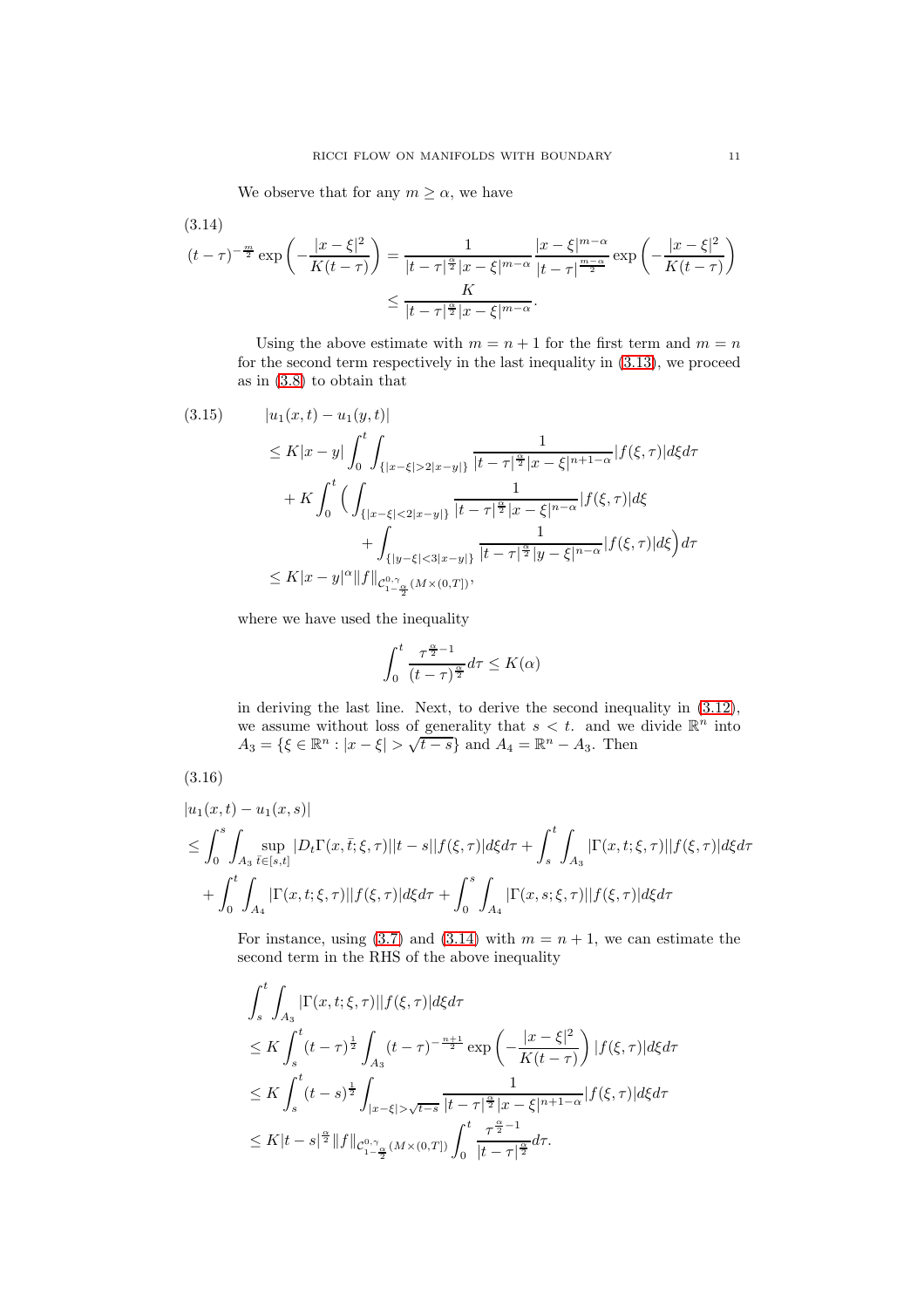We observe that for any $m \geq \alpha$, we have

(3.14)

$$
(t-\tau)^{-\frac{m}{2}} \exp\left(-\frac{|x-\xi|^2}{K(t-\tau)}\right) = \frac{1}{|t-\tau|^{\frac{\alpha}{2}}|x-\xi|^{m-\alpha}} \frac{|x-\xi|^{m-\alpha}}{|t-\tau|^{\frac{m-\alpha}{2}}} \exp\left(-\frac{|x-\xi|^2}{K(t-\tau)}\right)
$$

$$
\leq \frac{K}{|t-\tau|^{\frac{\alpha}{2}}|x-\xi|^{m-\alpha}}.
$$

Using the above estimate with $m = n+1$ for the first term and $m = n$ for the second term respectively in the last inequality in (3.13), we proceed as in (3.8) to obtain that

$$
\begin{aligned}
(3.15) \qquad & |u_1(x,t) - u_1(y,t)| \\
& \leq K|x-y| \int_0^t \int_{\{|x-\xi|>2|x-y|\}} \frac{1}{|t-\tau|^{\frac{\alpha}{2}}|x-\xi|^{n+1-\alpha}} |f(\xi,\tau)| d\xi d\tau \\
& \quad + K\int_0^t \Big( \int_{\{|x-\xi|<2|x-y|\}} \frac{1}{|t-\tau|^{\frac{\alpha}{2}}|x-\xi|^{n-\alpha}} |f(\xi,\tau)| d\xi \\
& \qquad\qquad + \int_{\{|y-\xi|<3|x-y|\}} \frac{1}{|t-\tau|^{\frac{\alpha}{2}}|y-\xi|^{n-\alpha}} |f(\xi,\tau)| d\xi \Big) d\tau \\
& \leq K|x-y|^{\alpha} \|f\|_{\mathcal{C}^{0,\gamma}_{1-\frac{\alpha}{2}}(M\times(0,T])},
\end{aligned}
$$

where we have used the inequality

$$
\int_0^t \frac{\tau^{\frac{\alpha}{2}-1}}{(t-\tau)^{\frac{\alpha}{2}}} d\tau \leq K(\alpha)
$$

in deriving the last line. Next, to derive the second inequality in (3.12), we assume without loss of generality that $s < t$. and we divide $\mathbb{R}^n$ into $A_3 = \{\xi \in \mathbb{R}^n : |x-\xi| > \sqrt{t-s}\}$ and $A_4 = \mathbb{R}^n - A_3$. Then

(3.16)

$$
\begin{aligned}
& |u_1(x,t) - u_1(x,s)| \\
& \leq \int_0^s \int_{A_3} \sup_{\bar{t}\in[s,t]} |D_t\Gamma(x,\bar{t};\xi,\tau)||t-s||f(\xi,\tau)| d\xi d\tau + \int_s^t \int_{A_3} |\Gamma(x,t;\xi,\tau)||f(\xi,\tau)| d\xi d\tau \\
& \quad + \int_0^t \int_{A_4} |\Gamma(x,t;\xi,\tau)||f(\xi,\tau)| d\xi d\tau + \int_0^s \int_{A_4} |\Gamma(x,s;\xi,\tau)||f(\xi,\tau)| d\xi d\tau
\end{aligned}
$$

For instance, using (3.7) and (3.14) with $m = n+1$, we can estimate the second term in the RHS of the above inequality

$$
\begin{aligned}
& \int_s^t \int_{A_3} |\Gamma(x,t;\xi,\tau)||f(\xi,\tau)| d\xi d\tau \\
& \leq K\int_s^t (t-\tau)^{\frac{1}{2}} \int_{A_3} (t-\tau)^{-\frac{n+1}{2}} \exp\left(-\frac{|x-\xi|^2}{K(t-\tau)}\right) |f(\xi,\tau)| d\xi d\tau \\
& \leq K\int_s^t (t-s)^{\frac{1}{2}} \int_{|x-\xi|>\sqrt{t-s}} \frac{1}{|t-\tau|^{\frac{\alpha}{2}}|x-\xi|^{n+1-\alpha}} |f(\xi,\tau)| d\xi d\tau \\
& \leq K|t-s|^{\frac{\alpha}{2}} \|f\|_{\mathcal{C}^{0,\gamma}_{1-\frac{\alpha}{2}}(M\times(0,T])} \int_0^t \frac{\tau^{\frac{\alpha}{2}-1}}{|t-\tau|^{\frac{\alpha}{2}}} d\tau.
\end{aligned}
$$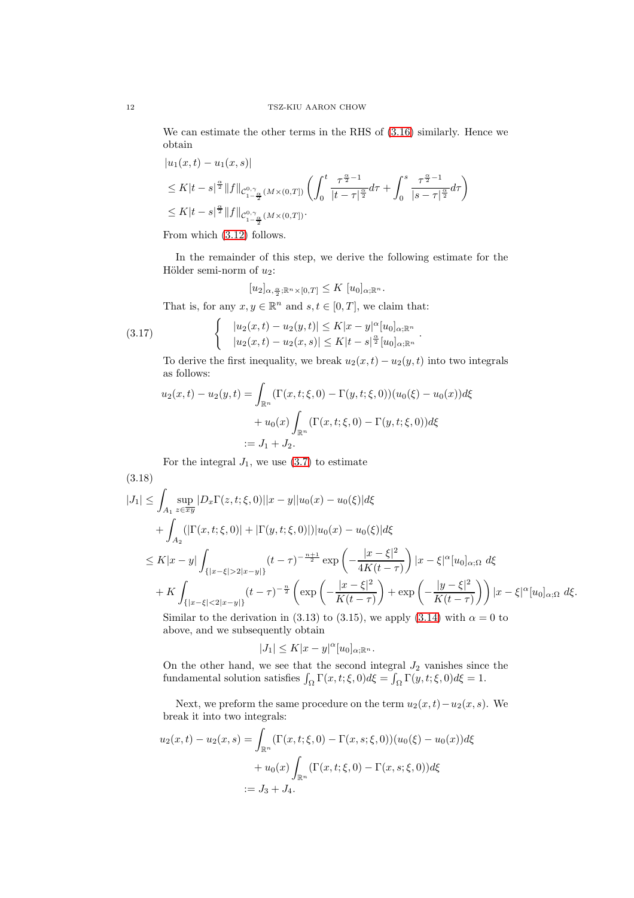We can estimate the other terms in the RHS of (3.16) similarly. Hence we obtain

$$
\begin{aligned}
&|u_1(x,t) - u_1(x,s)| \\
&\leq K|t-s|^{\frac{\alpha}{2}} \|f\|_{\mathcal{C}^{0,\gamma}_{1-\frac{\alpha}{2}}(M\times(0,T])} \left( \int_0^t \frac{\tau^{\frac{\alpha}{2}-1}}{|t-\tau|^{\frac{\alpha}{2}}} d\tau + \int_0^s \frac{\tau^{\frac{\alpha}{2}-1}}{|s-\tau|^{\frac{\alpha}{2}}} d\tau \right) \\
&\leq K|t-s|^{\frac{\alpha}{2}} \|f\|_{\mathcal{C}^{0,\gamma}_{1-\frac{\alpha}{2}}(M\times(0,T])}.
\end{aligned}
$$

From which (3.12) follows.

In the remainder of this step, we derive the following estimate for the Hölder semi-norm of $u_2$:

$$
[u_2]_{\alpha,\frac{\alpha}{2};\mathbb{R}^n\times[0,T]} \leq K\,[u_0]_{\alpha;\mathbb{R}^n}.
$$

That is, for any $x, y \in \mathbb{R}^n$ and $s, t \in [0,T]$, we claim that:

$$
\left\{
\begin{array}{l}
|u_2(x,t) - u_2(y,t)| \leq K|x-y|^\alpha [u_0]_{\alpha;\mathbb{R}^n} \\
|u_2(x,t) - u_2(x,s)| \leq K|t-s|^{\frac{\alpha}{2}} [u_0]_{\alpha;\mathbb{R}^n}
\end{array}
\right. . \tag{3.17}
$$

To derive the first inequality, we break $u_2(x,t) - u_2(y,t)$ into two integrals as follows:

$$
\begin{aligned}
u_2(x,t) - u_2(y,t) &= \int_{\mathbb{R}^n} (\Gamma(x,t;\xi,0) - \Gamma(y,t;\xi,0))(u_0(\xi) - u_0(x)) d\xi \\
&\quad + u_0(x) \int_{\mathbb{R}^n} (\Gamma(x,t;\xi,0) - \Gamma(y,t;\xi,0)) d\xi \\
&:= J_1 + J_2.
\end{aligned}
$$

For the integral $J_1$, we use (3.7) to estimate

$$
\begin{aligned}
|J_1| &\leq \int_{A_1} \sup_{z\in\overline{xy}} |D_x\Gamma(z,t;\xi,0)||x-y||u_0(x) - u_0(\xi)| d\xi \\
&\quad + \int_{A_2} (|\Gamma(x,t;\xi,0)| + |\Gamma(y,t;\xi,0)|)|u_0(x) - u_0(\xi)| d\xi \\
&\leq K|x-y| \int_{\{|x-\xi|>2|x-y|\}} (t-\tau)^{-\frac{n+1}{2}} \exp\left(-\frac{|x-\xi|^2}{4K(t-\tau)}\right) |x-\xi|^\alpha [u_0]_{\alpha;\Omega}\; d\xi \\
&\quad + K \int_{\{|x-\xi|<2|x-y|\}} (t-\tau)^{-\frac{n}{2}} \left( \exp\left(-\frac{|x-\xi|^2}{K(t-\tau)}\right) + \exp\left(-\frac{|y-\xi|^2}{K(t-\tau)}\right) \right) |x-\xi|^\alpha [u_0]_{\alpha;\Omega}\; d\xi.
\end{aligned}
\tag{3.18}
$$

Similar to the derivation in (3.13) to (3.15), we apply (3.14) with $\alpha = 0$ to above, and we subsequently obtain

$$
|J_1| \leq K|x-y|^\alpha [u_0]_{\alpha;\mathbb{R}^n}.
$$

On the other hand, we see that the second integral $J_2$ vanishes since the fundamental solution satisfies $\int_\Omega \Gamma(x,t;\xi,0)d\xi = \int_\Omega \Gamma(y,t;\xi,0)d\xi = 1$.

Next, we preform the same procedure on the term $u_2(x,t) - u_2(x,s)$. We break it into two integrals:

$$
\begin{aligned}
u_2(x,t) - u_2(x,s) &= \int_{\mathbb{R}^n} (\Gamma(x,t;\xi,0) - \Gamma(x,s;\xi,0))(u_0(\xi) - u_0(x)) d\xi \\
&\quad + u_0(x) \int_{\mathbb{R}^n} (\Gamma(x,t;\xi,0) - \Gamma(x,s;\xi,0)) d\xi \\
&:= J_3 + J_4.
\end{aligned}
$$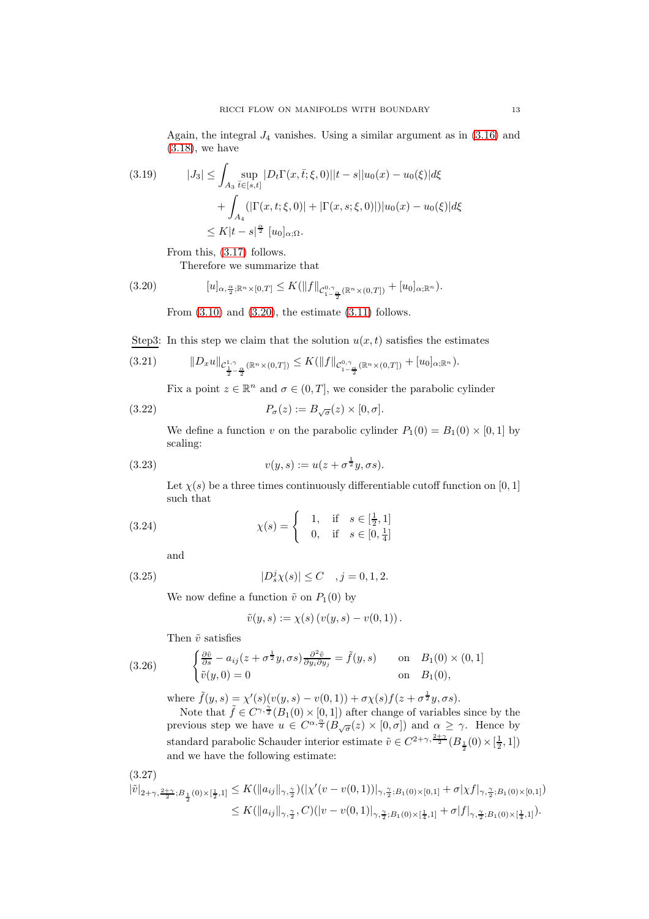Again, the integral $J_4$ vanishes. Using a similar argument as in (3.16) and (3.18), we have

$$
\begin{aligned}
|J_3| &\leq \int_{A_3} \sup_{\bar{t}\in[s,t]} |D_t\Gamma(x,\bar{t};\xi,0)||t-s||u_0(x)-u_0(\xi)|d\xi \\
&\quad + \int_{A_4} (|\Gamma(x,t;\xi,0)| + |\Gamma(x,s;\xi,0)|)|u_0(x)-u_0(\xi)|d\xi \\
&\leq K|t-s|^{\frac{\alpha}{2}} [u_0]_{\alpha;\Omega}.
\end{aligned} \tag{3.19}
$$

From this, (3.17) follows.

Therefore we summarize that

$$
[u]_{\alpha,\frac{\alpha}{2};\mathbb{R}^n\times[0,T]} \leq K(\|f\|_{\mathcal{C}^{0,\gamma}_{1-\frac{\alpha}{2}}(\mathbb{R}^n\times(0,T])} + [u_0]_{\alpha;\mathbb{R}^n}). \tag{3.20}
$$

From (3.10) and (3.20), the estimate (3.11) follows.

Step3: In this step we claim that the solution $u(x,t)$ satisfies the estimates

$$
\|D_x u\|_{\mathcal{C}^{1,\gamma}_{\frac{1}{2}-\frac{\alpha}{2}}(\mathbb{R}^n\times(0,T])} \leq K(\|f\|_{\mathcal{C}^{0,\gamma}_{1-\frac{\alpha}{2}}(\mathbb{R}^n\times(0,T])} + [u_0]_{\alpha;\mathbb{R}^n}). \tag{3.21}
$$

Fix a point $z\in\mathbb{R}^n$ and $\sigma\in(0,T]$, we consider the parabolic cylinder

$$
P_\sigma(z) := B_{\sqrt{\sigma}}(z)\times[0,\sigma]. \tag{3.22}
$$

We define a function $v$ on the parabolic cylinder $P_1(0) = B_1(0)\times[0,1]$ by scaling:

$$
v(y,s) := u(z+\sigma^{\frac{1}{2}}y, \sigma s). \tag{3.23}
$$

Let $\chi(s)$ be a three times continuously differentiable cutoff function on $[0,1]$ such that

$$
\chi(s) = \begin{cases} 1, & \text{if} \quad s\in[\frac{1}{2},1] \\ 0, & \text{if} \quad s\in[0,\frac{1}{4}] \end{cases} \tag{3.24}
$$

and

$$
|D_s^j\chi(s)| \leq C \quad , j=0,1,2. \tag{3.25}
$$

We now define a function $\tilde{v}$ on $P_1(0)$ by

$$
\tilde{v}(y,s) := \chi(s)\left(v(y,s)-v(0,1)\right).
$$

Then $\tilde{v}$ satisfies

$$
\begin{cases} \frac{\partial\tilde{v}}{\partial s} - a_{ij}(z+\sigma^{\frac{1}{2}}y,\sigma s)\frac{\partial^2\tilde{v}}{\partial y_i\partial y_j} = \tilde{f}(y,s) & \text{on} \quad B_1(0)\times(0,1] \\ \tilde{v}(y,0)=0 & \text{on} \quad B_1(0), \end{cases} \tag{3.26}
$$

where $\tilde{f}(y,s) = \chi'(s)(v(y,s)-v(0,1)) + \sigma\chi(s)f(z+\sigma^{\frac{1}{2}}y,\sigma s)$.

Note that $\tilde{f}\in C^{\gamma,\frac{\gamma}{2}}(B_1(0)\times[0,1])$ after change of variables since by the previous step we have $u\in C^{\alpha,\frac{\alpha}{2}}(B_{\sqrt{\sigma}}(z)\times[0,\sigma])$ and $\alpha\geq\gamma$. Hence by standard parabolic Schauder interior estimate $\tilde{v}\in C^{2+\gamma,\frac{2+\gamma}{2}}(B_{\frac{1}{2}}(0)\times[\frac{1}{2},1])$ and we have the following estimate:

$$
\begin{aligned}
|\tilde{v}|_{2+\gamma,\frac{2+\gamma}{2};B_{\frac{1}{2}}(0)\times[\frac{1}{2},1]} &\leq K(\|a_{ij}\|_{\gamma,\frac{\gamma}{2}})(|\chi'(v-v(0,1))|_{\gamma,\frac{\gamma}{2};B_1(0)\times[0,1]} + \sigma|\chi f|_{\gamma,\frac{\gamma}{2};B_1(0)\times[0,1]}) \\
&\leq K(\|a_{ij}\|_{\gamma,\frac{\gamma}{2}},C)(|v-v(0,1)|_{\gamma,\frac{\gamma}{2};B_1(0)\times[\frac{1}{4},1]} + \sigma|f|_{\gamma,\frac{\gamma}{2};B_1(0)\times[\frac{1}{4},1]}).
\end{aligned} \tag{3.27}
$$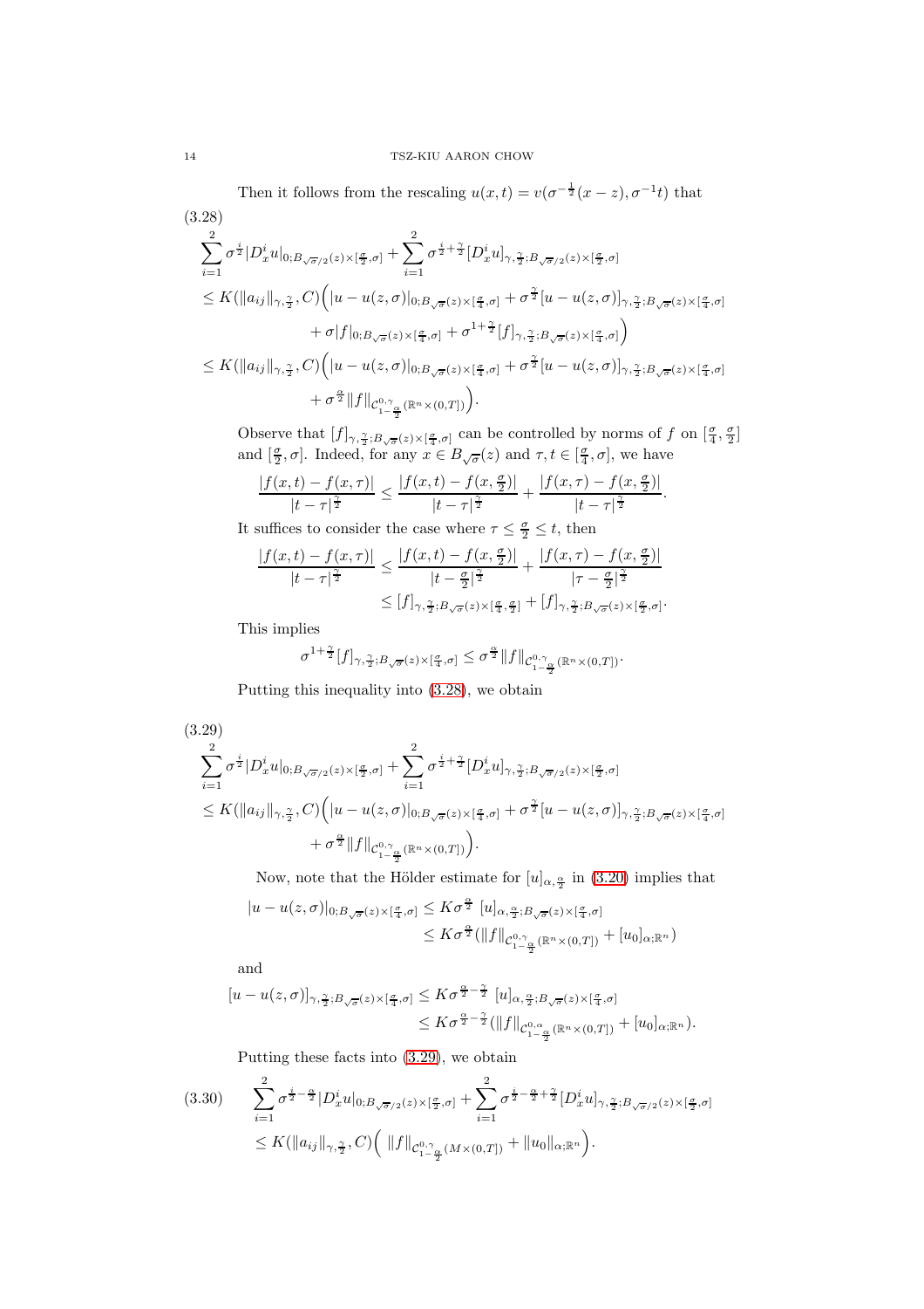Then it follows from the rescaling $u(x,t) = v(\sigma^{-\frac{1}{2}}(x-z), \sigma^{-1}t)$ that

$$
\begin{aligned}
&\sum_{i=1}^{2} \sigma^{\frac{i}{2}} |D_x^i u|_{0;B_{\sqrt{\sigma}/2}(z)\times[\frac{\sigma}{2},\sigma]} + \sum_{i=1}^{2} \sigma^{\frac{i}{2}+\frac{\gamma}{2}} [D_x^i u]_{\gamma,\frac{\gamma}{2};B_{\sqrt{\sigma}/2}(z)\times[\frac{\sigma}{2},\sigma]} \\
&\leq K(\|a_{ij}\|_{\gamma,\frac{\gamma}{2}}, C)\Big( |u-u(z,\sigma)|_{0;B_{\sqrt{\sigma}}(z)\times[\frac{\sigma}{4},\sigma]} + \sigma^{\frac{\gamma}{2}}[u-u(z,\sigma)]_{\gamma,\frac{\gamma}{2};B_{\sqrt{\sigma}}(z)\times[\frac{\sigma}{4},\sigma]} \\
&\qquad + \sigma |f|_{0;B_{\sqrt{\sigma}}(z)\times[\frac{\sigma}{4},\sigma]} + \sigma^{1+\frac{\gamma}{2}}[f]_{\gamma,\frac{\gamma}{2};B_{\sqrt{\sigma}}(z)\times[\frac{\sigma}{4},\sigma]}\Big) \\
&\leq K(\|a_{ij}\|_{\gamma,\frac{\gamma}{2}}, C)\Big( |u-u(z,\sigma)|_{0;B_{\sqrt{\sigma}}(z)\times[\frac{\sigma}{4},\sigma]} + \sigma^{\frac{\gamma}{2}}[u-u(z,\sigma)]_{\gamma,\frac{\gamma}{2};B_{\sqrt{\sigma}}(z)\times[\frac{\sigma}{4},\sigma]} \\
&\qquad + \sigma^{\frac{\alpha}{2}} \|f\|_{\mathcal{C}^{0,\gamma}_{1-\frac{\alpha}{2}}(\mathbb{R}^n\times(0,T])}\Big).
\end{aligned} \tag{3.28}
$$

Observe that $[f]_{\gamma,\frac{\gamma}{2};B_{\sqrt{\sigma}}(z)\times[\frac{\sigma}{4},\sigma]}$ can be controlled by norms of $f$ on $[\frac{\sigma}{4},\frac{\sigma}{2}]$ and $[\frac{\sigma}{2},\sigma]$. Indeed, for any $x\in B_{\sqrt{\sigma}}(z)$ and $\tau, t\in[\frac{\sigma}{4},\sigma]$, we have

$$
\frac{|f(x,t)-f(x,\tau)|}{|t-\tau|^{\frac{\gamma}{2}}} \leq \frac{|f(x,t)-f(x,\frac{\sigma}{2})|}{|t-\tau|^{\frac{\gamma}{2}}} + \frac{|f(x,\tau)-f(x,\frac{\sigma}{2})|}{|t-\tau|^{\frac{\gamma}{2}}}.
$$

It suffices to consider the case where $\tau \leq \frac{\sigma}{2} \leq t$, then

$$
\begin{aligned}
\frac{|f(x,t)-f(x,\tau)|}{|t-\tau|^{\frac{\gamma}{2}}} &\leq \frac{|f(x,t)-f(x,\frac{\sigma}{2})|}{|t-\frac{\sigma}{2}|^{\frac{\gamma}{2}}} + \frac{|f(x,\tau)-f(x,\frac{\sigma}{2})|}{|\tau-\frac{\sigma}{2}|^{\frac{\gamma}{2}}} \\
&\leq [f]_{\gamma,\frac{\gamma}{2};B_{\sqrt{\sigma}}(z)\times[\frac{\sigma}{4},\frac{\sigma}{2}]} + [f]_{\gamma,\frac{\gamma}{2};B_{\sqrt{\sigma}}(z)\times[\frac{\sigma}{2},\sigma]}.
\end{aligned}
$$

This implies

$$
\sigma^{1+\frac{\gamma}{2}}[f]_{\gamma,\frac{\gamma}{2};B_{\sqrt{\sigma}}(z)\times[\frac{\sigma}{4},\sigma]} \leq \sigma^{\frac{\alpha}{2}}\|f\|_{\mathcal{C}^{0,\gamma}_{1-\frac{\alpha}{2}}(\mathbb{R}^n\times(0,T])}.
$$

Putting this inequality into (3.28), we obtain

$$
\begin{aligned}
&\sum_{i=1}^{2} \sigma^{\frac{i}{2}} |D_x^i u|_{0;B_{\sqrt{\sigma}/2}(z)\times[\frac{\sigma}{2},\sigma]} + \sum_{i=1}^{2} \sigma^{\frac{i}{2}+\frac{\gamma}{2}} [D_x^i u]_{\gamma,\frac{\gamma}{2};B_{\sqrt{\sigma}/2}(z)\times[\frac{\sigma}{2},\sigma]} \\
&\leq K(\|a_{ij}\|_{\gamma,\frac{\gamma}{2}}, C)\Big( |u-u(z,\sigma)|_{0;B_{\sqrt{\sigma}}(z)\times[\frac{\sigma}{4},\sigma]} + \sigma^{\frac{\gamma}{2}}[u-u(z,\sigma)]_{\gamma,\frac{\gamma}{2};B_{\sqrt{\sigma}}(z)\times[\frac{\sigma}{4},\sigma]} \\
&\qquad + \sigma^{\frac{\alpha}{2}} \|f\|_{\mathcal{C}^{0,\gamma}_{1-\frac{\alpha}{2}}(\mathbb{R}^n\times(0,T])}\Big).
\end{aligned} \tag{3.29}
$$

Now, note that the Hölder estimate for $[u]_{\alpha,\frac{\alpha}{2}}$ in (3.20) implies that

$$
\begin{aligned}
|u-u(z,\sigma)|_{0;B_{\sqrt{\sigma}}(z)\times[\frac{\sigma}{4},\sigma]} &\leq K\sigma^{\frac{\alpha}{2}}\ [u]_{\alpha,\frac{\alpha}{2};B_{\sqrt{\sigma}}(z)\times[\frac{\sigma}{4},\sigma]} \\
&\leq K\sigma^{\frac{\alpha}{2}}(\|f\|_{\mathcal{C}^{0,\gamma}_{1-\frac{\alpha}{2}}(\mathbb{R}^n\times(0,T])} + [u_0]_{\alpha;\mathbb{R}^n})
\end{aligned}
$$

and

$$
\begin{aligned}
[u-u(z,\sigma)]_{\gamma,\frac{\gamma}{2};B_{\sqrt{\sigma}}(z)\times[\frac{\sigma}{4},\sigma]} &\leq K\sigma^{\frac{\alpha}{2}-\frac{\gamma}{2}}\ [u]_{\alpha,\frac{\alpha}{2};B_{\sqrt{\sigma}}(z)\times[\frac{\sigma}{4},\sigma]} \\
&\leq K\sigma^{\frac{\alpha}{2}-\frac{\gamma}{2}}(\|f\|_{\mathcal{C}^{0,\alpha}_{1-\frac{\alpha}{2}}(\mathbb{R}^n\times(0,T])} + [u_0]_{\alpha;\mathbb{R}^n}).
\end{aligned}
$$

Putting these facts into (3.29), we obtain

$$
\begin{aligned}
&\sum_{i=1}^{2} \sigma^{\frac{i}{2}-\frac{\alpha}{2}} |D_x^i u|_{0;B_{\sqrt{\sigma}/2}(z)\times[\frac{\sigma}{2},\sigma]} + \sum_{i=1}^{2} \sigma^{\frac{i}{2}-\frac{\alpha}{2}+\frac{\gamma}{2}} [D_x^i u]_{\gamma,\frac{\gamma}{2};B_{\sqrt{\sigma}/2}(z)\times[\frac{\sigma}{2},\sigma]} \\
&\leq K(\|a_{ij}\|_{\gamma,\frac{\gamma}{2}}, C)\Big(\ \|f\|_{\mathcal{C}^{0,\gamma}_{1-\frac{\alpha}{2}}(M\times(0,T])} + \|u_0\|_{\alpha;\mathbb{R}^n}\Big).
\end{aligned} \tag{3.30}
$$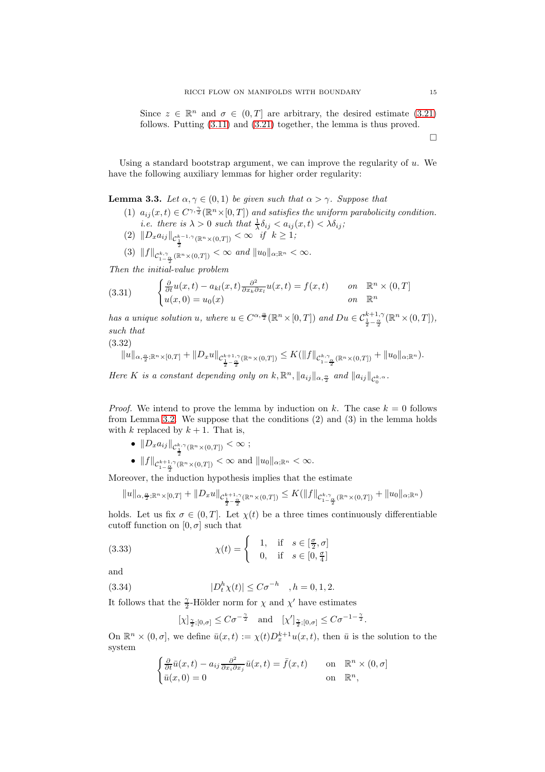Since $z \in \mathbb{R}^n$ and $\sigma \in (0,T]$ are arbitrary, the desired estimate (3.21) follows. Putting (3.11) and (3.21) together, the lemma is thus proved.

$\square$

Using a standard bootstrap argument, we can improve the regularity of $u$. We have the following auxiliary lemmas for higher order regularity:

**Lemma 3.3.** *Let $\alpha, \gamma \in (0,1)$ be given such that $\alpha > \gamma$. Suppose that*

1. *$a_{ij}(x,t) \in C^{\gamma,\frac{\gamma}{2}}(\mathbb{R}^n \times [0,T])$ and satisfies the uniform parabolicity condition. i.e. there is $\lambda > 0$ such that $\frac{1}{\lambda}\delta_{ij} < a_{ij}(x,t) < \lambda \delta_{ij}$;*
2. *$\|D_x a_{ij}\|_{\mathcal{C}^{k-1,\gamma}_{\frac{1}{2}}(\mathbb{R}^n \times (0,T])} < \infty$ if $k \geq 1$;*
3. *$\|f\|_{\mathcal{C}^{k,\gamma}_{1-\frac{\alpha}{2}}(\mathbb{R}^n \times (0,T])} < \infty$ and $\|u_0\|_{\alpha;\mathbb{R}^n} < \infty$.*

*Then the initial-value problem*

$$
\begin{cases} \frac{\partial}{\partial t}u(x,t) - a_{kl}(x,t)\frac{\partial^2}{\partial x_k \partial x_l}u(x,t) = f(x,t) & \text{on} \quad \mathbb{R}^n \times (0,T] \\ u(x,0) = u_0(x) & \text{on} \quad \mathbb{R}^n \end{cases} \tag{3.31}
$$

*has a unique solution $u$, where $u \in C^{\alpha,\frac{\alpha}{2}}(\mathbb{R}^n \times [0,T])$ and $Du \in \mathcal{C}^{k+1,\gamma}_{\frac{1}{2}-\frac{\alpha}{2}}(\mathbb{R}^n \times (0,T])$, such that*

$$
\|u\|_{\alpha,\frac{\alpha}{2};\mathbb{R}^n\times[0,T]} + \|D_x u\|_{\mathcal{C}^{k+1,\gamma}_{\frac{1}{2}-\frac{\alpha}{2}}(\mathbb{R}^n\times(0,T])} \leq K(\|f\|_{\mathcal{C}^{k,\gamma}_{1-\frac{\alpha}{2}}(\mathbb{R}^n\times(0,T])} + \|u_0\|_{\alpha;\mathbb{R}^n}). \tag{3.32}
$$

*Here $K$ is a constant depending only on $k, \mathbb{R}^n, \|a_{ij}\|_{\alpha,\frac{\alpha}{2}}$ and $\|a_{ij}\|_{\mathcal{C}^{k,\alpha}_0}$.*

*Proof.* We intend to prove the lemma by induction on $k$. The case $k=0$ follows from Lemma 3.2. We suppose that the conditions (2) and (3) in the lemma holds with $k$ replaced by $k+1$. That is,

- $\|D_x a_{ij}\|_{\mathcal{C}^{k,\gamma}_{\frac{1}{2}}(\mathbb{R}^n \times (0,T])} < \infty$ ;
- $\|f\|_{\mathcal{C}^{k+1,\gamma}_{1-\frac{\alpha}{2}}(\mathbb{R}^n \times (0,T])} < \infty$ and $\|u_0\|_{\alpha;\mathbb{R}^n} < \infty$.

Moreover, the induction hypothesis implies that the estimate

$$
\|u\|_{\alpha,\frac{\alpha}{2};\mathbb{R}^n\times[0,T]} + \|D_x u\|_{\mathcal{C}^{k+1,\gamma}_{\frac{1}{2}-\frac{\alpha}{2}}(\mathbb{R}^n\times(0,T])} \leq K(\|f\|_{\mathcal{C}^{k,\gamma}_{1-\frac{\alpha}{2}}(\mathbb{R}^n\times(0,T])} + \|u_0\|_{\alpha;\mathbb{R}^n})
$$

holds. Let us fix $\sigma \in (0,T]$. Let $\chi(t)$ be a three times continuously differentiable cutoff function on $[0,\sigma]$ such that

$$
\chi(t) = \begin{cases} 1, & \text{if} \quad s \in [\frac{\sigma}{2}, \sigma] \\ 0, & \text{if} \quad s \in [0, \frac{\sigma}{4}] \end{cases} \tag{3.33}
$$

and

$$
|D_t^h \chi(t)| \leq C\sigma^{-h} \quad , h = 0,1,2. \tag{3.34}
$$

It follows that the $\frac{\gamma}{2}$-Hölder norm for $\chi$ and $\chi'$ have estimates

$$
[\chi]_{\frac{\gamma}{2};[0,\sigma]} \leq C\sigma^{-\frac{\gamma}{2}} \quad \text{and} \quad [\chi']_{\frac{\gamma}{2};[0,\sigma]} \leq C\sigma^{-1-\frac{\gamma}{2}}.
$$

On $\mathbb{R}^n \times (0,\sigma]$, we define $\bar{u}(x,t) := \chi(t) D_x^{k+1} u(x,t)$, then $\bar{u}$ is the solution to the system

$$
\begin{cases} \frac{\partial}{\partial t}\bar{u}(x,t) - a_{ij}\frac{\partial^2}{\partial x_i \partial x_j}\bar{u}(x,t) = \bar{f}(x,t) & \text{on} \quad \mathbb{R}^n \times (0,\sigma] \\ \bar{u}(x,0) = 0 & \text{on} \quad \mathbb{R}^n, \end{cases}
$$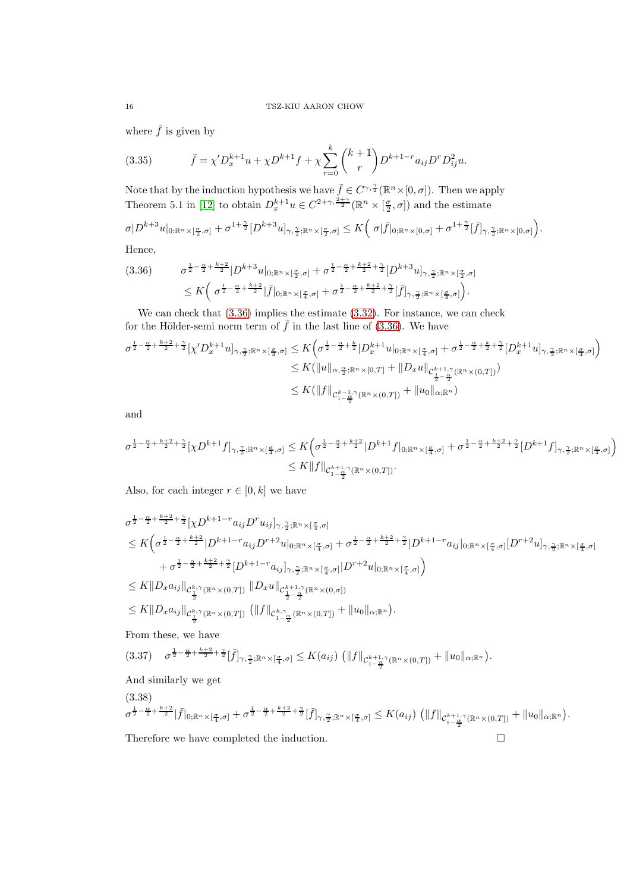where $\bar{f}$ is given by

$$\bar{f} = \chi' D_x^{k+1} u + \chi D^{k+1} f + \chi \sum_{r=0}^{k} \binom{k+1}{r} D^{k+1-r} a_{ij} D^r D_{ij}^2 u. \tag{3.35}$$

Note that by the induction hypothesis we have $\bar{f} \in C^{\gamma, \frac{\gamma}{2}}(\mathbb{R}^n \times [0, \sigma])$. Then we apply Theorem 5.1 in [12] to obtain $D_x^{k+1} u \in C^{2+\gamma, \frac{2+\gamma}{2}}(\mathbb{R}^n \times [\frac{\sigma}{2}, \sigma])$ and the estimate

$$\sigma |D^{k+3} u|_{0;\mathbb{R}^n \times [\frac{\sigma}{2}, \sigma]} + \sigma^{1+\frac{\gamma}{2}} [D^{k+3} u]_{\gamma, \frac{\gamma}{2}; \mathbb{R}^n \times [\frac{\sigma}{2}, \sigma]} \le K\Big( \sigma |\bar{f}|_{0;\mathbb{R}^n \times [0,\sigma]} + \sigma^{1+\frac{\gamma}{2}} [\bar{f}]_{\gamma, \frac{\gamma}{2}; \mathbb{R}^n \times [0,\sigma]} \Big).$$

Hence,

$$\begin{aligned} &\sigma^{\frac{1}{2} - \frac{\alpha}{2} + \frac{k+2}{2}} |D^{k+3} u|_{0;\mathbb{R}^n \times [\frac{\sigma}{2}, \sigma]} + \sigma^{\frac{1}{2} - \frac{\alpha}{2} + \frac{k+2}{2} + \frac{\gamma}{2}} [D^{k+3} u]_{\gamma, \frac{\gamma}{2}; \mathbb{R}^n \times [\frac{\sigma}{2}, \sigma]} \\ &\le K\Big( \sigma^{\frac{1}{2} - \frac{\alpha}{2} + \frac{k+2}{2}} |\bar{f}|_{0;\mathbb{R}^n \times [\frac{\sigma}{4}, \sigma]} + \sigma^{\frac{1}{2} - \frac{\alpha}{2} + \frac{k+2}{2} + \frac{\gamma}{2}} [\bar{f}]_{\gamma, \frac{\gamma}{2}; \mathbb{R}^n \times [\frac{\sigma}{4}, \sigma]} \Big). \end{aligned} \tag{3.36}$$

We can check that (3.36) implies the estimate (3.32). For instance, we can check for the Hölder-semi norm term of $\bar{f}$ in the last line of (3.36). We have

$$\begin{aligned} \sigma^{\frac{1}{2} - \frac{\alpha}{2} + \frac{k+2}{2} + \frac{\gamma}{2}} [\chi' D_x^{k+1} u]_{\gamma, \frac{\gamma}{2}; \mathbb{R}^n \times [\frac{\sigma}{4}, \sigma]} &\le K\Big( \sigma^{\frac{1}{2} - \frac{\alpha}{2} + \frac{k}{2}} |D_x^{k+1} u|_{0;\mathbb{R}^n \times [\frac{\sigma}{4}, \sigma]} + \sigma^{\frac{1}{2} - \frac{\alpha}{2} + \frac{k}{2} + \frac{\gamma}{2}} [D_x^{k+1} u]_{\gamma, \frac{\gamma}{2}; \mathbb{R}^n \times [\frac{\sigma}{4}, \sigma]} \Big) \\ &\le K(\|u\|_{\alpha, \frac{\alpha}{2}; \mathbb{R}^n \times [0,T]} + \|D_x u\|_{\mathcal{C}^{k+1,\gamma}_{\frac{1}{2} - \frac{\alpha}{2}}(\mathbb{R}^n \times (0,T])}) \\ &\le K(\|f\|_{\mathcal{C}^{k-1,\gamma}_{1 - \frac{\alpha}{2}}(\mathbb{R}^n \times (0,T])} + \|u_0\|_{\alpha;\mathbb{R}^n}) \end{aligned}$$

and

$$\begin{aligned} \sigma^{\frac{1}{2} - \frac{\alpha}{2} + \frac{k+2}{2} + \frac{\gamma}{2}} [\chi D^{k+1} f]_{\gamma, \frac{\gamma}{2}; \mathbb{R}^n \times [\frac{\sigma}{4}, \sigma]} &\le K\Big( \sigma^{\frac{1}{2} - \frac{\alpha}{2} + \frac{k+2}{2}} |D^{k+1} f|_{0;\mathbb{R}^n \times [\frac{\sigma}{4}, \sigma]} + \sigma^{\frac{1}{2} - \frac{\alpha}{2} + \frac{k+2}{2} + \frac{\gamma}{2}} [D^{k+1} f]_{\gamma, \frac{\gamma}{2}; \mathbb{R}^n \times [\frac{\sigma}{4}, \sigma]} \Big) \\ &\le K \|f\|_{\mathcal{C}^{k+1,\gamma}_{1 - \frac{\alpha}{2}}(\mathbb{R}^n \times (0,T])}. \end{aligned}$$

Also, for each integer $r \in [0, k]$ we have

$$\begin{aligned} &\sigma^{\frac{1}{2} - \frac{\alpha}{2} + \frac{k+2}{2} + \frac{\gamma}{2}} [\chi D^{k+1-r} a_{ij} D^r u_{ij}]_{\gamma, \frac{\gamma}{2}; \mathbb{R}^n \times [\frac{\sigma}{4}, \sigma]} \\ &\le K\Big( \sigma^{\frac{1}{2} - \frac{\alpha}{2} + \frac{k+2}{2}} |D^{k+1-r} a_{ij} D^{r+2} u|_{0;\mathbb{R}^n \times [\frac{\sigma}{4}, \sigma]} + \sigma^{\frac{1}{2} - \frac{\alpha}{2} + \frac{k+2}{2} + \frac{\gamma}{2}} |D^{k+1-r} a_{ij}|_{0;\mathbb{R}^n \times [\frac{\sigma}{4}, \sigma]} [D^{r+2} u]_{\gamma, \frac{\gamma}{2}; \mathbb{R}^n \times [\frac{\sigma}{4}, \sigma]} \\ &\qquad + \sigma^{\frac{1}{2} - \frac{\alpha}{2} + \frac{k+2}{2} + \frac{\gamma}{2}} [D^{k+1-r} a_{ij}]_{\gamma, \frac{\gamma}{2}; \mathbb{R}^n \times [\frac{\sigma}{4}, \sigma]} |D^{r+2} u|_{0;\mathbb{R}^n \times [\frac{\sigma}{4}, \sigma]} \Big) \\ &\le K \|D_x a_{ij}\|_{\mathcal{C}^{k,\gamma}_{\frac{1}{2}}(\mathbb{R}^n \times (0,T])} \, \|D_x u\|_{\mathcal{C}^{k+1,\gamma}_{\frac{1}{2} - \frac{\alpha}{2}}(\mathbb{R}^n \times (0,\sigma])} \\ &\le K \|D_x a_{ij}\|_{\mathcal{C}^{k,\gamma}_{\frac{1}{2}}(\mathbb{R}^n \times (0,T])} \, \big( \|f\|_{\mathcal{C}^{k,\gamma}_{1 - \frac{\alpha}{2}}(\mathbb{R}^n \times (0,T])} + \|u_0\|_{\alpha;\mathbb{R}^n} \big). \end{aligned}$$

From these, we have

$$\sigma^{\frac{1}{2} - \frac{\alpha}{2} + \frac{k+2}{2} + \frac{\gamma}{2}} [\bar{f}]_{\gamma, \frac{\gamma}{2}; \mathbb{R}^n \times [\frac{\sigma}{4}, \sigma]} \le K(a_{ij}) \, \big( \|f\|_{\mathcal{C}^{k+1,\gamma}_{1 - \frac{\alpha}{2}}(\mathbb{R}^n \times (0,T])} + \|u_0\|_{\alpha;\mathbb{R}^n} \big). \tag{3.37}$$

And similarly we get

$$\sigma^{\frac{1}{2} - \frac{\alpha}{2} + \frac{k+2}{2}} |\bar{f}|_{0;\mathbb{R}^n \times [\frac{\sigma}{4}, \sigma]} + \sigma^{\frac{1}{2} - \frac{\alpha}{2} + \frac{k+2}{2} + \frac{\gamma}{2}} [\bar{f}]_{\gamma, \frac{\gamma}{2}; \mathbb{R}^n \times [\frac{\sigma}{4}, \sigma]} \le K(a_{ij}) \, \big( \|f\|_{\mathcal{C}^{k+1,\gamma}_{1 - \frac{\alpha}{2}}(\mathbb{R}^n \times (0,T])} + \|u_0\|_{\alpha;\mathbb{R}^n} \big). \tag{3.38}$$

Therefore we have completed the induction. $\square$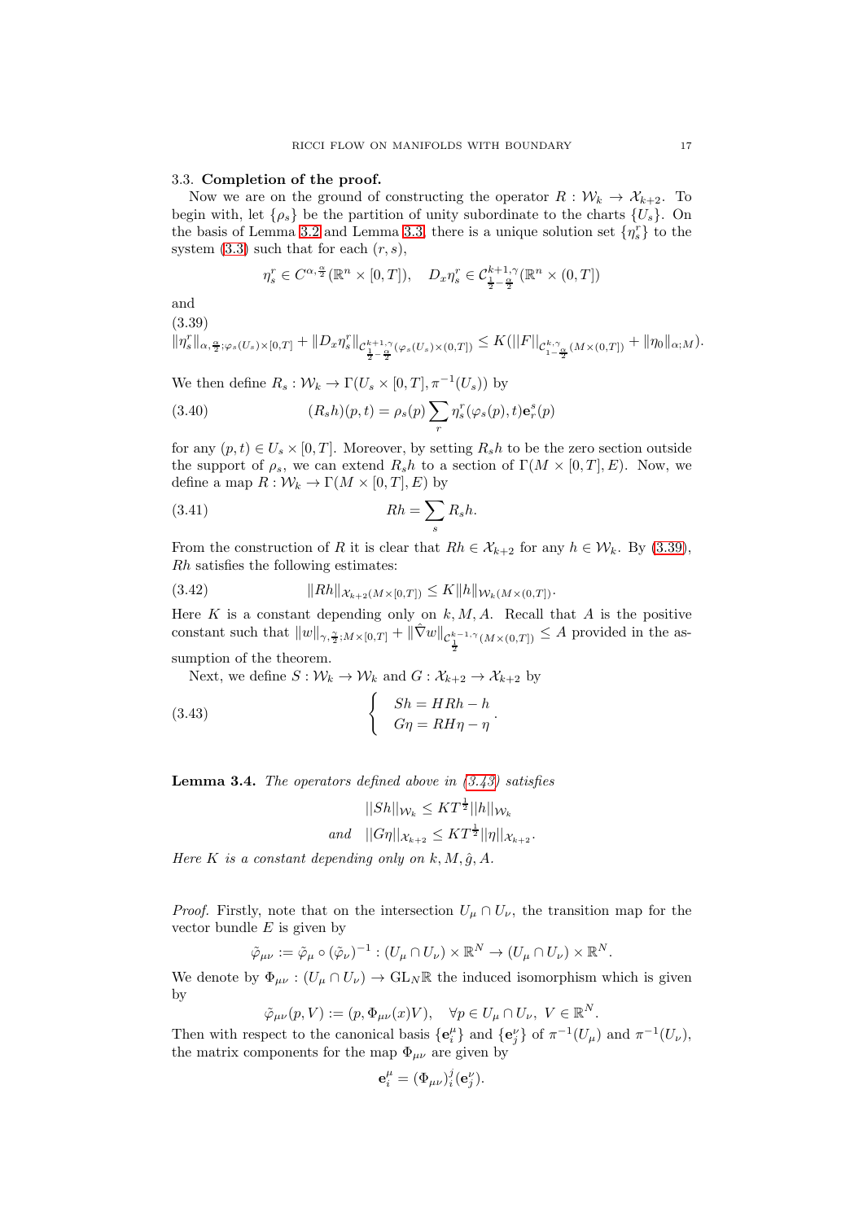### 3.3. Completion of the proof.

Now we are on the ground of constructing the operator $R : \mathcal{W}_k \to \mathcal{X}_{k+2}$. To begin with, let $\{\rho_s\}$ be the partition of unity subordinate to the charts $\{U_s\}$. On the basis of Lemma 3.2 and Lemma 3.3, there is a unique solution set $\{\eta_s^r\}$ to the system (3.3) such that for each $(r, s)$,

$$\eta_s^r \in C^{\alpha, \frac{\alpha}{2}}(\mathbb{R}^n \times [0, T]), \quad D_x \eta_s^r \in \mathcal{C}^{k+1,\gamma}_{\frac{1}{2}-\frac{\alpha}{2}}(\mathbb{R}^n \times (0, T])$$

and

(3.39)
$$\|\eta_s^r\|_{\alpha, \frac{\alpha}{2}; \varphi_s(U_s)\times[0,T]} + \|D_x \eta_s^r\|_{\mathcal{C}^{k+1,\gamma}_{\frac{1}{2}-\frac{\alpha}{2}}(\varphi_s(U_s)\times(0,T])} \leq K(\|F\|_{\mathcal{C}^{k,\gamma}_{1-\frac{\alpha}{2}}(M\times(0,T])} + \|\eta_0\|_{\alpha;M}).$$

We then define $R_s : \mathcal{W}_k \to \Gamma(U_s \times [0, T], \pi^{-1}(U_s))$ by

$$(R_s h)(p, t) = \rho_s(p) \sum_r \eta_s^r(\varphi_s(p), t)\mathbf{e}_r^s(p) \tag{3.40}$$

for any $(p, t) \in U_s \times [0, T]$. Moreover, by setting $R_s h$ to be the zero section outside the support of $\rho_s$, we can extend $R_s h$ to a section of $\Gamma(M \times [0, T], E)$. Now, we define a map $R : \mathcal{W}_k \to \Gamma(M \times [0, T], E)$ by

$$Rh = \sum_s R_s h. \tag{3.41}$$

From the construction of $R$ it is clear that $Rh \in \mathcal{X}_{k+2}$ for any $h \in \mathcal{W}_k$. By (3.39), $Rh$ satisfies the following estimates:

$$\|Rh\|_{\mathcal{X}_{k+2}(M\times[0,T])} \leq K\|h\|_{\mathcal{W}_k(M\times(0,T])}. \tag{3.42}$$

Here $K$ is a constant depending only on $k, M, A$. Recall that $A$ is the positive constant such that $\|w\|_{\gamma,\frac{\gamma}{2};M\times[0,T]} + \|\hat{\nabla} w\|_{\mathcal{C}^{k-1,\gamma}_{\frac{1}{2}}(M\times(0,T])} \leq A$ provided in the assumption of the theorem.

Next, we define $S : \mathcal{W}_k \to \mathcal{W}_k$ and $G : \mathcal{X}_{k+2} \to \mathcal{X}_{k+2}$ by

$$\begin{cases} Sh = HRh - h \\ G\eta = RH\eta - \eta \end{cases}. \tag{3.43}$$

**Lemma 3.4.** *The operators defined above in (3.43) satisfies*

$$\|Sh\|_{\mathcal{W}_k} \leq KT^{\frac{1}{2}}\|h\|_{\mathcal{W}_k}$$
$$\text{and} \quad \|G\eta\|_{\mathcal{X}_{k+2}} \leq KT^{\frac{1}{2}}\|\eta\|_{\mathcal{X}_{k+2}}.$$

*Here $K$ is a constant depending only on $k, M, \hat{g}, A$.*

*Proof.* Firstly, note that on the intersection $U_\mu \cap U_\nu$, the transition map for the vector bundle $E$ is given by

$$\tilde{\varphi}_{\mu\nu} := \tilde{\varphi}_\mu \circ (\tilde{\varphi}_\nu)^{-1} : (U_\mu \cap U_\nu) \times \mathbb{R}^N \to (U_\mu \cap U_\nu) \times \mathbb{R}^N.$$

We denote by $\Phi_{\mu\nu} : (U_\mu \cap U_\nu) \to \mathrm{GL}_N\mathbb{R}$ the induced isomorphism which is given by

$$\tilde{\varphi}_{\mu\nu}(p, V) := (p, \Phi_{\mu\nu}(x)V), \quad \forall p \in U_\mu \cap U_\nu,\ V \in \mathbb{R}^N.$$

Then with respect to the canonical basis $\{\mathbf{e}_i^\mu\}$ and $\{\mathbf{e}_j^\nu\}$ of $\pi^{-1}(U_\mu)$ and $\pi^{-1}(U_\nu)$, the matrix components for the map $\Phi_{\mu\nu}$ are given by

$$\mathbf{e}_i^\mu = (\Phi_{\mu\nu})_i^j(\mathbf{e}_j^\nu).$$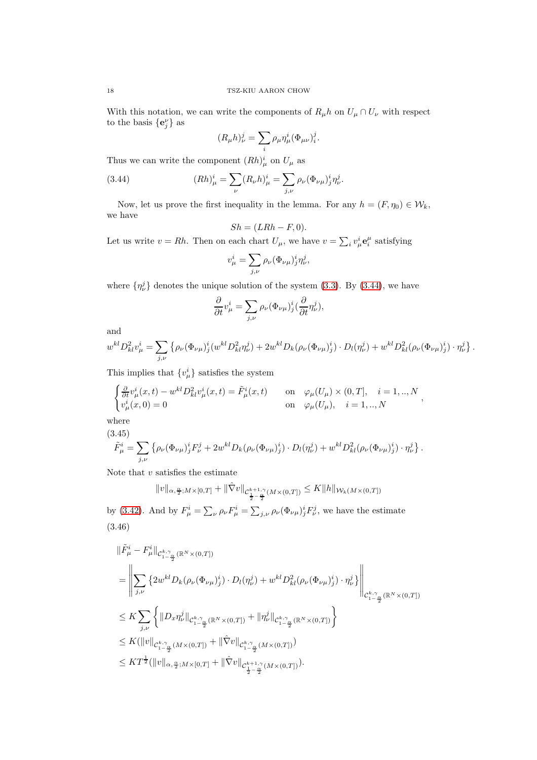With this notation, we can write the components of $R_\mu h$ on $U_\mu \cap U_\nu$ with respect to the basis $\{\mathbf{e}^\nu_j\}$ as

$$(R_\mu h)^j_\nu = \sum_i \rho_\mu \eta^i_\mu (\Phi_{\mu\nu})^j_i.$$

Thus we can write the component $(Rh)^i_\mu$ on $U_\mu$ as

$$(Rh)^i_\mu = \sum_\nu (R_\nu h)^i_\mu = \sum_{j,\nu} \rho_\nu (\Phi_{\nu\mu})^i_j \eta^j_\nu. \tag{3.44}$$

Now, let us prove the first inequality in the lemma. For any $h = (F, \eta_0) \in \mathcal{W}_k$, we have

$$Sh = (LRh - F, 0).$$

Let us write $v = Rh$. Then on each chart $U_\mu$, we have $v = \sum_i v^i_\mu \mathbf{e}^\mu_i$ satisfying

$$v^i_\mu = \sum_{j,\nu} \rho_\nu (\Phi_{\nu\mu})^i_j \eta^j_\nu,$$

where $\{\eta^j_\nu\}$ denotes the unique solution of the system (3.3). By (3.44), we have

$$\frac{\partial}{\partial t} v^i_\mu = \sum_{j,\nu} \rho_\nu (\Phi_{\nu\mu})^i_j (\frac{\partial}{\partial t}\eta^j_\nu),$$

and

$$w^{kl} D^2_{kl} v^i_\mu = \sum_{j,\nu} \left\{ \rho_\nu (\Phi_{\nu\mu})^i_j (w^{kl} D^2_{kl} \eta^j_\nu) + 2 w^{kl} D_k(\rho_\nu (\Phi_{\nu\mu})^i_j) \cdot D_l(\eta^j_\nu) + w^{kl} D^2_{kl}(\rho_\nu (\Phi_{\nu\mu})^i_j) \cdot \eta^j_\nu \right\}.$$

This implies that $\{v^i_\mu\}$ satisfies the system

$$\begin{cases} \frac{\partial}{\partial t} v^i_\mu(x,t) - w^{kl} D^2_{kl} v^i_\mu(x,t) = \tilde{F}^i_\mu(x,t) & \text{on} \quad \varphi_\mu(U_\mu) \times (0,T], \quad i = 1,..,N \\ v^i_\mu(x,0) = 0 & \text{on} \quad \varphi_\mu(U_\mu), \quad i = 1,..,N \end{cases},$$

where

$$\tilde{F}^i_\mu = \sum_{j,\nu} \left\{ \rho_\nu (\Phi_{\nu\mu})^i_j F^j_\nu + 2 w^{kl} D_k(\rho_\nu (\Phi_{\nu\mu})^i_j) \cdot D_l(\eta^j_\nu) + w^{kl} D^2_{kl}(\rho_\nu (\Phi_{\nu\mu})^i_j) \cdot \eta^j_\nu \right\}. \tag{3.45}$$

Note that $v$ satisfies the estimate

$$\|v\|_{\alpha,\frac{\alpha}{2};M\times[0,T]} + \|\hat{\nabla} v\|_{\mathcal{C}^{k+1,\gamma}_{\frac{1}{2}-\frac{\alpha}{2}}(M\times(0,T])} \le K \|h\|_{\mathcal{W}_k(M\times(0,T])}$$

by (3.42). And by $F^i_\mu = \sum_\nu \rho_\nu F^i_\mu = \sum_{j,\nu} \rho_\nu (\Phi_{\nu\mu})^i_j F^j_\nu$, we have the estimate

$$\begin{aligned}
&\|\tilde{F}^i_\mu - F^i_\mu\|_{\mathcal{C}^{k,\gamma}_{1-\frac{\alpha}{2}}(\mathbb{R}^N\times(0,T])} \\
&= \left\| \sum_{j,\nu} \left\{ 2 w^{kl} D_k(\rho_\nu (\Phi_{\nu\mu})^i_j) \cdot D_l(\eta^j_\nu) + w^{kl} D^2_{kl}(\rho_\nu (\Phi_{\nu\mu})^i_j) \cdot \eta^j_\nu \right\} \right\|_{\mathcal{C}^{k,\gamma}_{1-\frac{\alpha}{2}}(\mathbb{R}^N\times(0,T])} \\
&\le K \sum_{j,\nu} \left\{ \|D_x \eta^j_\nu\|_{\mathcal{C}^{k,\gamma}_{1-\frac{\alpha}{2}}(\mathbb{R}^N\times(0,T])} + \|\eta^j_\nu\|_{\mathcal{C}^{k,\gamma}_{1-\frac{\alpha}{2}}(\mathbb{R}^N\times(0,T])} \right\} \\
&\le K(\|v\|_{\mathcal{C}^{k,\gamma}_{1-\frac{\alpha}{2}}(M\times(0,T])} + \|\hat{\nabla} v\|_{\mathcal{C}^{k,\gamma}_{1-\frac{\alpha}{2}}(M\times(0,T])}) \\
&\le K T^{\frac{1}{2}} (\|v\|_{\alpha,\frac{\alpha}{2};M\times[0,T]} + \|\hat{\nabla} v\|_{\mathcal{C}^{k+1,\gamma}_{\frac{1}{2}-\frac{\alpha}{2}}(M\times(0,T])}).
\end{aligned} \tag{3.46}$$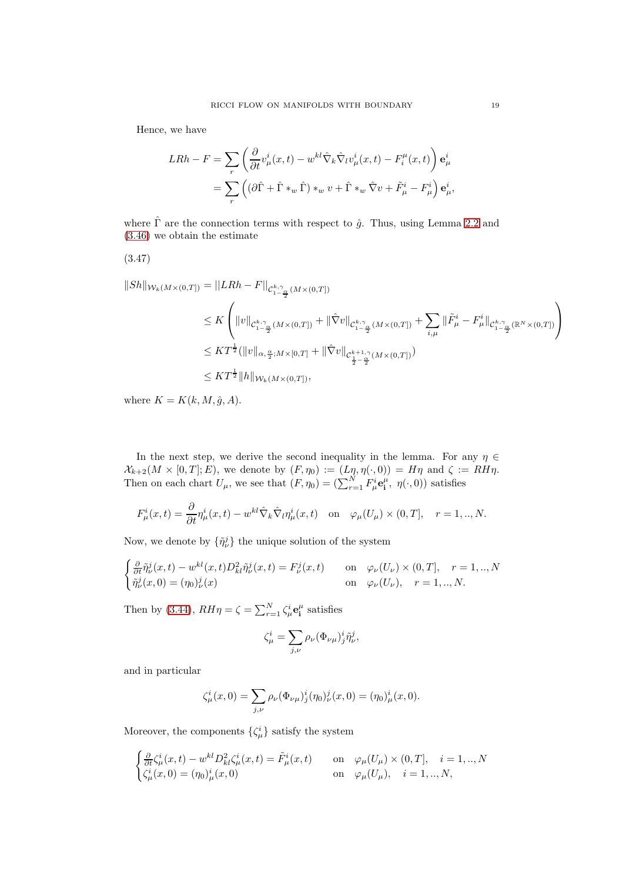Hence, we have

$$
\begin{aligned}
LRh - F &= \sum_r \left( \frac{\partial}{\partial t} v^i_\mu(x,t) - w^{kl} \hat{\nabla}_k \hat{\nabla}_l v^i_\mu(x,t) - F^\mu_i(x,t) \right) \mathbf{e}^i_\mu \\
&= \sum_r \left( (\partial \hat{\Gamma} + \hat{\Gamma} *_w \hat{\Gamma}) *_w v + \hat{\Gamma} *_w \hat{\nabla} v + \tilde{F}^i_\mu - F^i_\mu \right) \mathbf{e}^i_\mu,
\end{aligned}
$$

where $\hat{\Gamma}$ are the connection terms with respect to $\hat{g}$. Thus, using Lemma 2.2 and (3.46) we obtain the estimate

(3.47)

$$
\begin{aligned}
\|Sh\|_{\mathcal{W}_k(M\times(0,T])} &= ||LRh - F||_{\mathcal{C}^{k,\gamma}_{1-\frac{\alpha}{2}}(M\times(0,T])} \\
&\leq K \left( \|v\|_{\mathcal{C}^{k,\gamma}_{1-\frac{\alpha}{2}}(M\times(0,T])} + \|\hat{\nabla} v\|_{\mathcal{C}^{k,\gamma}_{1-\frac{\alpha}{2}}(M\times(0,T])} + \sum_{i,\mu} \|\tilde{F}^i_\mu - F^i_\mu\|_{\mathcal{C}^{k,\gamma}_{1-\frac{\alpha}{2}}(\mathbb{R}^N\times(0,T])} \right) \\
&\leq K T^{\frac{1}{2}} (\|v\|_{\alpha,\frac{\alpha}{2};M\times[0,T]} + \|\hat{\nabla} v\|_{\mathcal{C}^{k+1,\gamma}_{\frac{1}{2}-\frac{\alpha}{2}}(M\times(0,T])}) \\
&\leq K T^{\frac{1}{2}} \|h\|_{\mathcal{W}_k(M\times(0,T])},
\end{aligned}
$$

where $K = K(k, M, \hat{g}, A)$.

In the next step, we derive the second inequality in the lemma. For any $\eta \in \mathcal{X}_{k+2}(M \times [0,T]; E)$, we denote by $(F, \eta_0) := (L\eta, \eta(\cdot, 0)) = H\eta$ and $\zeta := RH\eta$. Then on each chart $U_\mu$, we see that $(F, \eta_0) = (\sum_{r=1}^N F^i_\mu \mathbf{e}^\mu_\mathbf{i},\ \eta(\cdot, 0))$ satisfies

$$
F^i_\mu(x,t) = \frac{\partial}{\partial t} \eta^i_\mu(x,t) - w^{kl} \hat{\nabla}_k \hat{\nabla}_l \eta^i_\mu(x,t) \quad \text{on} \quad \varphi_\mu(U_\mu) \times (0,T], \quad r = 1,..,N.
$$

Now, we denote by $\{\tilde{\eta}^j_\nu\}$ the unique solution of the system

$$
\begin{cases}
\frac{\partial}{\partial t} \tilde{\eta}^j_\nu(x,t) - w^{kl}(x,t) D^2_{kl} \tilde{\eta}^j_\nu(x,t) = F^j_\nu(x,t) & \text{on} \quad \varphi_\nu(U_\nu) \times (0,T], \quad r = 1,..,N \\
\tilde{\eta}^j_\nu(x,0) = (\eta_0)^j_\nu(x) & \text{on} \quad \varphi_\nu(U_\nu), \quad r = 1,..,N.
\end{cases}
$$

Then by (3.44), $RH\eta = \zeta = \sum_{r=1}^N \zeta^i_\mu \mathbf{e}^\mu_\mathbf{i}$ satisfies

$$
\zeta^i_\mu = \sum_{j,\nu} \rho_\nu (\Phi_{\nu\mu})^i_j \tilde{\eta}^j_\nu,
$$

and in particular

$$
\zeta^i_\mu(x,0) = \sum_{j,\nu} \rho_\nu (\Phi_{\nu\mu})^i_j (\eta_0)^j_\nu(x,0) = (\eta_0)^i_\mu(x,0).
$$

Moreover, the components $\{\zeta^i_\mu\}$ satisfy the system

$$
\begin{cases}
\frac{\partial}{\partial t} \zeta^i_\mu(x,t) - w^{kl} D^2_{kl} \zeta^i_\mu(x,t) = \tilde{F}^i_\mu(x,t) & \text{on} \quad \varphi_\mu(U_\mu) \times (0,T], \quad i = 1,..,N \\
\zeta^i_\mu(x,0) = (\eta_0)^i_\mu(x,0) & \text{on} \quad \varphi_\mu(U_\mu), \quad i = 1,..,N,
\end{cases}
$$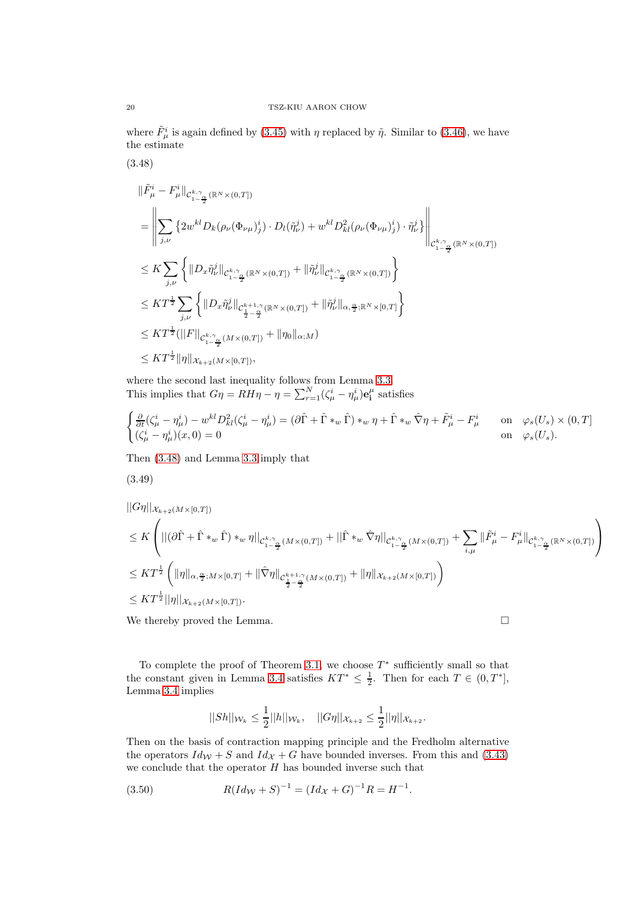where $\tilde{F}^i_\mu$ is again defined by (3.45) with $\eta$ replaced by $\tilde{\eta}$. Similar to (3.46), we have the estimate

(3.48)

$$
\begin{aligned}
&\|\tilde{F}^i_\mu - F^i_\mu\|_{\mathcal{C}^{k,\gamma}_{1-\frac{\alpha}{2}}(\mathbb{R}^N\times(0,T])} \\
&= \left\| \sum_{j,\nu} \left\{ 2w^{kl} D_k(\rho_\nu(\Phi_{\nu\mu})^i_j)\cdot D_l(\tilde{\eta}^j_\nu) + w^{kl} D^2_{kl}(\rho_\nu(\Phi_{\nu\mu})^i_j)\cdot \tilde{\eta}^j_\nu \right\} \right\|_{\mathcal{C}^{k,\gamma}_{1-\frac{\alpha}{2}}(\mathbb{R}^N\times(0,T])} \\
&\le K \sum_{j,\nu} \left\{ \|D_x \tilde{\eta}^j_\nu\|_{\mathcal{C}^{k,\gamma}_{1-\frac{\alpha}{2}}(\mathbb{R}^N\times(0,T])} + \|\tilde{\eta}^j_\nu\|_{\mathcal{C}^{k,\gamma}_{1-\frac{\alpha}{2}}(\mathbb{R}^N\times(0,T])} \right\} \\
&\le KT^{\frac{1}{2}} \sum_{j,\nu} \left\{ \|D_x \tilde{\eta}^j_\nu\|_{\mathcal{C}^{k+1,\gamma}_{\frac{1}{2}-\frac{\alpha}{2}}(\mathbb{R}^N\times(0,T])} + \|\tilde{\eta}^j_\nu\|_{\alpha,\frac{\alpha}{2};\mathbb{R}^N\times[0,T]} \right\} \\
&\le KT^{\frac{1}{2}} (||F||_{\mathcal{C}^{k,\gamma}_{1-\frac{\alpha}{2}}(M\times(0,T])} + \|\eta_0\|_{\alpha;M}) \\
&\le KT^{\frac{1}{2}} \|\eta\|_{\mathcal{X}_{k+2}(M\times[0,T])},
\end{aligned}
$$

where the second last inequality follows from Lemma 3.3.
This implies that $G\eta = RH\eta - \eta = \sum_{r=1}^N (\zeta^i_\mu - \eta^i_\mu)\mathbf{e}^\mu_\mathbf{i}$ satisfies

$$
\begin{cases}
\frac{\partial}{\partial t}(\zeta^i_\mu - \eta^i_\mu) - w^{kl} D^2_{kl}(\zeta^i_\mu - \eta^i_\mu) = (\partial\hat{\Gamma} + \hat{\Gamma} *_w \hat{\Gamma}) *_w \eta + \hat{\Gamma} *_w \hat{\nabla}\eta + \tilde{F}^i_\mu - F^i_\mu & \text{on} \quad \varphi_s(U_s)\times(0,T] \\
(\zeta^i_\mu - \eta^i_\mu)(x,0) = 0 & \text{on} \quad \varphi_s(U_s).
\end{cases}
$$

Then (3.48) and Lemma 3.3 imply that

(3.49)

$$
\begin{aligned}
&||G\eta||_{\mathcal{X}_{k+2}(M\times[0,T])} \\
&\le K \left( ||(\partial\hat{\Gamma} + \hat{\Gamma} *_w \hat{\Gamma}) *_w \eta||_{\mathcal{C}^{k,\gamma}_{1-\frac{\alpha}{2}}(M\times(0,T])} + ||\hat{\Gamma} *_w \hat{\nabla}\eta||_{\mathcal{C}^{k,\gamma}_{1-\frac{\alpha}{2}}(M\times(0,T])} + \sum_{i,\mu} \|\tilde{F}^i_\mu - F^i_\mu\|_{\mathcal{C}^{k,\gamma}_{1-\frac{\alpha}{2}}(\mathbb{R}^N\times(0,T])} \right) \\
&\le KT^{\frac{1}{2}} \left( \|\eta\|_{\alpha,\frac{\alpha}{2};M\times[0,T]} + \|\hat{\nabla}\eta\|_{\mathcal{C}^{k+1,\gamma}_{\frac{1}{2}-\frac{\alpha}{2}}(M\times(0,T])} + \|\eta\|_{\mathcal{X}_{k+2}(M\times[0,T])} \right) \\
&\le KT^{\frac{1}{2}} ||\eta||_{\mathcal{X}_{k+2}(M\times[0,T])}.
\end{aligned}
$$

We thereby proved the Lemma. $\square$

To complete the proof of Theorem 3.1, we choose $T^*$ sufficiently small so that the constant given in Lemma 3.4 satisfies $KT^* \le \frac{1}{2}$. Then for each $T \in (0, T^*]$, Lemma 3.4 implies

$$
||Sh||_{\mathcal{W}_k} \le \frac{1}{2}||h||_{\mathcal{W}_k}, \quad ||G\eta||_{\mathcal{X}_{k+2}} \le \frac{1}{2}||\eta||_{\mathcal{X}_{k+2}}.
$$

Then on the basis of contraction mapping principle and the Fredholm alternative the operators $Id_\mathcal{W} + S$ and $Id_\mathcal{X} + G$ have bounded inverses. From this and (3.43) we conclude that the operator $H$ has bounded inverse such that

$$
R(Id_\mathcal{W} + S)^{-1} = (Id_\mathcal{X} + G)^{-1} R = H^{-1}. \tag{3.50}
$$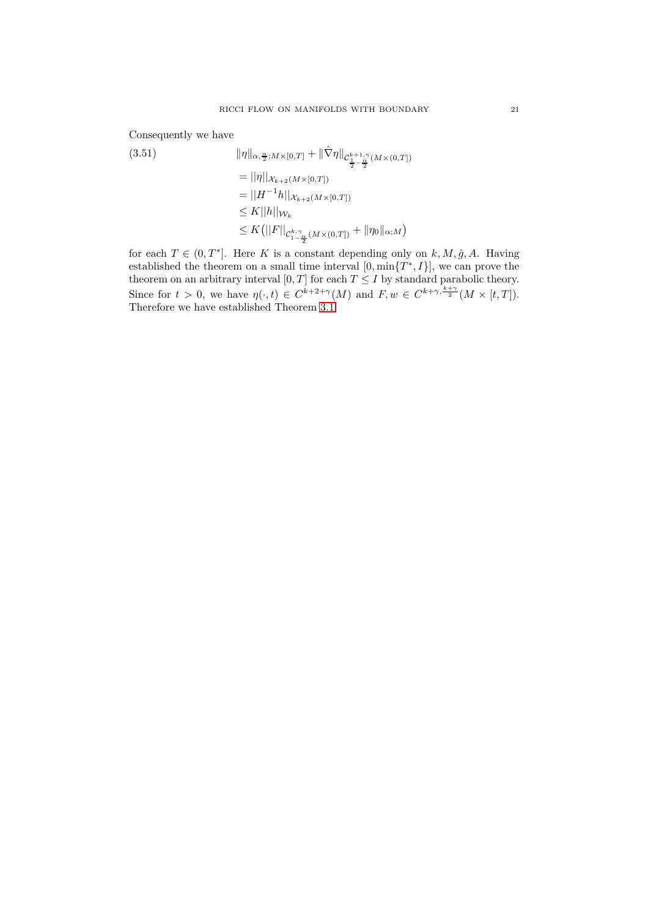Consequently we have

$$
\begin{aligned}
(3.51) \qquad & \|\eta\|_{\alpha,\frac{\alpha}{2};M\times[0,T]} + \|\hat{\nabla}\eta\|_{\mathcal{C}^{k+1,\gamma}_{\frac{1}{2}-\frac{\alpha}{2}}(M\times(0,T])} \\
&= ||\eta||_{\mathcal{X}_{k+2}(M\times[0,T])} \\
&= ||H^{-1}h||_{\mathcal{X}_{k+2}(M\times[0,T])} \\
&\leq K||h||_{\mathcal{W}_k} \\
&\leq K\big(||F||_{\mathcal{C}^{k,\gamma}_{1-\frac{\alpha}{2}}(M\times(0,T])} + \|\eta_0\|_{\alpha;M}\big)
\end{aligned}
$$

for each $T \in (0, T^*]$. Here $K$ is a constant depending only on $k, M, \hat{g}, A$. Having established the theorem on a small time interval $[0, \min\{T^*, I\}]$, we can prove the theorem on an arbitrary interval $[0, T]$ for each $T \leq I$ by standard parabolic theory. Since for $t > 0$, we have $\eta(\cdot, t) \in C^{k+2+\gamma}(M)$ and $F, w \in C^{k+\gamma,\frac{k+\gamma}{2}}(M \times [t, T])$. Therefore we have established Theorem 3.1.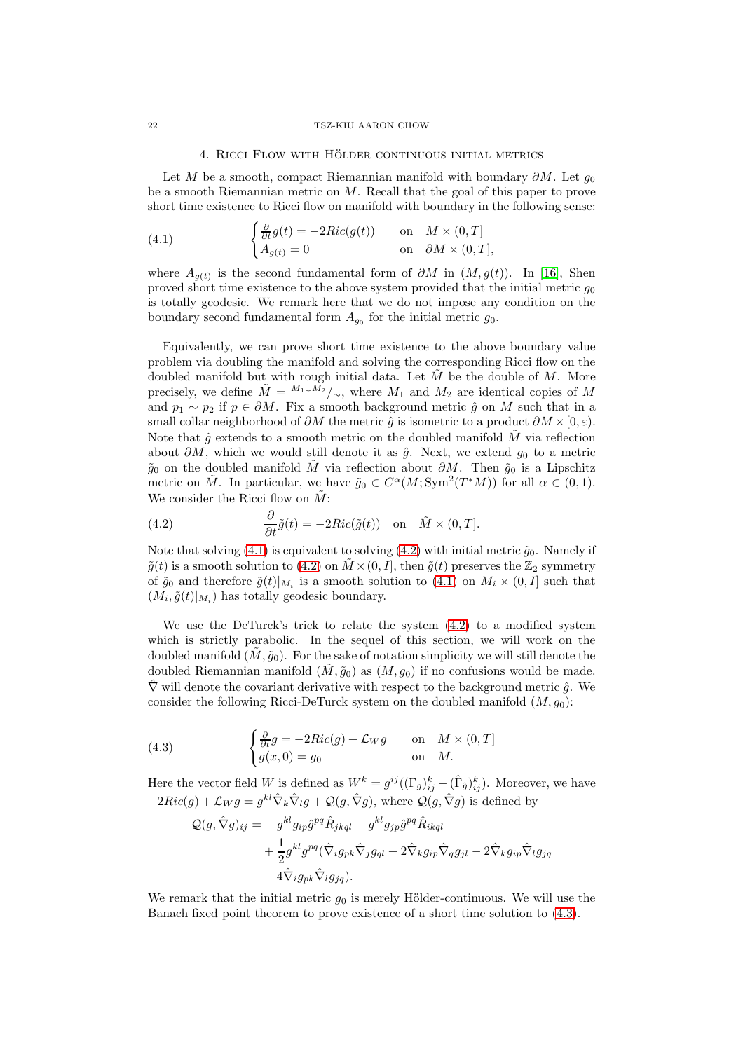## 4. Ricci Flow with Hölder continuous initial metrics

Let $M$ be a smooth, compact Riemannian manifold with boundary $\partial M$. Let $g_0$ be a smooth Riemannian metric on $M$. Recall that the goal of this paper to prove short time existence to Ricci flow on manifold with boundary in the following sense:

$$
\begin{cases} \frac{\partial}{\partial t} g(t) = -2Ric(g(t)) & \text{on} \quad M \times (0,T] \\ A_{g(t)} = 0 & \text{on} \quad \partial M \times (0,T], \end{cases} \tag{4.1}
$$

where $A_{g(t)}$ is the second fundamental form of $\partial M$ in $(M, g(t))$. In [16], Shen proved short time existence to the above system provided that the initial metric $g_0$ is totally geodesic. We remark here that we do not impose any condition on the boundary second fundamental form $A_{g_0}$ for the initial metric $g_0$.

Equivalently, we can prove short time existence to the above boundary value problem via doubling the manifold and solving the corresponding Ricci flow on the doubled manifold but with rough initial data. Let $\tilde{M}$ be the double of $M$. More precisely, we define $\tilde{M} = {}^{M_1 \cup M_2}/_{\sim}$, where $M_1$ and $M_2$ are identical copies of $M$ and $p_1 \sim p_2$ if $p \in \partial M$. Fix a smooth background metric $\hat{g}$ on $M$ such that in a small collar neighborhood of $\partial M$ the metric $\hat{g}$ is isometric to a product $\partial M \times [0, \varepsilon)$. Note that $\hat{g}$ extends to a smooth metric on the doubled manifold $\tilde{M}$ via reflection about $\partial M$, which we would still denote it as $\hat{g}$. Next, we extend $g_0$ to a metric $\tilde{g}_0$ on the doubled manifold $\tilde{M}$ via reflection about $\partial M$. Then $\tilde{g}_0$ is a Lipschitz metric on $\tilde{M}$. In particular, we have $\tilde{g}_0 \in C^\alpha(M; \mathrm{Sym}^2(T^*M))$ for all $\alpha \in (0,1)$. We consider the Ricci flow on $\tilde{M}$:

$$
\frac{\partial}{\partial t} \tilde{g}(t) = -2Ric(\tilde{g}(t)) \quad \text{on} \quad \tilde{M} \times (0,T]. \tag{4.2}
$$

Note that solving (4.1) is equivalent to solving (4.2) with initial metric $\tilde{g}_0$. Namely if $\tilde{g}(t)$ is a smooth solution to (4.2) on $\tilde{M} \times (0, I]$, then $\tilde{g}(t)$ preserves the $\mathbb{Z}_2$ symmetry of $\tilde{g}_0$ and therefore $\tilde{g}(t)|_{M_i}$ is a smooth solution to (4.1) on $M_i \times (0, I]$ such that $(M_i, \tilde{g}(t)|_{M_i})$ has totally geodesic boundary.

We use the DeTurck's trick to relate the system (4.2) to a modified system which is strictly parabolic. In the sequel of this section, we will work on the doubled manifold $(\tilde{M}, \tilde{g}_0)$. For the sake of notation simplicity we will still denote the doubled Riemannian manifold $(\tilde{M}, \tilde{g}_0)$ as $(M, g_0)$ if no confusions would be made. $\hat{\nabla}$ will denote the covariant derivative with respect to the background metric $\hat{g}$. We consider the following Ricci-DeTurck system on the doubled manifold $(M, g_0)$:

$$
\begin{cases} \frac{\partial}{\partial t} g = -2Ric(g) + \mathcal{L}_W g & \text{on} \quad M \times (0,T] \\ g(x,0) = g_0 & \text{on} \quad M. \end{cases} \tag{4.3}
$$

Here the vector field $W$ is defined as $W^k = g^{ij}((\Gamma_g)^k_{ij} - (\hat{\Gamma}_{\hat{g}})^k_{ij})$. Moreover, we have $-2Ric(g) + \mathcal{L}_W g = g^{kl} \hat{\nabla}_k \hat{\nabla}_l g + \mathcal{Q}(g, \hat{\nabla} g)$, where $\mathcal{Q}(g, \hat{\nabla} g)$ is defined by

$$
\begin{aligned}
\mathcal{Q}(g, \hat{\nabla} g)_{ij} = & - g^{kl} g_{ip} \hat{g}^{pq} \hat{R}_{jkql} - g^{kl} g_{jp} \hat{g}^{pq} \hat{R}_{ikql} \\
& + \frac{1}{2} g^{kl} g^{pq} (\hat{\nabla}_i g_{pk} \hat{\nabla}_j g_{ql} + 2 \hat{\nabla}_k g_{ip} \hat{\nabla}_q g_{jl} - 2 \hat{\nabla}_k g_{ip} \hat{\nabla}_l g_{jq} \\
& - 4 \hat{\nabla}_i g_{pk} \hat{\nabla}_l g_{jq}).
\end{aligned}
$$

We remark that the initial metric $g_0$ is merely Hölder-continuous. We will use the Banach fixed point theorem to prove existence of a short time solution to (4.3).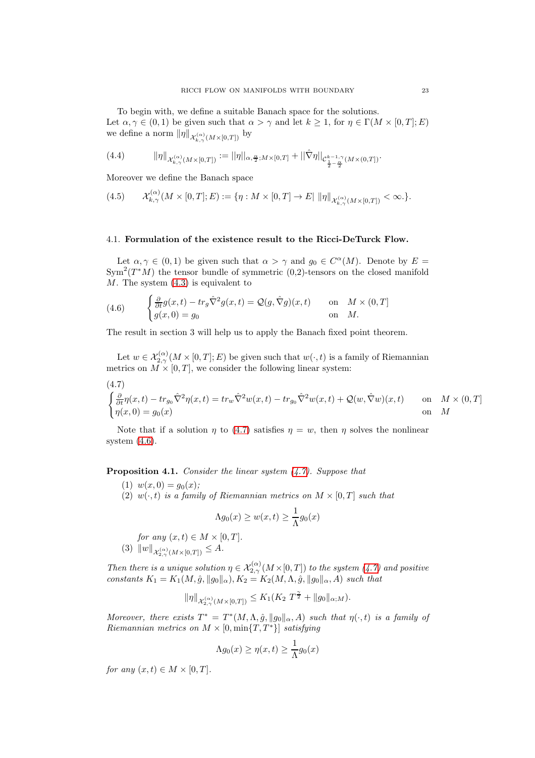To begin with, we define a suitable Banach space for the solutions.
Let $\alpha, \gamma \in (0,1)$ be given such that $\alpha > \gamma$ and let $k \geq 1$, for $\eta \in \Gamma(M \times [0,T]; E)$ we define a norm $\|\eta\|_{\mathcal{X}^{(\alpha)}_{k,\gamma}(M\times[0,T])}$ by

$$
\|\eta\|_{\mathcal{X}^{(\alpha)}_{k,\gamma}(M\times[0,T])} := ||\eta||_{\alpha,\frac{\alpha}{2};M\times[0,T]} + ||\hat{\nabla}\eta||_{\mathcal{C}^{k-1,\gamma}_{\frac{1}{2}-\frac{\alpha}{2}}(M\times(0,T])}. \tag{4.4}
$$

Moreover we define the Banach space

$$
\mathcal{X}^{(\alpha)}_{k,\gamma}(M\times[0,T];E) := \{\eta : M\times[0,T] \to E |\ \|\eta\|_{\mathcal{X}^{(\alpha)}_{k,\gamma}(M\times[0,T])} < \infty.\}. \tag{4.5}
$$

### 4.1. Formulation of the existence result to the Ricci-DeTurck Flow.

Let $\alpha, \gamma \in (0,1)$ be given such that $\alpha > \gamma$ and $g_0 \in C^\alpha(M)$. Denote by $E = \mathrm{Sym}^2(T^*M)$ the tensor bundle of symmetric (0,2)-tensors on the closed manifold $M$. The system (4.3) is equivalent to

$$
\begin{cases} \frac{\partial}{\partial t} g(x,t) - tr_g \hat{\nabla}^2 g(x,t) = \mathcal{Q}(g, \hat{\nabla} g)(x,t) & \text{on} \quad M\times(0,T] \\ g(x,0) = g_0 & \text{on} \quad M. \end{cases} \tag{4.6}
$$

The result in section 3 will help us to apply the Banach fixed point theorem.

Let $w \in \mathcal{X}^{(\alpha)}_{2,\gamma}(M\times[0,T];E)$ be given such that $w(\cdot,t)$ is a family of Riemannian metrics on $M\times[0,T]$, we consider the following linear system:

$$
\begin{cases} \frac{\partial}{\partial t}\eta(x,t) - tr_{g_0}\hat{\nabla}^2\eta(x,t) = tr_w\hat{\nabla}^2 w(x,t) - tr_{g_0}\hat{\nabla}^2 w(x,t) + \mathcal{Q}(w,\hat{\nabla}w)(x,t) & \text{on} \quad M\times(0,T] \\ \eta(x,0) = g_0(x) & \text{on} \quad M \end{cases} \tag{4.7}
$$

Note that if a solution $\eta$ to (4.7) satisfies $\eta = w$, then $\eta$ solves the nonlinear system (4.6).

**Proposition 4.1.** *Consider the linear system (4.7). Suppose that*

1. $w(x,0) = g_0(x)$;
2. $w(\cdot,t)$ *is a family of Riemannian metrics on* $M\times[0,T]$ *such that*
$$
\Lambda g_0(x) \geq w(x,t) \geq \frac{1}{\Lambda} g_0(x)
$$
*for any* $(x,t) \in M\times[0,T]$.
3. $\|w\|_{\mathcal{X}^{(\alpha)}_{2,\gamma}(M\times[0,T])} \leq A$.

*Then there is a unique solution* $\eta \in \mathcal{X}^{(\alpha)}_{2,\gamma}(M\times[0,T])$ *to the system (4.7) and positive constants* $K_1 = K_1(M,\hat{g},\|g_0\|_\alpha), K_2 = K_2(M,\Lambda,\hat{g},\|g_0\|_\alpha, A)$ *such that*

$$
\|\eta\|_{\mathcal{X}^{(\alpha)}_{2,\gamma}(M\times[0,T])} \leq K_1(K_2\ T^{\frac{\gamma}{2}} + \|g_0\|_{\alpha;M}).
$$

*Moreover, there exists* $T^* = T^*(M,\Lambda,\hat{g},\|g_0\|_\alpha, A)$ *such that* $\eta(\cdot,t)$ *is a family of Riemannian metrics on* $M\times[0,\min\{T,T^*\}]$ *satisfying*

$$
\Lambda g_0(x) \geq \eta(x,t) \geq \frac{1}{\Lambda} g_0(x)
$$

*for any* $(x,t) \in M\times[0,T]$.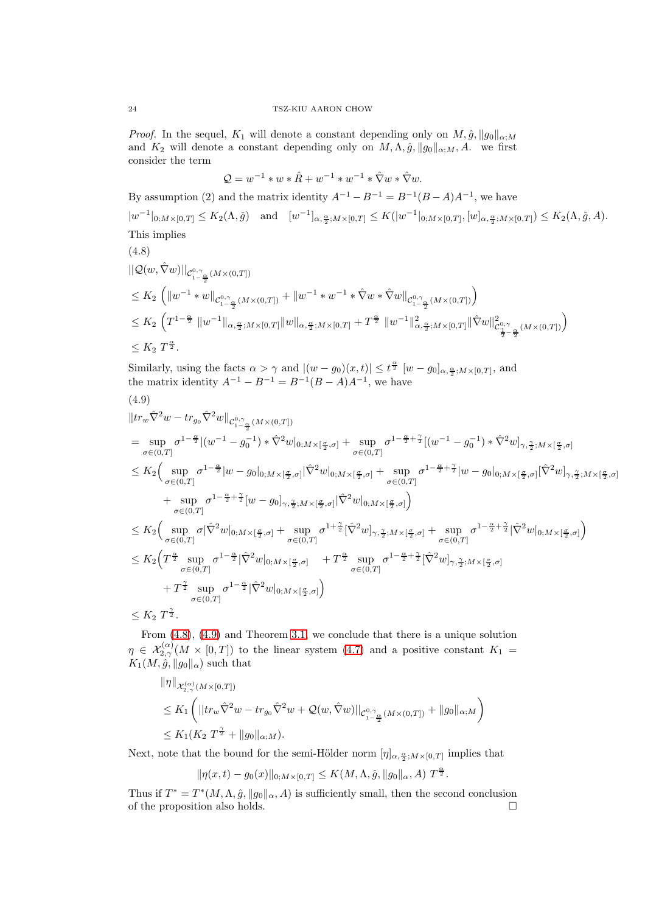*Proof.* In the sequel, $K_1$ will denote a constant depending only on $M, \hat{g}, \|g_0\|_{\alpha;M}$ and $K_2$ will denote a constant depending only on $M, \Lambda, \hat{g}, \|g_0\|_{\alpha;M}, A$. we first consider the term

$$\mathcal{Q} = w^{-1} * w * \hat{R} + w^{-1} * w^{-1} * \hat{\nabla} w * \hat{\nabla} w.$$

By assumption (2) and the matrix identity $A^{-1} - B^{-1} = B^{-1}(B-A)A^{-1}$, we have

$$|w^{-1}|_{0;M\times[0,T]} \le K_2(\Lambda, \hat{g}) \quad \text{and} \quad [w^{-1}]_{\alpha,\frac{\alpha}{2};M\times[0,T]} \le K(|w^{-1}|_{0;M\times[0,T]}, [w]_{\alpha,\frac{\alpha}{2};M\times[0,T]}) \le K_2(\Lambda, \hat{g}, A).$$

This implies

(4.8)

$$\begin{aligned}
&\|\mathcal{Q}(w, \hat{\nabla} w)\|_{\mathcal{C}^{0,\gamma}_{1-\frac{\alpha}{2}}(M\times(0,T])} \\
&\le K_2 \left( \|w^{-1} * w\|_{\mathcal{C}^{0,\gamma}_{1-\frac{\alpha}{2}}(M\times(0,T])} + \|w^{-1} * w^{-1} * \hat{\nabla} w * \hat{\nabla} w\|_{\mathcal{C}^{0,\gamma}_{1-\frac{\alpha}{2}}(M\times(0,T])} \right) \\
&\le K_2 \left( T^{1-\frac{\alpha}{2}} \|w^{-1}\|_{\alpha,\frac{\alpha}{2};M\times[0,T]} \|w\|_{\alpha,\frac{\alpha}{2};M\times[0,T]} + T^{\frac{\alpha}{2}} \|w^{-1}\|^2_{\alpha,\frac{\alpha}{2};M\times[0,T]} \|\hat{\nabla} w\|^2_{\mathcal{C}^{0,\gamma}_{\frac{1}{2}-\frac{\alpha}{2}}(M\times(0,T])} \right) \\
&\le K_2\ T^{\frac{\alpha}{2}}.
\end{aligned}$$

Similarly, using the facts $\alpha > \gamma$ and $|(w - g_0)(x,t)| \le t^{\frac{\alpha}{2}}\ [w - g_0]_{\alpha,\frac{\alpha}{2};M\times[0,T]}$, and the matrix identity $A^{-1} - B^{-1} = B^{-1}(B-A)A^{-1}$, we have

(4.9)

$$\begin{aligned}
&\|tr_w \hat{\nabla}^2 w - tr_{g_0} \hat{\nabla}^2 w\|_{\mathcal{C}^{0,\gamma}_{1-\frac{\alpha}{2}}(M\times(0,T])} \\
&= \sup_{\sigma\in(0,T]} \sigma^{1-\frac{\alpha}{2}} |(w^{-1} - g_0^{-1}) * \hat{\nabla}^2 w|_{0;M\times[\frac{\sigma}{2},\sigma]} + \sup_{\sigma\in(0,T]} \sigma^{1-\frac{\alpha}{2}+\frac{\gamma}{2}} [(w^{-1} - g_0^{-1}) * \hat{\nabla}^2 w]_{\gamma,\frac{\gamma}{2};M\times[\frac{\sigma}{2},\sigma]} \\
&\le K_2 \Big( \sup_{\sigma\in(0,T]} \sigma^{1-\frac{\alpha}{2}} |w - g_0|_{0;M\times[\frac{\sigma}{2},\sigma]} |\hat{\nabla}^2 w|_{0;M\times[\frac{\sigma}{2},\sigma]} + \sup_{\sigma\in(0,T]} \sigma^{1-\frac{\alpha}{2}+\frac{\gamma}{2}} |w - g_0|_{0;M\times[\frac{\sigma}{2},\sigma]} [\hat{\nabla}^2 w]_{\gamma,\frac{\gamma}{2};M\times[\frac{\sigma}{2},\sigma]} \\
&\qquad + \sup_{\sigma\in(0,T]} \sigma^{1-\frac{\alpha}{2}+\frac{\gamma}{2}} [w - g_0]_{\gamma,\frac{\gamma}{2};M\times[\frac{\sigma}{2},\sigma]} |\hat{\nabla}^2 w|_{0;M\times[\frac{\sigma}{2},\sigma]} \Big) \\
&\le K_2 \Big( \sup_{\sigma\in(0,T]} \sigma |\hat{\nabla}^2 w|_{0;M\times[\frac{\sigma}{2},\sigma]} + \sup_{\sigma\in(0,T]} \sigma^{1+\frac{\gamma}{2}} [\hat{\nabla}^2 w]_{\gamma,\frac{\gamma}{2};M\times[\frac{\sigma}{2},\sigma]} + \sup_{\sigma\in(0,T]} \sigma^{1-\frac{\alpha}{2}+\frac{\gamma}{2}} |\hat{\nabla}^2 w|_{0;M\times[\frac{\sigma}{2},\sigma]} \Big) \\
&\le K_2 \Big( T^{\frac{\alpha}{2}} \sup_{\sigma\in(0,T]} \sigma^{1-\frac{\alpha}{2}} |\hat{\nabla}^2 w|_{0;M\times[\frac{\sigma}{2},\sigma]} \quad + T^{\frac{\alpha}{2}} \sup_{\sigma\in(0,T]} \sigma^{1-\frac{\alpha}{2}+\frac{\gamma}{2}} [\hat{\nabla}^2 w]_{\gamma,\frac{\gamma}{2};M\times[\frac{\sigma}{2},\sigma]} \\
&\qquad + T^{\frac{\gamma}{2}} \sup_{\sigma\in(0,T]} \sigma^{1-\frac{\alpha}{2}} |\hat{\nabla}^2 w|_{0;M\times[\frac{\sigma}{2},\sigma]} \Big) \\
&\le K_2\ T^{\frac{\gamma}{2}}.
\end{aligned}$$

From (4.8), (4.9) and Theorem 3.1, we conclude that there is a unique solution $\eta \in \mathcal{X}^{(\alpha)}_{2,\gamma}(M\times[0,T])$ to the linear system (4.7) and a positive constant $K_1 = K_1(M, \hat{g}, \|g_0\|_\alpha)$ such that

$$\begin{aligned}
&\|\eta\|_{\mathcal{X}^{(\alpha)}_{2,\gamma}(M\times[0,T])} \\
&\le K_1 \left( \|tr_w \hat{\nabla}^2 w - tr_{g_0} \hat{\nabla}^2 w + \mathcal{Q}(w, \hat{\nabla} w)\|_{\mathcal{C}^{0,\gamma}_{1-\frac{\alpha}{2}}(M\times(0,T])} + \|g_0\|_{\alpha;M} \right) \\
&\le K_1 (K_2\ T^{\frac{\gamma}{2}} + \|g_0\|_{\alpha;M}).
\end{aligned}$$

Next, note that the bound for the semi-Hölder norm $[\eta]_{\alpha,\frac{\alpha}{2};M\times[0,T]}$ implies that

$$\|\eta(x,t) - g_0(x)\|_{0;M\times[0,T]} \le K(M, \Lambda, \hat{g}, \|g_0\|_\alpha, A)\ T^{\frac{\alpha}{2}}.$$

Thus if $T^* = T^*(M, \Lambda, \hat{g}, \|g_0\|_\alpha, A)$ is sufficiently small, then the second conclusion of the proposition also holds. $\square$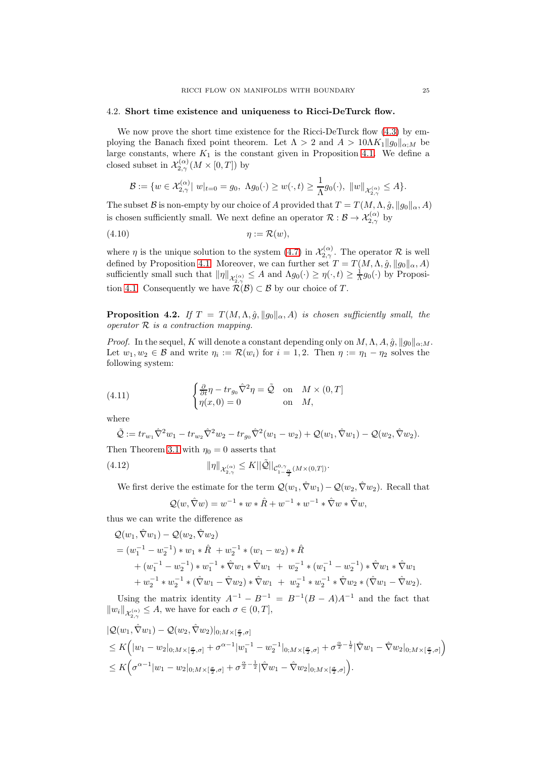### 4.2. **Short time existence and uniqueness to Ricci-DeTurck flow.**

We now prove the short time existence for the Ricci-DeTurck flow (4.3) by employing the Banach fixed point theorem. Let $\Lambda > 2$ and $A > 10\Lambda K_1 \|g_0\|_{\alpha;M}$ be large constants, where $K_1$ is the constant given in Proposition 4.1. We define a closed subset in $\mathcal{X}^{(\alpha)}_{2,\gamma}(M \times [0,T])$ by

$$\mathcal{B} := \{w \in \mathcal{X}^{(\alpha)}_{2,\gamma} |\ w|_{t=0} = g_0,\ \Lambda g_0(\cdot) \geq w(\cdot, t) \geq \frac{1}{\Lambda} g_0(\cdot),\ \|w\|_{\mathcal{X}^{(\alpha)}_{2,\gamma}} \leq A\}.$$

The subset $\mathcal{B}$ is non-empty by our choice of $A$ provided that $T = T(M, \Lambda, \hat{g}, \|g_0\|_\alpha, A)$ is chosen sufficiently small. We next define an operator $\mathcal{R} : \mathcal{B} \to \mathcal{X}^{(\alpha)}_{2,\gamma}$ by

$$\eta := \mathcal{R}(w), \tag{4.10}$$

where $\eta$ is the unique solution to the system (4.7) in $\mathcal{X}^{(\alpha)}_{2,\gamma}$. The operator $\mathcal{R}$ is well defined by Proposition 4.1. Moreover, we can further set $T = T(M, \Lambda, \hat{g}, \|g_0\|_\alpha, A)$ sufficiently small such that $\|\eta\|_{\mathcal{X}^{(\alpha)}_{2,\gamma}} \leq A$ and $\Lambda g_0(\cdot) \geq \eta(\cdot, t) \geq \frac{1}{\Lambda} g_0(\cdot)$ by Proposition 4.1. Consequently we have $\mathcal{R}(\mathcal{B}) \subset \mathcal{B}$ by our choice of $T$.

**Proposition 4.2.** *If $T = T(M, \Lambda, \hat{g}, \|g_0\|_\alpha, A)$ is chosen sufficiently small, the operator $\mathcal{R}$ is a contraction mapping.*

*Proof.* In the sequel, $K$ will denote a constant depending only on $M, \Lambda, A, \hat{g}, \|g_0\|_{\alpha;M}$. Let $w_1, w_2 \in \mathcal{B}$ and write $\eta_i := \mathcal{R}(w_i)$ for $i = 1, 2$. Then $\eta := \eta_1 - \eta_2$ solves the following system:

$$\begin{cases} \frac{\partial}{\partial t}\eta - tr_{g_0} \hat{\nabla}^2 \eta = \tilde{\mathcal{Q}} & \text{on} \quad M \times (0, T] \\ \eta(x, 0) = 0 & \text{on} \quad M, \end{cases} \tag{4.11}$$

where

$$\tilde{\mathcal{Q}} := tr_{w_1} \hat{\nabla}^2 w_1 - tr_{w_2} \hat{\nabla}^2 w_2 - tr_{g_0} \hat{\nabla}^2 (w_1 - w_2) + \mathcal{Q}(w_1, \hat{\nabla} w_1) - \mathcal{Q}(w_2, \hat{\nabla} w_2).$$

Then Theorem 3.1 with $\eta_0 = 0$ asserts that

$$\|\eta\|_{\mathcal{X}^{(\alpha)}_{2,\gamma}} \leq K \|\tilde{\mathcal{Q}}\|_{\mathcal{C}^{0,\gamma}_{1-\frac{\alpha}{2}}(M \times (0,T])}. \tag{4.12}$$

We first derive the estimate for the term $\mathcal{Q}(w_1, \hat{\nabla} w_1) - \mathcal{Q}(w_2, \hat{\nabla} w_2)$. Recall that

$$\mathcal{Q}(w, \hat{\nabla} w) = w^{-1} * w * \hat{R} + w^{-1} * w^{-1} * \hat{\nabla} w * \hat{\nabla} w,$$

thus we can write the difference as

$$\begin{aligned}
&\mathcal{Q}(w_1, \hat{\nabla} w_1) - \mathcal{Q}(w_2, \hat{\nabla} w_2) \\
&= (w_1^{-1} - w_2^{-1}) * w_1 * \hat{R}\ + w_2^{-1} * (w_1 - w_2) * \hat{R} \\
&\quad + (w_1^{-1} - w_2^{-1}) * w_1^{-1} * \hat{\nabla} w_1 * \hat{\nabla} w_1\ +\ w_2^{-1} * (w_1^{-1} - w_2^{-1}) * \hat{\nabla} w_1 * \hat{\nabla} w_1 \\
&\quad + w_2^{-1} * w_2^{-1} * (\hat{\nabla} w_1 - \hat{\nabla} w_2) * \hat{\nabla} w_1\ +\ w_2^{-1} * w_2^{-1} * \hat{\nabla} w_2 * (\hat{\nabla} w_1 - \hat{\nabla} w_2).
\end{aligned}$$

Using the matrix identity $A^{-1} - B^{-1} = B^{-1}(B - A)A^{-1}$ and the fact that $\|w_i\|_{\mathcal{X}^{(\alpha)}_{2,\gamma}} \leq A$, we have for each $\sigma \in (0, T]$,

$$\begin{aligned}
&|\mathcal{Q}(w_1, \hat{\nabla} w_1) - \mathcal{Q}(w_2, \hat{\nabla} w_2)|_{0;M \times [\frac{\sigma}{2}, \sigma]} \\
&\leq K \Big( |w_1 - w_2|_{0;M \times [\frac{\sigma}{2}, \sigma]} + \sigma^{\alpha - 1} |w_1^{-1} - w_2^{-1}|_{0;M \times [\frac{\sigma}{2}, \sigma]} + \sigma^{\frac{\alpha}{2} - \frac{1}{2}} |\hat{\nabla} w_1 - \hat{\nabla} w_2|_{0;M \times [\frac{\sigma}{2}, \sigma]} \Big) \\
&\leq K \Big( \sigma^{\alpha - 1} |w_1 - w_2|_{0;M \times [\frac{\sigma}{2}, \sigma]} + \sigma^{\frac{\alpha}{2} - \frac{1}{2}} |\hat{\nabla} w_1 - \hat{\nabla} w_2|_{0;M \times [\frac{\sigma}{2}, \sigma]} \Big).
\end{aligned}$$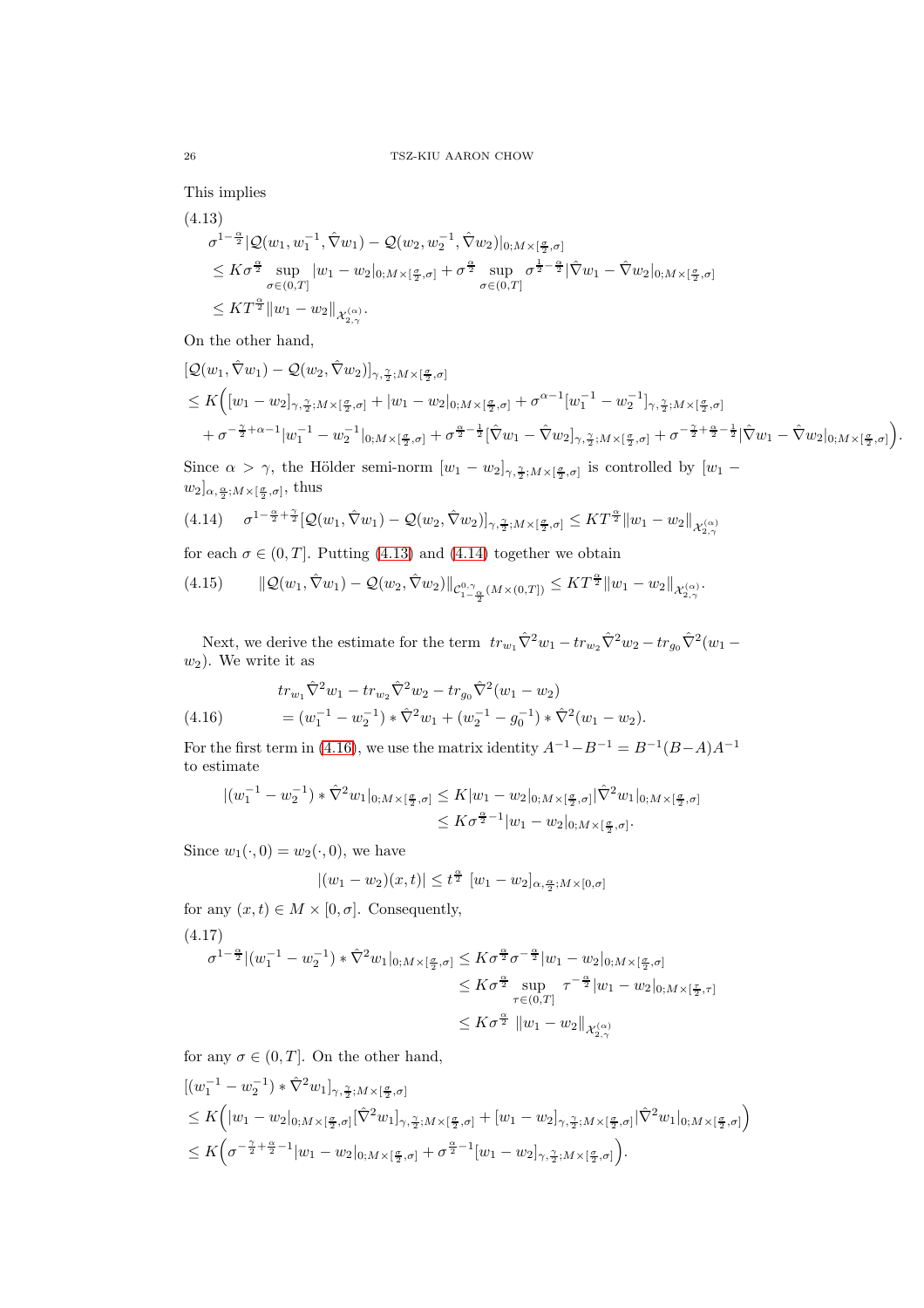This implies

$$
\begin{aligned}
&\sigma^{1-\frac{\alpha}{2}}|\mathcal{Q}(w_1, w_1^{-1}, \hat{\nabla} w_1) - \mathcal{Q}(w_2, w_2^{-1}, \hat{\nabla} w_2)|_{0;M\times[\frac{\sigma}{2},\sigma]} \\
&\leq K\sigma^{\frac{\alpha}{2}} \sup_{\sigma\in(0,T]} |w_1 - w_2|_{0;M\times[\frac{\sigma}{2},\sigma]} + \sigma^{\frac{\alpha}{2}} \sup_{\sigma\in(0,T]} \sigma^{\frac{1}{2}-\frac{\alpha}{2}} |\hat{\nabla} w_1 - \hat{\nabla} w_2|_{0;M\times[\frac{\sigma}{2},\sigma]} \\
&\leq KT^{\frac{\alpha}{2}} \|w_1 - w_2\|_{\mathcal{X}^{(\alpha)}_{2,\gamma}}.
\end{aligned} \tag{4.13}
$$

On the other hand,

$$
\begin{aligned}
&[\mathcal{Q}(w_1, \hat{\nabla} w_1) - \mathcal{Q}(w_2, \hat{\nabla} w_2)]_{\gamma,\frac{\gamma}{2};M\times[\frac{\sigma}{2},\sigma]} \\
&\leq K\Big( [w_1 - w_2]_{\gamma,\frac{\gamma}{2};M\times[\frac{\sigma}{2},\sigma]} + |w_1 - w_2|_{0;M\times[\frac{\sigma}{2},\sigma]} + \sigma^{\alpha-1}[w_1^{-1} - w_2^{-1}]_{\gamma,\frac{\gamma}{2};M\times[\frac{\sigma}{2},\sigma]} \\
&\quad + \sigma^{-\frac{\gamma}{2}+\alpha-1}|w_1^{-1} - w_2^{-1}|_{0;M\times[\frac{\sigma}{2},\sigma]} + \sigma^{\frac{\alpha}{2}-\frac{1}{2}}[\hat{\nabla} w_1 - \hat{\nabla} w_2]_{\gamma,\frac{\gamma}{2};M\times[\frac{\sigma}{2},\sigma]} + \sigma^{-\frac{\gamma}{2}+\frac{\alpha}{2}-\frac{1}{2}}|\hat{\nabla} w_1 - \hat{\nabla} w_2|_{0;M\times[\frac{\sigma}{2},\sigma]}\Big).
\end{aligned}
$$

Since $\alpha > \gamma$, the Hölder semi-norm $[w_1 - w_2]_{\gamma,\frac{\gamma}{2};M\times[\frac{\sigma}{2},\sigma]}$ is controlled by $[w_1 - w_2]_{\alpha,\frac{\alpha}{2};M\times[\frac{\sigma}{2},\sigma]}$, thus

$$
\sigma^{1-\frac{\alpha}{2}+\frac{\gamma}{2}}[\mathcal{Q}(w_1, \hat{\nabla} w_1) - \mathcal{Q}(w_2, \hat{\nabla} w_2)]_{\gamma,\frac{\gamma}{2};M\times[\frac{\sigma}{2},\sigma]} \leq KT^{\frac{\alpha}{2}}\|w_1 - w_2\|_{\mathcal{X}^{(\alpha)}_{2,\gamma}} \tag{4.14}
$$

for each $\sigma \in (0, T]$. Putting (4.13) and (4.14) together we obtain

$$
\|\mathcal{Q}(w_1, \hat{\nabla} w_1) - \mathcal{Q}(w_2, \hat{\nabla} w_2)\|_{\mathcal{C}^{0,\gamma}_{1-\frac{\alpha}{2}}(M\times(0,T])} \leq KT^{\frac{\alpha}{2}}\|w_1 - w_2\|_{\mathcal{X}^{(\alpha)}_{2,\gamma}}. \tag{4.15}
$$

Next, we derive the estimate for the term $tr_{w_1}\hat{\nabla}^2 w_1 - tr_{w_2}\hat{\nabla}^2 w_2 - tr_{g_0}\hat{\nabla}^2(w_1 - w_2)$. We write it as

$$
\begin{aligned}
&tr_{w_1}\hat{\nabla}^2 w_1 - tr_{w_2}\hat{\nabla}^2 w_2 - tr_{g_0}\hat{\nabla}^2(w_1 - w_2) \\
&= (w_1^{-1} - w_2^{-1}) * \hat{\nabla}^2 w_1 + (w_2^{-1} - g_0^{-1}) * \hat{\nabla}^2(w_1 - w_2).
\end{aligned} \tag{4.16}
$$

For the first term in (4.16), we use the matrix identity $A^{-1} - B^{-1} = B^{-1}(B - A)A^{-1}$ to estimate

$$
\begin{aligned}
|(w_1^{-1} - w_2^{-1}) * \hat{\nabla}^2 w_1|_{0;M\times[\frac{\sigma}{2},\sigma]} &\leq K|w_1 - w_2|_{0;M\times[\frac{\sigma}{2},\sigma]}|\hat{\nabla}^2 w_1|_{0;M\times[\frac{\sigma}{2},\sigma]} \\
&\leq K\sigma^{\frac{\alpha}{2}-1}|w_1 - w_2|_{0;M\times[\frac{\sigma}{2},\sigma]}.
\end{aligned}
$$

Since $w_1(\cdot, 0) = w_2(\cdot, 0)$, we have

$$
|(w_1 - w_2)(x, t)| \leq t^{\frac{\alpha}{2}}\ [w_1 - w_2]_{\alpha,\frac{\alpha}{2};M\times[0,\sigma]}
$$

for any $(x, t) \in M \times [0, \sigma]$. Consequently,

$$
\begin{aligned}
\sigma^{1-\frac{\alpha}{2}}|(w_1^{-1} - w_2^{-1}) * \hat{\nabla}^2 w_1|_{0;M\times[\frac{\sigma}{2},\sigma]} &\leq K\sigma^{\frac{\alpha}{2}}\sigma^{-\frac{\alpha}{2}}|w_1 - w_2|_{0;M\times[\frac{\sigma}{2},\sigma]} \\
&\leq K\sigma^{\frac{\alpha}{2}} \sup_{\tau\in(0,T]} \tau^{-\frac{\alpha}{2}}|w_1 - w_2|_{0;M\times[\frac{\tau}{2},\tau]} \\
&\leq K\sigma^{\frac{\alpha}{2}}\ \|w_1 - w_2\|_{\mathcal{X}^{(\alpha)}_{2,\gamma}}
\end{aligned} \tag{4.17}
$$

for any $\sigma \in (0, T]$. On the other hand,

$$
\begin{aligned}
&[(w_1^{-1} - w_2^{-1}) * \hat{\nabla}^2 w_1]_{\gamma,\frac{\gamma}{2};M\times[\frac{\sigma}{2},\sigma]} \\
&\leq K\Big(|w_1 - w_2|_{0;M\times[\frac{\sigma}{2},\sigma]}[\hat{\nabla}^2 w_1]_{\gamma,\frac{\gamma}{2};M\times[\frac{\sigma}{2},\sigma]} + [w_1 - w_2]_{\gamma,\frac{\gamma}{2};M\times[\frac{\sigma}{2},\sigma]}|\hat{\nabla}^2 w_1|_{0;M\times[\frac{\sigma}{2},\sigma]}\Big) \\
&\leq K\Big(\sigma^{-\frac{\gamma}{2}+\frac{\alpha}{2}-1}|w_1 - w_2|_{0;M\times[\frac{\sigma}{2},\sigma]} + \sigma^{\frac{\alpha}{2}-1}[w_1 - w_2]_{\gamma,\frac{\gamma}{2};M\times[\frac{\sigma}{2},\sigma]}\Big).
\end{aligned}
$$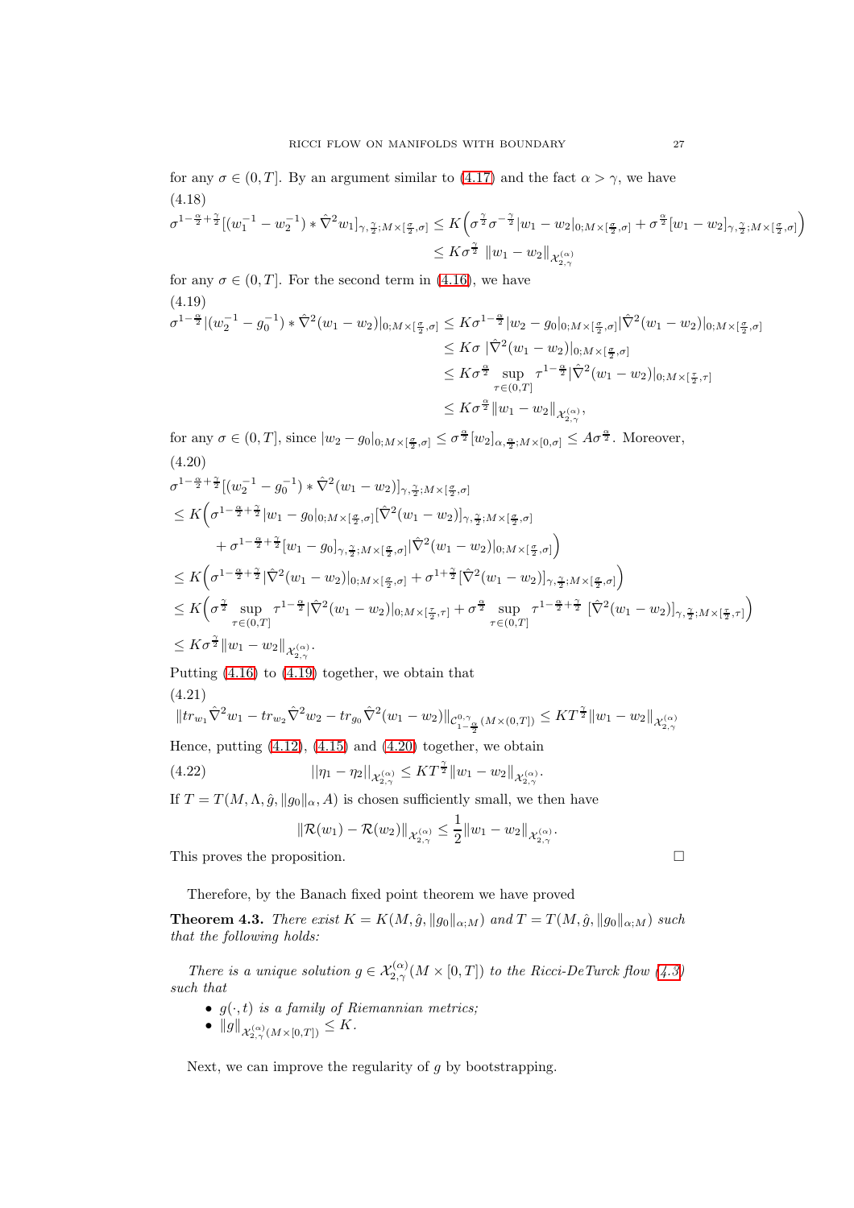for any $\sigma \in (0,T]$. By an argument similar to (4.17) and the fact $\alpha > \gamma$, we have

(4.18)

$$
\begin{aligned}
\sigma^{1-\frac{\alpha}{2}+\frac{\gamma}{2}}[(w_1^{-1}-w_2^{-1})*\hat{\nabla}^2 w_1]_{\gamma,\frac{\gamma}{2};M\times[\frac{\sigma}{2},\sigma]} &\leq K\Big(\sigma^{\frac{\gamma}{2}}\sigma^{-\frac{\gamma}{2}}|w_1-w_2|_{0;M\times[\frac{\sigma}{2},\sigma]}+\sigma^{\frac{\alpha}{2}}[w_1-w_2]_{\gamma,\frac{\gamma}{2};M\times[\frac{\sigma}{2},\sigma]}\Big)\\
&\leq K\sigma^{\frac{\gamma}{2}}\,\|w_1-w_2\|_{\mathcal{X}^{(\alpha)}_{2,\gamma}}
\end{aligned}
$$

for any $\sigma \in (0,T]$. For the second term in (4.16), we have

(4.19)

$$
\begin{aligned}
\sigma^{1-\frac{\alpha}{2}}|(w_2^{-1}-g_0^{-1})*\hat{\nabla}^2(w_1-w_2)|_{0;M\times[\frac{\sigma}{2},\sigma]} &\leq K\sigma^{1-\frac{\alpha}{2}}|w_2-g_0|_{0;M\times[\frac{\sigma}{2},\sigma]}|\hat{\nabla}^2(w_1-w_2)|_{0;M\times[\frac{\sigma}{2},\sigma]}\\
&\leq K\sigma\,|\hat{\nabla}^2(w_1-w_2)|_{0;M\times[\frac{\sigma}{2},\sigma]}\\
&\leq K\sigma^{\frac{\alpha}{2}}\sup_{\tau\in(0,T]}\tau^{1-\frac{\alpha}{2}}|\hat{\nabla}^2(w_1-w_2)|_{0;M\times[\frac{\tau}{2},\tau]}\\
&\leq K\sigma^{\frac{\alpha}{2}}\|w_1-w_2\|_{\mathcal{X}^{(\alpha)}_{2,\gamma}},
\end{aligned}
$$

for any $\sigma \in (0,T]$, since $|w_2-g_0|_{0;M\times[\frac{\sigma}{2},\sigma]} \leq \sigma^{\frac{\alpha}{2}}[w_2]_{\alpha,\frac{\alpha}{2};M\times[0,\sigma]} \leq A\sigma^{\frac{\alpha}{2}}$. Moreover,

(4.20)

$$
\begin{aligned}
&\sigma^{1-\frac{\alpha}{2}+\frac{\gamma}{2}}[(w_2^{-1}-g_0^{-1})*\hat{\nabla}^2(w_1-w_2)]_{\gamma,\frac{\gamma}{2};M\times[\frac{\sigma}{2},\sigma]}\\
&\leq K\Big(\sigma^{1-\frac{\alpha}{2}+\frac{\gamma}{2}}|w_1-g_0|_{0;M\times[\frac{\sigma}{2},\sigma]}[\hat{\nabla}^2(w_1-w_2)]_{\gamma,\frac{\gamma}{2};M\times[\frac{\sigma}{2},\sigma]}\\
&\qquad+\sigma^{1-\frac{\alpha}{2}+\frac{\gamma}{2}}[w_1-g_0]_{\gamma,\frac{\gamma}{2};M\times[\frac{\sigma}{2},\sigma]}|\hat{\nabla}^2(w_1-w_2)|_{0;M\times[\frac{\sigma}{2},\sigma]}\Big)\\
&\leq K\Big(\sigma^{1-\frac{\alpha}{2}+\frac{\gamma}{2}}|\hat{\nabla}^2(w_1-w_2)|_{0;M\times[\frac{\sigma}{2},\sigma]}+\sigma^{1+\frac{\gamma}{2}}[\hat{\nabla}^2(w_1-w_2)]_{\gamma,\frac{\gamma}{2};M\times[\frac{\sigma}{2},\sigma]}\Big)\\
&\leq K\Big(\sigma^{\frac{\gamma}{2}}\sup_{\tau\in(0,T]}\tau^{1-\frac{\alpha}{2}}|\hat{\nabla}^2(w_1-w_2)|_{0;M\times[\frac{\tau}{2},\tau]}+\sigma^{\frac{\alpha}{2}}\sup_{\tau\in(0,T]}\tau^{1-\frac{\alpha}{2}+\frac{\gamma}{2}}\,[\hat{\nabla}^2(w_1-w_2)]_{\gamma,\frac{\gamma}{2};M\times[\frac{\tau}{2},\tau]}\Big)\\
&\leq K\sigma^{\frac{\gamma}{2}}\|w_1-w_2\|_{\mathcal{X}^{(\alpha)}_{2,\gamma}}.
\end{aligned}
$$

Putting (4.16) to (4.19) together, we obtain that

(4.21)

$$
\|tr_{w_1}\hat{\nabla}^2 w_1 - tr_{w_2}\hat{\nabla}^2 w_2 - tr_{g_0}\hat{\nabla}^2(w_1-w_2)\|_{\mathcal{C}^{0,\gamma}_{1-\frac{\alpha}{2}}(M\times(0,T])} \leq KT^{\frac{\gamma}{2}}\|w_1-w_2\|_{\mathcal{X}^{(\alpha)}_{2,\gamma}}
$$

Hence, putting (4.12), (4.15) and (4.20) together, we obtain

$$
||\eta_1-\eta_2||_{\mathcal{X}^{(\alpha)}_{2,\gamma}} \leq KT^{\frac{\gamma}{2}}\|w_1-w_2\|_{\mathcal{X}^{(\alpha)}_{2,\gamma}}. \tag{4.22}
$$

If $T = T(M,\Lambda,\hat{g},\|g_0\|_\alpha, A)$ is chosen sufficiently small, we then have

$$
\|\mathcal{R}(w_1)-\mathcal{R}(w_2)\|_{\mathcal{X}^{(\alpha)}_{2,\gamma}} \leq \frac{1}{2}\|w_1-w_2\|_{\mathcal{X}^{(\alpha)}_{2,\gamma}}.
$$

This proves the proposition. $\square$

Therefore, by the Banach fixed point theorem we have proved

**Theorem 4.3.** *There exist $K = K(M,\hat{g},\|g_0\|_{\alpha;M})$ and $T = T(M,\hat{g},\|g_0\|_{\alpha;M})$ such that the following holds:*

*There is a unique solution $g \in \mathcal{X}^{(\alpha)}_{2,\gamma}(M\times[0,T])$ to the Ricci-DeTurck flow (4.3) such that*

- *$g(\cdot,t)$ is a family of Riemannian metrics;*
- *$\|g\|_{\mathcal{X}^{(\alpha)}_{2,\gamma}(M\times[0,T])} \leq K$.*

Next, we can improve the regularity of $g$ by bootstrapping.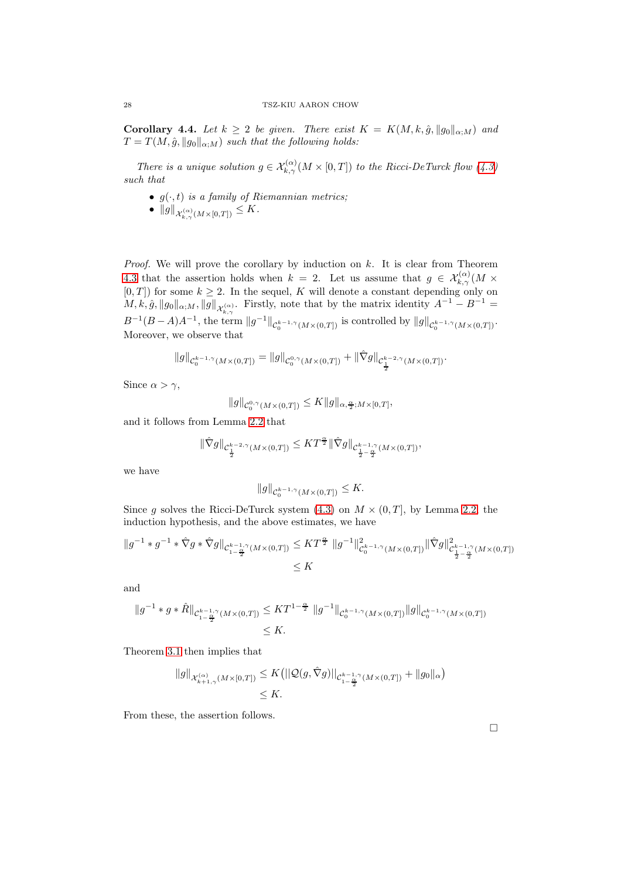**Corollary 4.4.** *Let $k \geq 2$ be given. There exist $K = K(M, k, \hat{g}, \|g_0\|_{\alpha;M})$ and $T = T(M, \hat{g}, \|g_0\|_{\alpha;M})$ such that the following holds:*

*There is a unique solution $g \in \mathcal{X}^{(\alpha)}_{k,\gamma}(M \times [0,T])$ to the Ricci-DeTurck flow (4.3) such that*

- *$g(\cdot, t)$ is a family of Riemannian metrics;*
- *$\|g\|_{\mathcal{X}^{(\alpha)}_{k,\gamma}(M\times[0,T])} \leq K$.*

*Proof.* We will prove the corollary by induction on $k$. It is clear from Theorem 4.3 that the assertion holds when $k = 2$. Let us assume that $g \in \mathcal{X}^{(\alpha)}_{k,\gamma}(M \times [0,T])$ for some $k \geq 2$. In the sequel, $K$ will denote a constant depending only on $M, k, \hat{g}, \|g_0\|_{\alpha;M}, \|g\|_{\mathcal{X}^{(\alpha)}_{k,\gamma}}$. Firstly, note that by the matrix identity $A^{-1} - B^{-1} = B^{-1}(B - A)A^{-1}$, the term $\|g^{-1}\|_{\mathcal{C}^{k-1,\gamma}_0(M\times(0,T])}$ is controlled by $\|g\|_{\mathcal{C}^{k-1,\gamma}_0(M\times(0,T])}$. Moreover, we observe that

$$\|g\|_{\mathcal{C}^{k-1,\gamma}_0(M\times(0,T])} = \|g\|_{\mathcal{C}^{0,\gamma}_0(M\times(0,T])} + \|\hat{\nabla} g\|_{\mathcal{C}^{k-2,\gamma}_{\frac{1}{2}}(M\times(0,T])}.$$

Since $\alpha > \gamma$,

$$\|g\|_{\mathcal{C}^{0,\gamma}_0(M\times(0,T])} \leq K\|g\|_{\alpha,\frac{\alpha}{2};M\times[0,T]},$$

and it follows from Lemma 2.2 that

$$\|\hat{\nabla} g\|_{\mathcal{C}^{k-2,\gamma}_{\frac{1}{2}}(M\times(0,T])} \leq KT^{\frac{\alpha}{2}}\|\hat{\nabla} g\|_{\mathcal{C}^{k-1,\gamma}_{\frac{1}{2}-\frac{\alpha}{2}}(M\times(0,T])},$$

we have

$$\|g\|_{\mathcal{C}^{k-1,\gamma}_0(M\times(0,T])} \leq K.$$

Since $g$ solves the Ricci-DeTurck system (4.3) on $M \times (0,T]$, by Lemma 2.2, the induction hypothesis, and the above estimates, we have

$$\begin{aligned}
\|g^{-1} * g^{-1} * \hat{\nabla} g * \hat{\nabla} g\|_{\mathcal{C}^{k-1,\gamma}_{1-\frac{\alpha}{2}}(M\times(0,T])} &\leq KT^{\frac{\alpha}{2}}\ \|g^{-1}\|^2_{\mathcal{C}^{k-1,\gamma}_0(M\times(0,T])}\|\hat{\nabla} g\|^2_{\mathcal{C}^{k-1,\gamma}_{\frac{1}{2}-\frac{\alpha}{2}}(M\times(0,T])} \\
&\leq K
\end{aligned}$$

and

$$\begin{aligned}
\|g^{-1} * g * \hat{R}\|_{\mathcal{C}^{k-1,\gamma}_{1-\frac{\alpha}{2}}(M\times(0,T])} &\leq KT^{1-\frac{\alpha}{2}}\ \|g^{-1}\|_{\mathcal{C}^{k-1,\gamma}_0(M\times(0,T])}\|g\|_{\mathcal{C}^{k-1,\gamma}_0(M\times(0,T])} \\
&\leq K.
\end{aligned}$$

Theorem 3.1 then implies that

$$\begin{aligned}
\|g\|_{\mathcal{X}^{(\alpha)}_{k+1,\gamma}(M\times[0,T])} &\leq K\big(\|\mathcal{Q}(g, \hat{\nabla} g)\|_{\mathcal{C}^{k-1,\gamma}_{1-\frac{\alpha}{2}}(M\times(0,T])} + \|g_0\|_\alpha\big) \\
&\leq K.
\end{aligned}$$

From these, the assertion follows. $\square$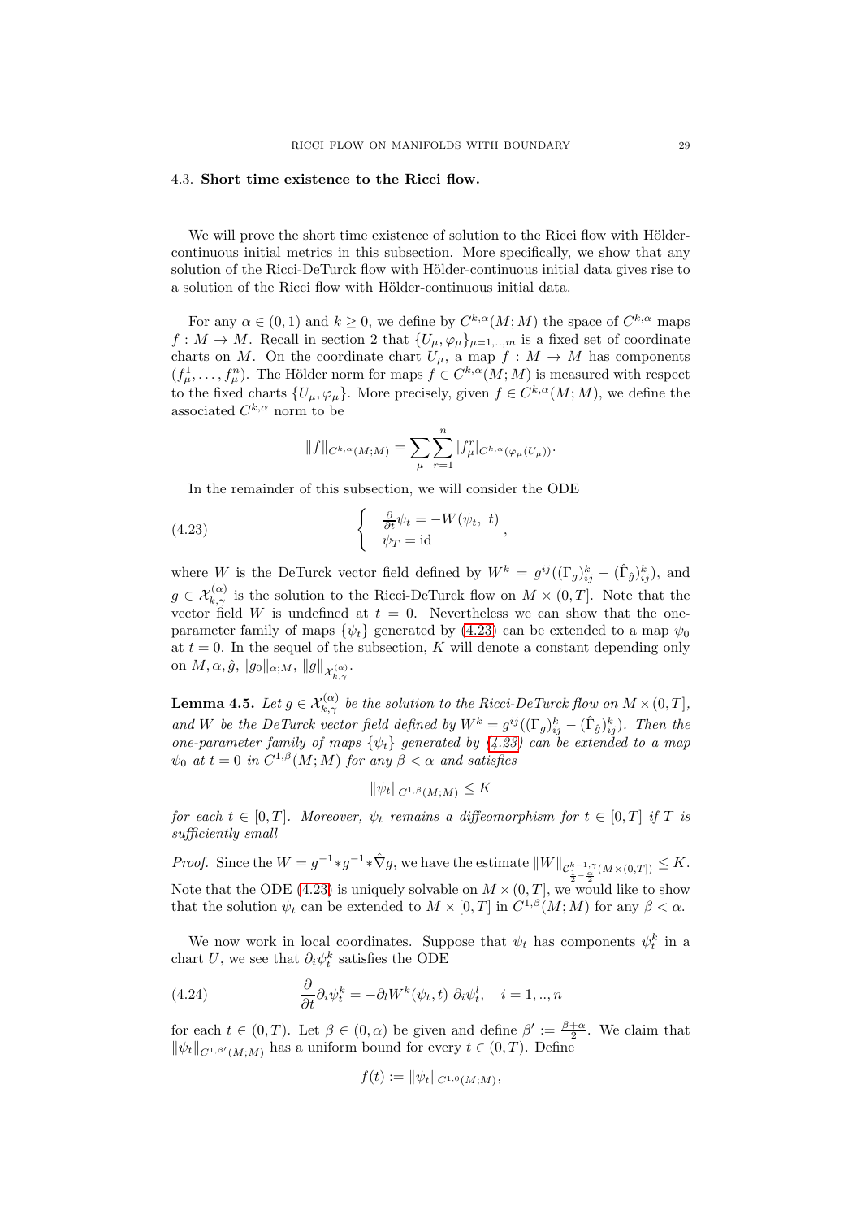### 4.3. **Short time existence to the Ricci flow.**

We will prove the short time existence of solution to the Ricci flow with Hölder-continuous initial metrics in this subsection. More specifically, we show that any solution of the Ricci-DeTurck flow with Hölder-continuous initial data gives rise to a solution of the Ricci flow with Hölder-continuous initial data.

For any $\alpha \in (0,1)$ and $k \geq 0$, we define by $C^{k,\alpha}(M;M)$ the space of $C^{k,\alpha}$ maps $f : M \to M$. Recall in section 2 that $\{U_\mu, \varphi_\mu\}_{\mu=1,..,m}$ is a fixed set of coordinate charts on $M$. On the coordinate chart $U_\mu$, a map $f : M \to M$ has components $(f^1_\mu, \dots, f^n_\mu)$. The Hölder norm for maps $f \in C^{k,\alpha}(M;M)$ is measured with respect to the fixed charts $\{U_\mu, \varphi_\mu\}$. More precisely, given $f \in C^{k,\alpha}(M;M)$, we define the associated $C^{k,\alpha}$ norm to be

$$\|f\|_{C^{k,\alpha}(M;M)} = \sum_\mu \sum_{r=1}^n |f^r_\mu|_{C^{k,\alpha}(\varphi_\mu(U_\mu))}.$$

In the remainder of this subsection, we will consider the ODE

$$\begin{cases} \frac{\partial}{\partial t}\psi_t = -W(\psi_t,\ t) \\ \psi_T = \mathrm{id} \end{cases}, \tag{4.23}$$

where $W$ is the DeTurck vector field defined by $W^k = g^{ij}((\Gamma_g)^k_{ij} - (\hat{\Gamma}_{\hat{g}})^k_{ij})$, and $g \in \mathcal{X}^{(\alpha)}_{k,\gamma}$ is the solution to the Ricci-DeTurck flow on $M \times (0,T]$. Note that the vector field $W$ is undefined at $t = 0$. Nevertheless we can show that the one-parameter family of maps $\{\psi_t\}$ generated by (4.23) can be extended to a map $\psi_0$ at $t = 0$. In the sequel of the subsection, $K$ will denote a constant depending only on $M, \alpha, \hat{g}, \|g_0\|_{\alpha;M}, \|g\|_{\mathcal{X}^{(\alpha)}_{k,\gamma}}$.

**Lemma 4.5.** *Let $g \in \mathcal{X}^{(\alpha)}_{k,\gamma}$ be the solution to the Ricci-DeTurck flow on $M \times (0,T]$, and $W$ be the DeTurck vector field defined by $W^k = g^{ij}((\Gamma_g)^k_{ij} - (\hat{\Gamma}_{\hat{g}})^k_{ij})$. Then the one-parameter family of maps $\{\psi_t\}$ generated by (4.23) can be extended to a map $\psi_0$ at $t = 0$ in $C^{1,\beta}(M;M)$ for any $\beta < \alpha$ and satisfies*

$$\|\psi_t\|_{C^{1,\beta}(M;M)} \leq K$$

*for each $t \in [0,T]$. Moreover, $\psi_t$ remains a diffeomorphism for $t \in [0,T]$ if $T$ is sufficiently small*

*Proof.* Since the $W = g^{-1} * g^{-1} * \hat{\nabla} g$, we have the estimate $\|W\|_{\mathcal{C}^{k-1,\gamma}_{\frac{1}{2}-\frac{\alpha}{2}}(M\times(0,T])} \leq K$. Note that the ODE (4.23) is uniquely solvable on $M \times (0,T]$, we would like to show that the solution $\psi_t$ can be extended to $M \times [0,T]$ in $C^{1,\beta}(M;M)$ for any $\beta < \alpha$.

We now work in local coordinates. Suppose that $\psi_t$ has components $\psi^k_t$ in a chart $U$, we see that $\partial_i \psi^k_t$ satisfies the ODE

$$\frac{\partial}{\partial t}\partial_i \psi^k_t = -\partial_l W^k(\psi_t, t)\ \partial_i \psi^l_t, \quad i = 1,..,n \tag{4.24}$$

for each $t \in (0,T)$. Let $\beta \in (0,\alpha)$ be given and define $\beta' := \frac{\beta+\alpha}{2}$. We claim that $\|\psi_t\|_{C^{1,\beta'}(M;M)}$ has a uniform bound for every $t \in (0,T)$. Define

$$f(t) := \|\psi_t\|_{C^{1,0}(M;M)},$$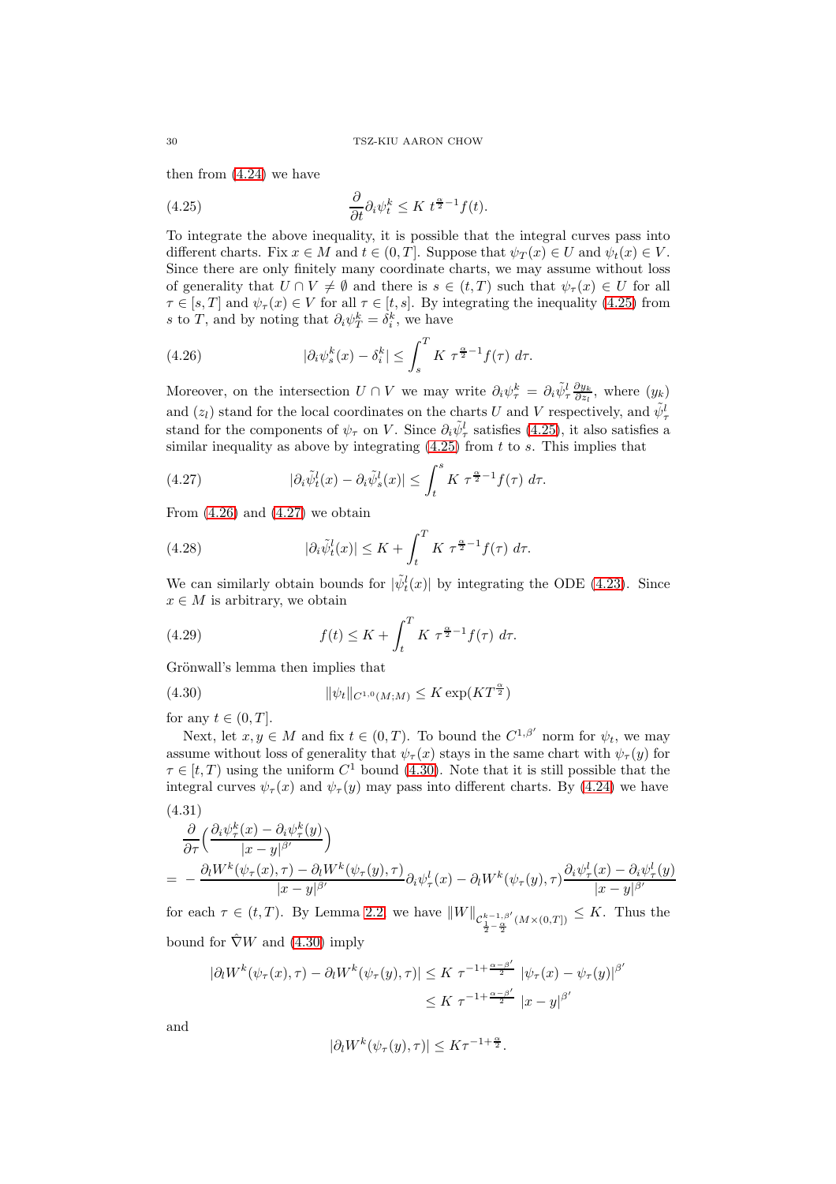then from (4.24) we have

$$\frac{\partial}{\partial t} \partial_i \psi_t^k \leq K \; t^{\frac{\alpha}{2}-1} f(t). \tag{4.25}$$

To integrate the above inequality, it is possible that the integral curves pass into different charts. Fix $x \in M$ and $t \in (0, T]$. Suppose that $\psi_T(x) \in U$ and $\psi_t(x) \in V$. Since there are only finitely many coordinate charts, we may assume without loss of generality that $U \cap V \neq \emptyset$ and there is $s \in (t, T)$ such that $\psi_\tau(x) \in U$ for all $\tau \in [s, T]$ and $\psi_\tau(x) \in V$ for all $\tau \in [t, s]$. By integrating the inequality (4.25) from $s$ to $T$, and by noting that $\partial_i \psi_T^k = \delta_i^k$, we have

$$|\partial_i \psi_s^k(x) - \delta_i^k| \leq \int_s^T K \; \tau^{\frac{\alpha}{2}-1} f(\tau) \; d\tau. \tag{4.26}$$

Moreover, on the intersection $U \cap V$ we may write $\partial_i \psi_\tau^k = \partial_i \tilde{\psi}_\tau^l \frac{\partial y_k}{\partial z_l}$, where $(y_k)$ and $(z_l)$ stand for the local coordinates on the charts $U$ and $V$ respectively, and $\tilde{\psi}_\tau^l$ stand for the components of $\psi_\tau$ on $V$. Since $\partial_i \tilde{\psi}_\tau^l$ satisfies (4.25), it also satisfies a similar inequality as above by integrating (4.25) from $t$ to $s$. This implies that

$$|\partial_i \tilde{\psi}_t^l(x) - \partial_i \tilde{\psi}_s^l(x)| \leq \int_t^s K \; \tau^{\frac{\alpha}{2}-1} f(\tau) \; d\tau. \tag{4.27}$$

From (4.26) and (4.27) we obtain

$$|\partial_i \tilde{\psi}_t^l(x)| \leq K + \int_t^T K \; \tau^{\frac{\alpha}{2}-1} f(\tau) \; d\tau. \tag{4.28}$$

We can similarly obtain bounds for $|\tilde{\psi}_t^l(x)|$ by integrating the ODE (4.23). Since $x \in M$ is arbitrary, we obtain

$$f(t) \leq K + \int_t^T K \; \tau^{\frac{\alpha}{2}-1} f(\tau) \; d\tau. \tag{4.29}$$

Grönwall's lemma then implies that

$$\|\psi_t\|_{C^{1,0}(M;M)} \leq K \exp(K T^{\frac{\alpha}{2}}) \tag{4.30}$$

for any $t \in (0, T]$.

Next, let $x, y \in M$ and fix $t \in (0, T)$. To bound the $C^{1,\beta'}$ norm for $\psi_t$, we may assume without loss of generality that $\psi_\tau(x)$ stays in the same chart with $\psi_\tau(y)$ for $\tau \in [t, T)$ using the uniform $C^1$ bound (4.30). Note that it is still possible that the integral curves $\psi_\tau(x)$ and $\psi_\tau(y)$ may pass into different charts. By (4.24) we have

$$\begin{aligned} &\frac{\partial}{\partial \tau}\Big(\frac{\partial_i \psi_\tau^k(x) - \partial_i \psi_\tau^k(y)}{|x-y|^{\beta'}}\Big) \\ =& \; - \frac{\partial_l W^k(\psi_\tau(x), \tau) - \partial_l W^k(\psi_\tau(y), \tau)}{|x-y|^{\beta'}} \partial_i \psi_\tau^l(x) - \partial_l W^k(\psi_\tau(y), \tau) \frac{\partial_i \psi_\tau^l(x) - \partial_i \psi_\tau^l(y)}{|x-y|^{\beta'}} \end{aligned} \tag{4.31}$$

for each $\tau \in (t, T)$. By Lemma 2.2 we have $\|W\|_{\mathcal{C}^{k-1,\beta'}_{\frac{1}{2}-\frac{\alpha}{2}}(M \times (0,T])} \leq K$. Thus the bound for $\hat{\nabla} W$ and (4.30) imply

$$\begin{aligned} |\partial_l W^k(\psi_\tau(x), \tau) - \partial_l W^k(\psi_\tau(y), \tau)| &\leq K \; \tau^{-1+\frac{\alpha-\beta'}{2}} \; |\psi_\tau(x) - \psi_\tau(y)|^{\beta'} \\ &\leq K \; \tau^{-1+\frac{\alpha-\beta'}{2}} \; |x-y|^{\beta'} \end{aligned}$$

and

$$|\partial_l W^k(\psi_\tau(y), \tau)| \leq K \tau^{-1+\frac{\alpha}{2}}.$$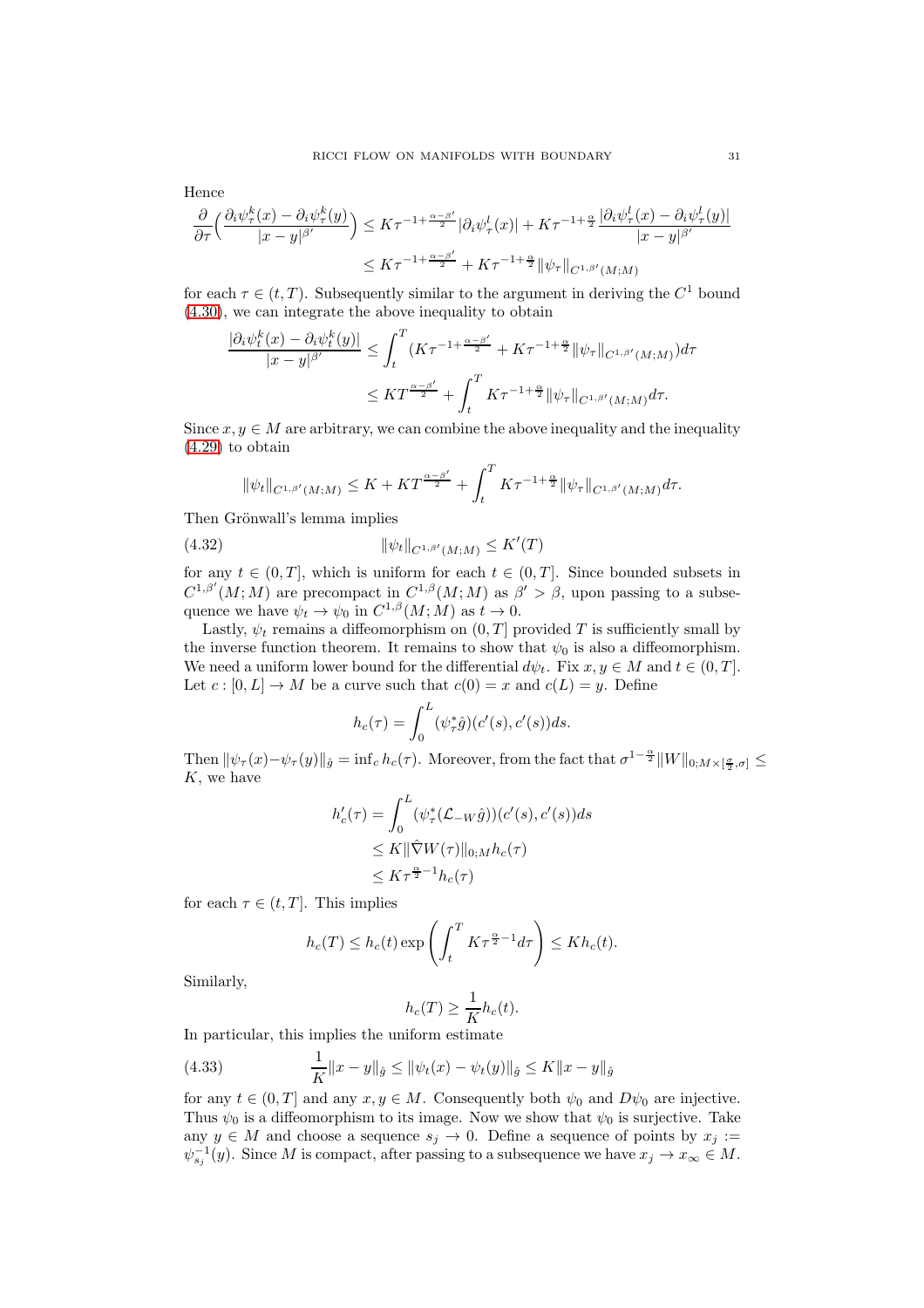Hence

$$\frac{\partial}{\partial \tau}\Big(\frac{\partial_i \psi^k_\tau(x) - \partial_i \psi^k_\tau(y)}{|x-y|^{\beta'}}\Big) \le K\tau^{-1+\frac{\alpha-\beta'}{2}}|\partial_i\psi^l_\tau(x)| + K\tau^{-1+\frac{\alpha}{2}}\frac{|\partial_i\psi^l_\tau(x) - \partial_i\psi^l_\tau(y)|}{|x-y|^{\beta'}}$$

$$\le K\tau^{-1+\frac{\alpha-\beta'}{2}} + K\tau^{-1+\frac{\alpha}{2}}\|\psi_\tau\|_{C^{1,\beta'}(M;M)}$$

for each $\tau \in (t,T)$. Subsequently similar to the argument in deriving the $C^1$ bound (4.30), we can integrate the above inequality to obtain

$$\frac{|\partial_i \psi^k_t(x) - \partial_i \psi^k_t(y)|}{|x-y|^{\beta'}} \le \int_t^T (K\tau^{-1+\frac{\alpha-\beta'}{2}} + K\tau^{-1+\frac{\alpha}{2}}\|\psi_\tau\|_{C^{1,\beta'}(M;M)})d\tau$$

$$\le KT^{\frac{\alpha-\beta'}{2}} + \int_t^T K\tau^{-1+\frac{\alpha}{2}}\|\psi_\tau\|_{C^{1,\beta'}(M;M)}d\tau.$$

Since $x, y \in M$ are arbitrary, we can combine the above inequality and the inequality (4.29) to obtain

$$\|\psi_t\|_{C^{1,\beta'}(M;M)} \le K + KT^{\frac{\alpha-\beta'}{2}} + \int_t^T K\tau^{-1+\frac{\alpha}{2}}\|\psi_\tau\|_{C^{1,\beta'}(M;M)}d\tau.$$

Then Grönwall's lemma implies

$$\|\psi_t\|_{C^{1,\beta'}(M;M)} \le K'(T) \tag{4.32}$$

for any $t \in (0,T]$, which is uniform for each $t \in (0,T]$. Since bounded subsets in $C^{1,\beta'}(M;M)$ are precompact in $C^{1,\beta}(M;M)$ as $\beta' > \beta$, upon passing to a subsequence we have $\psi_t \to \psi_0$ in $C^{1,\beta}(M;M)$ as $t \to 0$.

Lastly, $\psi_t$ remains a diffeomorphism on $(0,T]$ provided $T$ is sufficiently small by the inverse function theorem. It remains to show that $\psi_0$ is also a diffeomorphism. We need a uniform lower bound for the differential $d\psi_t$. Fix $x, y \in M$ and $t \in (0,T]$. Let $c : [0,L] \to M$ be a curve such that $c(0) = x$ and $c(L) = y$. Define

$$h_c(\tau) = \int_0^L (\psi^*_\tau \hat{g})(c'(s), c'(s))ds.$$

Then $\|\psi_\tau(x) - \psi_\tau(y)\|_{\hat{g}} = \inf_c h_c(\tau)$. Moreover, from the fact that $\sigma^{1-\frac{\alpha}{2}}\|W\|_{0;M\times[\frac{\sigma}{2},\sigma]} \le K$, we have

$$h'_c(\tau) = \int_0^L (\psi^*_\tau(\mathcal{L}_{-W}\hat{g}))(c'(s), c'(s))ds$$

$$\le K\|\hat{\nabla} W(\tau)\|_{0;M} h_c(\tau)$$

$$\le K\tau^{\frac{\alpha}{2}-1}h_c(\tau)$$

for each $\tau \in (t,T]$. This implies

$$h_c(T) \le h_c(t)\exp\left(\int_t^T K\tau^{\frac{\alpha}{2}-1}d\tau\right) \le Kh_c(t).$$

Similarly,

$$h_c(T) \ge \frac{1}{K}h_c(t).$$

In particular, this implies the uniform estimate

$$\frac{1}{K}\|x-y\|_{\hat{g}} \le \|\psi_t(x) - \psi_t(y)\|_{\hat{g}} \le K\|x-y\|_{\hat{g}} \tag{4.33}$$

for any $t \in (0,T]$ and any $x, y \in M$. Consequently both $\psi_0$ and $D\psi_0$ are injective. Thus $\psi_0$ is a diffeomorphism to its image. Now we show that $\psi_0$ is surjective. Take any $y \in M$ and choose a sequence $s_j \to 0$. Define a sequence of points by $x_j := \psi^{-1}_{s_j}(y)$. Since $M$ is compact, after passing to a subsequence we have $x_j \to x_\infty \in M$.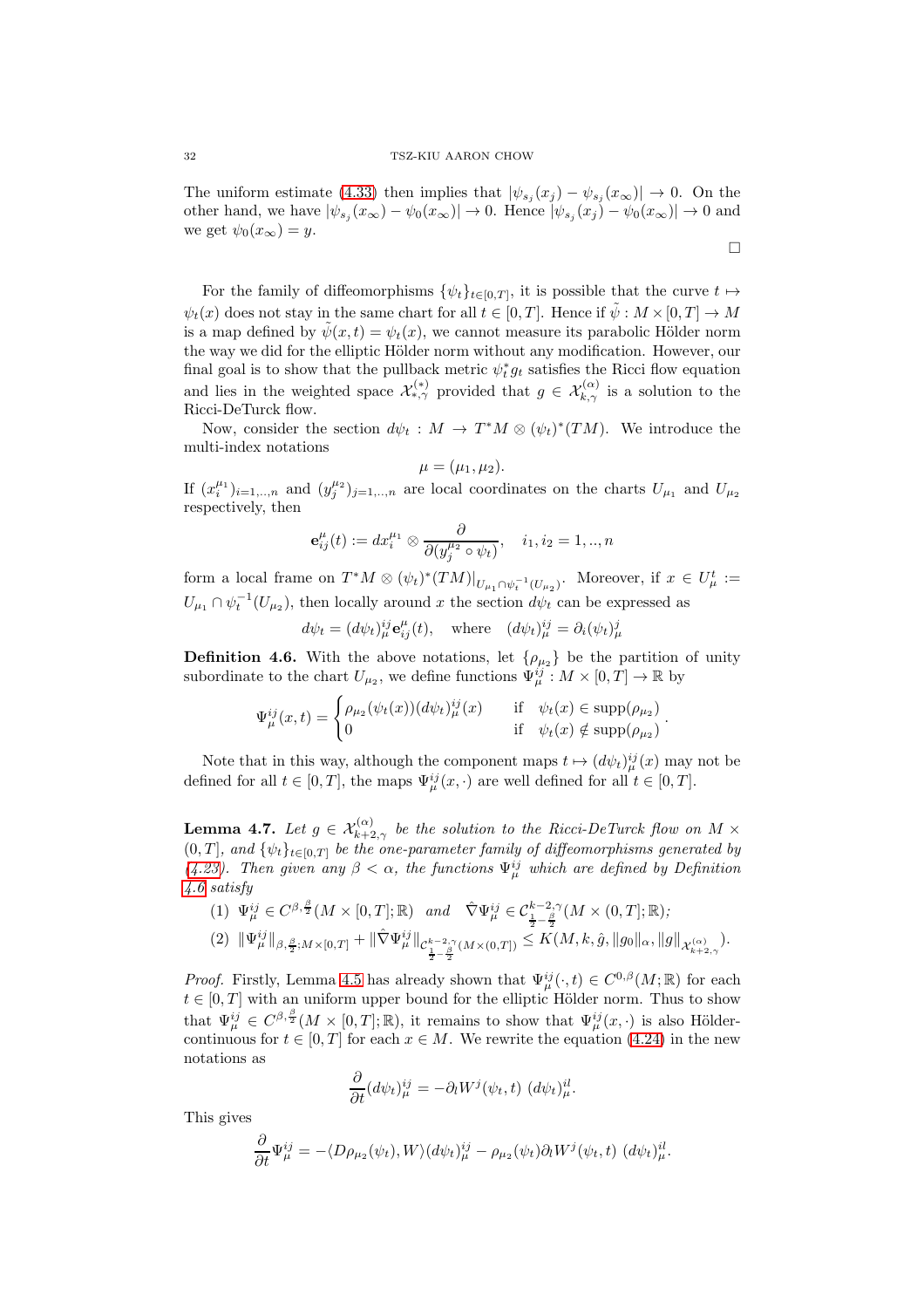The uniform estimate (4.33) then implies that $|\psi_{s_j}(x_j) - \psi_{s_j}(x_\infty)| \to 0$. On the other hand, we have $|\psi_{s_j}(x_\infty) - \psi_0(x_\infty)| \to 0$. Hence $|\psi_{s_j}(x_j) - \psi_0(x_\infty)| \to 0$ and we get $\psi_0(x_\infty) = y$.

□

For the family of diffeomorphisms $\{\psi_t\}_{t\in[0,T]}$, it is possible that the curve $t \mapsto \psi_t(x)$ does not stay in the same chart for all $t \in [0,T]$. Hence if $\tilde{\psi} : M \times [0,T] \to M$ is a map defined by $\tilde{\psi}(x,t) = \psi_t(x)$, we cannot measure its parabolic Hölder norm the way we did for the elliptic Hölder norm without any modification. However, our final goal is to show that the pullback metric $\psi_t^* g_t$ satisfies the Ricci flow equation and lies in the weighted space $\mathcal{X}^{(*)}_{*,\gamma}$ provided that $g \in \mathcal{X}^{(\alpha)}_{k,\gamma}$ is a solution to the Ricci-DeTurck flow.

Now, consider the section $d\psi_t : M \to T^*M \otimes (\psi_t)^*(TM)$. We introduce the multi-index notations

$$\mu = (\mu_1, \mu_2).$$

If $(x_i^{\mu_1})_{i=1,..,n}$ and $(y_j^{\mu_2})_{j=1,..,n}$ are local coordinates on the charts $U_{\mu_1}$ and $U_{\mu_2}$ respectively, then

$$\mathbf{e}^\mu_{ij}(t) := dx_i^{\mu_1} \otimes \frac{\partial}{\partial(y_j^{\mu_2} \circ \psi_t)}, \quad i_1, i_2 = 1,..,n$$

form a local frame on $T^*M \otimes (\psi_t)^*(TM)|_{U_{\mu_1} \cap \psi_t^{-1}(U_{\mu_2})}$. Moreover, if $x \in U^t_\mu := U_{\mu_1} \cap \psi_t^{-1}(U_{\mu_2})$, then locally around $x$ the section $d\psi_t$ can be expressed as

$$d\psi_t = (d\psi_t)^{ij}_\mu \mathbf{e}^\mu_{ij}(t), \quad \text{where} \quad (d\psi_t)^{ij}_\mu = \partial_i(\psi_t)^j_\mu$$

**Definition 4.6.** With the above notations, let $\{\rho_{\mu_2}\}$ be the partition of unity subordinate to the chart $U_{\mu_2}$, we define functions $\Psi^{ij}_\mu : M \times [0,T] \to \mathbb{R}$ by

$$\Psi^{ij}_\mu(x,t) = \begin{cases} \rho_{\mu_2}(\psi_t(x))(d\psi_t)^{ij}_\mu(x) & \text{if} \quad \psi_t(x) \in \operatorname{supp}(\rho_{\mu_2}) \\ 0 & \text{if} \quad \psi_t(x) \notin \operatorname{supp}(\rho_{\mu_2}) \end{cases}.$$

Note that in this way, although the component maps $t \mapsto (d\psi_t)^{ij}_\mu(x)$ may not be defined for all $t \in [0,T]$, the maps $\Psi^{ij}_\mu(x,\cdot)$ are well defined for all $t \in [0,T]$.

**Lemma 4.7.** *Let $g \in \mathcal{X}^{(\alpha)}_{k+2,\gamma}$ be the solution to the Ricci-DeTurck flow on $M \times (0,T]$, and $\{\psi_t\}_{t\in[0,T]}$ be the one-parameter family of diffeomorphisms generated by (4.23). Then given any $\beta < \alpha$, the functions $\Psi^{ij}_\mu$ which are defined by Definition 4.6 satisfy*

1. $\Psi^{ij}_\mu \in C^{\beta,\frac{\beta}{2}}(M \times [0,T]; \mathbb{R})$ *and* $\hat{\nabla}\Psi^{ij}_\mu \in \mathcal{C}^{k-2,\gamma}_{\frac{1}{2}-\frac{\beta}{2}}(M \times (0,T]; \mathbb{R})$*;*
2. $\|\Psi^{ij}_\mu\|_{\beta,\frac{\beta}{2}:M\times[0,T]} + \|\hat{\nabla}\Psi^{ij}_\mu\|_{\mathcal{C}^{k-2,\gamma}_{\frac{1}{2}-\frac{\beta}{2}}(M\times(0,T])} \leq K(M,k,\hat{g},\|g_0\|_\alpha,\|g\|_{\mathcal{X}^{(\alpha)}_{k+2,\gamma}})$.

*Proof.* Firstly, Lemma 4.5 has already shown that $\Psi^{ij}_\mu(\cdot,t) \in C^{0,\beta}(M;\mathbb{R})$ for each $t \in [0,T]$ with an uniform upper bound for the elliptic Hölder norm. Thus to show that $\Psi^{ij}_\mu \in C^{\beta,\frac{\beta}{2}}(M \times [0,T]; \mathbb{R})$, it remains to show that $\Psi^{ij}_\mu(x,\cdot)$ is also Hölder-continuous for $t \in [0,T]$ for each $x \in M$. We rewrite the equation (4.24) in the new notations as

$$\frac{\partial}{\partial t}(d\psi_t)^{ij}_\mu = -\partial_l W^j(\psi_t,t)\ (d\psi_t)^{il}_\mu.$$

This gives

$$\frac{\partial}{\partial t}\Psi^{ij}_\mu = -\langle D\rho_{\mu_2}(\psi_t), W\rangle(d\psi_t)^{ij}_\mu - \rho_{\mu_2}(\psi_t)\partial_l W^j(\psi_t,t)\ (d\psi_t)^{il}_\mu.$$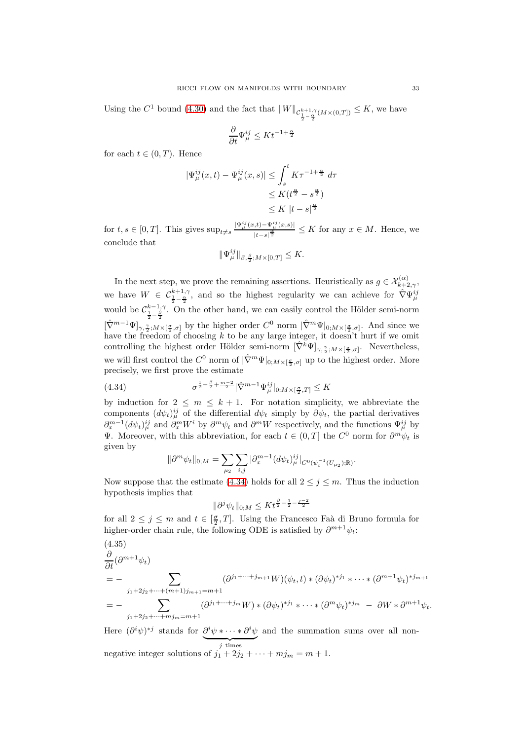Using the $C^1$ bound (4.30) and the fact that $\|W\|_{\mathcal{C}^{k+1,\gamma}_{\frac{1}{2}-\frac{\alpha}{2}}(M\times(0,T])} \le K$, we have

$$\frac{\partial}{\partial t}\Psi^{ij}_\mu \le K t^{-1+\frac{\alpha}{2}}$$

for each $t \in (0,T)$. Hence

$$\begin{aligned}
|\Psi^{ij}_\mu(x,t) - \Psi^{ij}_\mu(x,s)| &\le \int_s^t K\tau^{-1+\frac{\alpha}{2}}\, d\tau \\
&\le K(t^{\frac{\alpha}{2}} - s^{\frac{\alpha}{2}}) \\
&\le K\, |t-s|^{\frac{\alpha}{2}}
\end{aligned}$$

for $t, s \in [0,T]$. This gives $\sup_{t\neq s}\frac{|\Psi^{ij}_\mu(x,t)-\Psi^{ij}_\mu(x,s)|}{|t-s|^{\frac{\alpha}{2}}} \le K$ for any $x \in M$. Hence, we conclude that

$$\|\Psi^{ij}_\mu\|_{\beta,\frac{\beta}{2};M\times[0,T]} \le K.$$

In the next step, we prove the remaining assertions. Heuristically as $g \in \mathcal{X}^{(\alpha)}_{k+2,\gamma}$, we have $W \in \mathcal{C}^{k+1,\gamma}_{\frac{1}{2}-\frac{\alpha}{2}}$, and so the highest regularity we can achieve for $\hat{\nabla}\Psi^{ij}_\mu$ would be $\mathcal{C}^{k-1,\gamma}_{\frac{1}{2}-\frac{\beta}{2}}$. On the other hand, we can easily control the Hölder semi-norm $[\hat{\nabla}^{m-1}\Psi]_{\gamma,\frac{\gamma}{2};M\times[\frac{\sigma}{2},\sigma]}$ by the higher order $C^0$ norm $|\hat{\nabla}^m\Psi|_{0;M\times[\frac{\sigma}{2},\sigma]}$. And since we have the freedom of choosing $k$ to be any large integer, it doesn't hurt if we omit controlling the highest order Hölder semi-norm $[\hat{\nabla}^k\Psi]_{\gamma,\frac{\gamma}{2};M\times[\frac{\sigma}{2},\sigma]}$. Nevertheless, we will first control the $C^0$ norm of $|\hat{\nabla}^m\Psi|_{0;M\times[\frac{\sigma}{2},\sigma]}$ up to the highest order. More precisely, we first prove the estimate

$$\sigma^{\frac{1}{2}-\frac{\beta}{2}+\frac{m-2}{2}}|\hat{\nabla}^{m-1}\Psi^{ij}_\mu|_{0;M\times[\frac{\sigma}{2},T]} \le K \tag{4.34}$$

by induction for $2 \le m \le k+1$. For notation simplicity, we abbreviate the components $(d\psi_t)^{ij}_\mu$ of the differential $d\psi_t$ simply by $\partial\psi_t$, the partial derivatives $\partial^{m-1}_x(d\psi_t)^{ij}_\mu$ and $\partial^m_x W^i$ by $\partial^m\psi_t$ and $\partial^m W$ respectively, and the functions $\Psi^{ij}_\mu$ by $\Psi$. Moreover, with this abbreviation, for each $t \in (0,T]$ the $C^0$ norm for $\partial^m\psi_t$ is given by

$$\|\partial^m\psi_t\|_{0;M} = \sum_{\mu_2}\sum_{i,j}|\partial^{m-1}_x(d\psi_t)^{ij}_\mu|_{C^0(\psi_t^{-1}(U_{\mu_2});\mathbb{R})}.$$

Now suppose that the estimate (4.34) holds for all $2 \le j \le m$. Thus the induction hypothesis implies that

$$\|\partial^j\psi_t\|_{0;M} \le K t^{\frac{\beta}{2}-\frac{1}{2}-\frac{j-2}{2}}$$

for all $2 \le j \le m$ and $t \in [\frac{\sigma}{2},T]$. Using the Francesco Faà di Bruno formula for higher-order chain rule, the following ODE is satisfied by $\partial^{m+1}\psi_t$:

$$\begin{aligned}
&\frac{\partial}{\partial t}(\partial^{m+1}\psi_t) \\
&= -\sum_{j_1+2j_2+\cdots+(m+1)j_{m+1}=m+1}(\partial^{j_1+\cdots+j_{m+1}}W)(\psi_t,t)*(\partial\psi_t)^{*j_1}*\cdots*(\partial^{m+1}\psi_t)^{*j_{m+1}} \\
&= -\sum_{j_1+2j_2+\cdots+mj_m=m+1}(\partial^{j_1+\cdots+j_m}W)*(\partial\psi_t)^{*j_1}*\cdots*(\partial^m\psi_t)^{*j_m}\ -\ \partial W*\partial^{m+1}\psi_t.
\end{aligned} \tag{4.35}$$

Here $(\partial^i\psi)^{*j}$ stands for $\underbrace{\partial^i\psi*\cdots*\partial^i\psi}_{j\text{ times}}$ and the summation sums over all non-negative integer solutions of $j_1+2j_2+\cdots+mj_m = m+1$.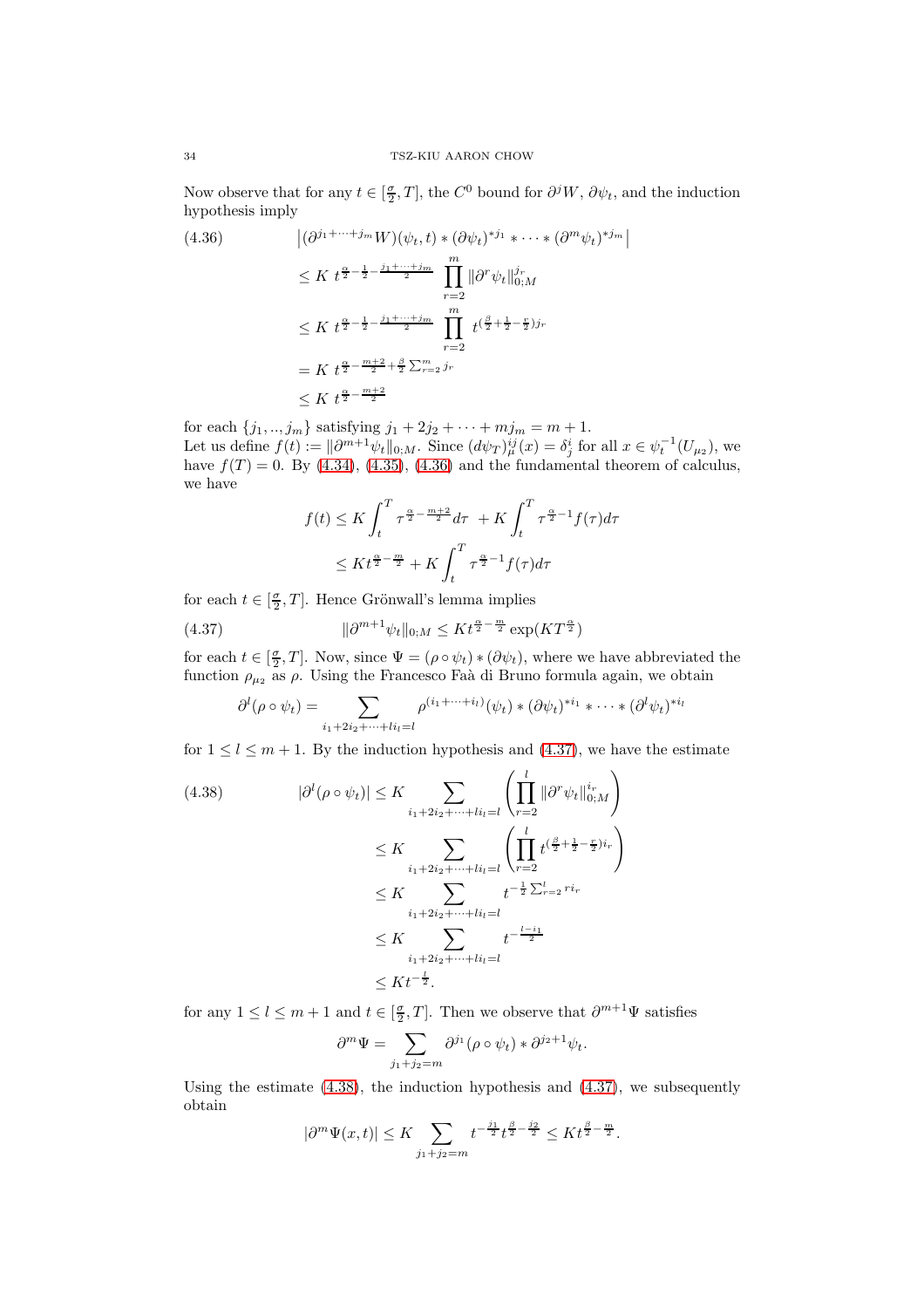Now observe that for any $t \in [\frac{\sigma}{2}, T]$, the $C^0$ bound for $\partial^j W$, $\partial\psi_t$, and the induction hypothesis imply

$$
\begin{aligned}
(4.36) \qquad & \left|(\partial^{j_1+\cdots+j_m} W)(\psi_t, t) * (\partial\psi_t)^{*j_1} * \cdots * (\partial^m \psi_t)^{*j_m}\right| \\
&\leq K\ t^{\frac{\alpha}{2}-\frac{1}{2}-\frac{j_1+\cdots+j_m}{2}} \prod_{r=2}^{m} \|\partial^r \psi_t\|_{0;M}^{j_r} \\
&\leq K\ t^{\frac{\alpha}{2}-\frac{1}{2}-\frac{j_1+\cdots+j_m}{2}} \prod_{r=2}^{m} t^{(\frac{\beta}{2}+\frac{1}{2}-\frac{r}{2})j_r} \\
&= K\ t^{\frac{\alpha}{2}-\frac{m+2}{2}+\frac{\beta}{2}\sum_{r=2}^{m} j_r} \\
&\leq K\ t^{\frac{\alpha}{2}-\frac{m+2}{2}}
\end{aligned}
$$

for each $\{j_1, .., j_m\}$ satisfying $j_1 + 2j_2 + \cdots + mj_m = m + 1$.
Let us define $f(t) := \|\partial^{m+1}\psi_t\|_{0;M}$. Since $(d\psi_T)^{ij}_{\mu}(x) = \delta^i_j$ for all $x \in \psi_t^{-1}(U_{\mu_2})$, we have $f(T) = 0$. By (4.34), (4.35), (4.36) and the fundamental theorem of calculus, we have

$$
\begin{aligned}
f(t) &\leq K \int_t^T \tau^{\frac{\alpha}{2}-\frac{m+2}{2}} d\tau \ + K \int_t^T \tau^{\frac{\alpha}{2}-1} f(\tau) d\tau \\
&\leq K t^{\frac{\alpha}{2}-\frac{m}{2}} + K \int_t^T \tau^{\frac{\alpha}{2}-1} f(\tau) d\tau
\end{aligned}
$$

for each $t \in [\frac{\sigma}{2}, T]$. Hence Grönwall's lemma implies

$$
(4.37) \qquad \|\partial^{m+1}\psi_t\|_{0;M} \leq K t^{\frac{\alpha}{2}-\frac{m}{2}} \exp(K T^{\frac{\alpha}{2}})
$$

for each $t \in [\frac{\sigma}{2}, T]$. Now, since $\Psi = (\rho \circ \psi_t) * (\partial\psi_t)$, where we have abbreviated the function $\rho_{\mu_2}$ as $\rho$. Using the Francesco Faà di Bruno formula again, we obtain

$$
\partial^l(\rho \circ \psi_t) = \sum_{i_1+2i_2+\cdots+li_l=l} \rho^{(i_1+\cdots+i_l)}(\psi_t) * (\partial\psi_t)^{*i_1} * \cdots * (\partial^l \psi_t)^{*i_l}
$$

for $1 \leq l \leq m+1$. By the induction hypothesis and (4.37), we have the estimate

$$
\begin{aligned}
(4.38) \qquad |\partial^l(\rho \circ \psi_t)| &\leq K \sum_{i_1+2i_2+\cdots+li_l=l} \left(\prod_{r=2}^{l} \|\partial^r \psi_t\|_{0;M}^{i_r}\right) \\
&\leq K \sum_{i_1+2i_2+\cdots+li_l=l} \left(\prod_{r=2}^{l} t^{(\frac{\beta}{2}+\frac{1}{2}-\frac{r}{2})i_r}\right) \\
&\leq K \sum_{i_1+2i_2+\cdots+li_l=l} t^{-\frac{1}{2}\sum_{r=2}^{l} r i_r} \\
&\leq K \sum_{i_1+2i_2+\cdots+li_l=l} t^{-\frac{l-i_1}{2}} \\
&\leq K t^{-\frac{l}{2}}.
\end{aligned}
$$

for any $1 \leq l \leq m+1$ and $t \in [\frac{\sigma}{2}, T]$. Then we observe that $\partial^{m+1}\Psi$ satisfies

$$
\partial^m \Psi = \sum_{j_1+j_2=m} \partial^{j_1}(\rho \circ \psi_t) * \partial^{j_2+1}\psi_t.
$$

Using the estimate (4.38), the induction hypothesis and (4.37), we subsequently obtain

$$
|\partial^m \Psi(x,t)| \leq K \sum_{j_1+j_2=m} t^{-\frac{j_1}{2}} t^{\frac{\beta}{2}-\frac{j_2}{2}} \leq K t^{\frac{\beta}{2}-\frac{m}{2}}.
$$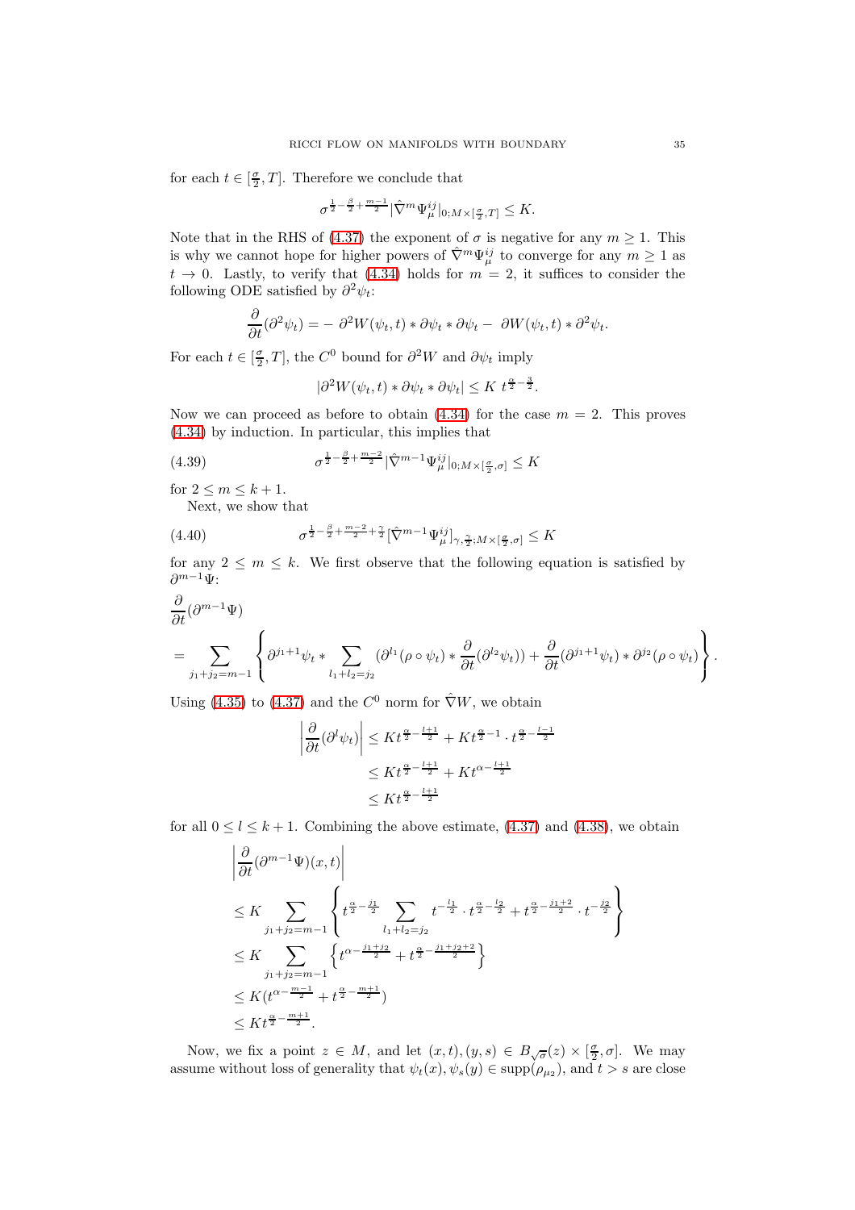for each $t \in [\frac{\sigma}{2}, T]$. Therefore we conclude that

$$\sigma^{\frac{1}{2}-\frac{\beta}{2}+\frac{m-1}{2}}|\hat{\nabla}^m \Psi^{ij}_\mu|_{0;M\times[\frac{\sigma}{2},T]} \le K.$$

Note that in the RHS of (4.37) the exponent of $\sigma$ is negative for any $m \ge 1$. This is why we cannot hope for higher powers of $\hat{\nabla}^m \Psi^{ij}_\mu$ to converge for any $m \ge 1$ as $t \to 0$. Lastly, to verify that (4.34) holds for $m = 2$, it suffices to consider the following ODE satisfied by $\partial^2 \psi_t$:

$$\frac{\partial}{\partial t}(\partial^2 \psi_t) = -\, \partial^2 W(\psi_t, t) * \partial\psi_t * \partial\psi_t -\, \partial W(\psi_t, t) * \partial^2 \psi_t.$$

For each $t \in [\frac{\sigma}{2}, T]$, the $C^0$ bound for $\partial^2 W$ and $\partial \psi_t$ imply

$$|\partial^2 W(\psi_t, t) * \partial\psi_t * \partial\psi_t| \le K\, t^{\frac{\alpha}{2}-\frac{3}{2}}.$$

Now we can proceed as before to obtain (4.34) for the case $m = 2$. This proves (4.34) by induction. In particular, this implies that

$$\sigma^{\frac{1}{2}-\frac{\beta}{2}+\frac{m-2}{2}}|\hat{\nabla}^{m-1} \Psi^{ij}_\mu|_{0;M\times[\frac{\sigma}{2},\sigma]} \le K \tag{4.39}$$

for $2 \le m \le k+1$.

Next, we show that

$$\sigma^{\frac{1}{2}-\frac{\beta}{2}+\frac{m-2}{2}+\frac{\gamma}{2}}[\hat{\nabla}^{m-1} \Psi^{ij}_\mu]_{\gamma,\frac{\gamma}{2};M\times[\frac{\sigma}{2},\sigma]} \le K \tag{4.40}$$

for any $2 \le m \le k$. We first observe that the following equation is satisfied by $\partial^{m-1}\Psi$:

$$\frac{\partial}{\partial t}(\partial^{m-1}\Psi) = \sum_{j_1+j_2=m-1} \left\{ \partial^{j_1+1}\psi_t * \sum_{l_1+l_2=j_2} (\partial^{l_1}(\rho\circ\psi_t) * \frac{\partial}{\partial t}(\partial^{l_2}\psi_t)) + \frac{\partial}{\partial t}(\partial^{j_1+1}\psi_t) * \partial^{j_2}(\rho\circ\psi_t) \right\}.$$

Using (4.35) to (4.37) and the $C^0$ norm for $\hat{\nabla} W$, we obtain

$$\begin{aligned}
\left|\frac{\partial}{\partial t}(\partial^{l}\psi_t)\right| &\le K t^{\frac{\alpha}{2}-\frac{l+1}{2}} + K t^{\frac{\alpha}{2}-1}\cdot t^{\frac{\alpha}{2}-\frac{l-1}{2}} \\
&\le K t^{\frac{\alpha}{2}-\frac{l+1}{2}} + K t^{\alpha-\frac{l+1}{2}} \\
&\le K t^{\frac{\alpha}{2}-\frac{l+1}{2}}
\end{aligned}$$

for all $0 \le l \le k+1$. Combining the above estimate, (4.37) and (4.38), we obtain

$$\begin{aligned}
&\left|\frac{\partial}{\partial t}(\partial^{m-1}\Psi)(x,t)\right| \\
&\le K \sum_{j_1+j_2=m-1} \left\{ t^{\frac{\alpha}{2}-\frac{j_1}{2}} \sum_{l_1+l_2=j_2} t^{-\frac{l_1}{2}}\cdot t^{\frac{\alpha}{2}-\frac{l_2}{2}} + t^{\frac{\alpha}{2}-\frac{j_1+2}{2}}\cdot t^{-\frac{j_2}{2}} \right\} \\
&\le K \sum_{j_1+j_2=m-1} \left\{ t^{\alpha-\frac{j_1+j_2}{2}} + t^{\frac{\alpha}{2}-\frac{j_1+j_2+2}{2}} \right\} \\
&\le K (t^{\alpha-\frac{m-1}{2}} + t^{\frac{\alpha}{2}-\frac{m+1}{2}}) \\
&\le K t^{\frac{\alpha}{2}-\frac{m+1}{2}}.
\end{aligned}$$

Now, we fix a point $z \in M$, and let $(x,t), (y,s) \in B_{\sqrt{\sigma}}(z) \times [\frac{\sigma}{2}, \sigma]$. We may assume without loss of generality that $\psi_t(x), \psi_s(y) \in \operatorname{supp}(\rho_{\mu_2})$, and $t > s$ are close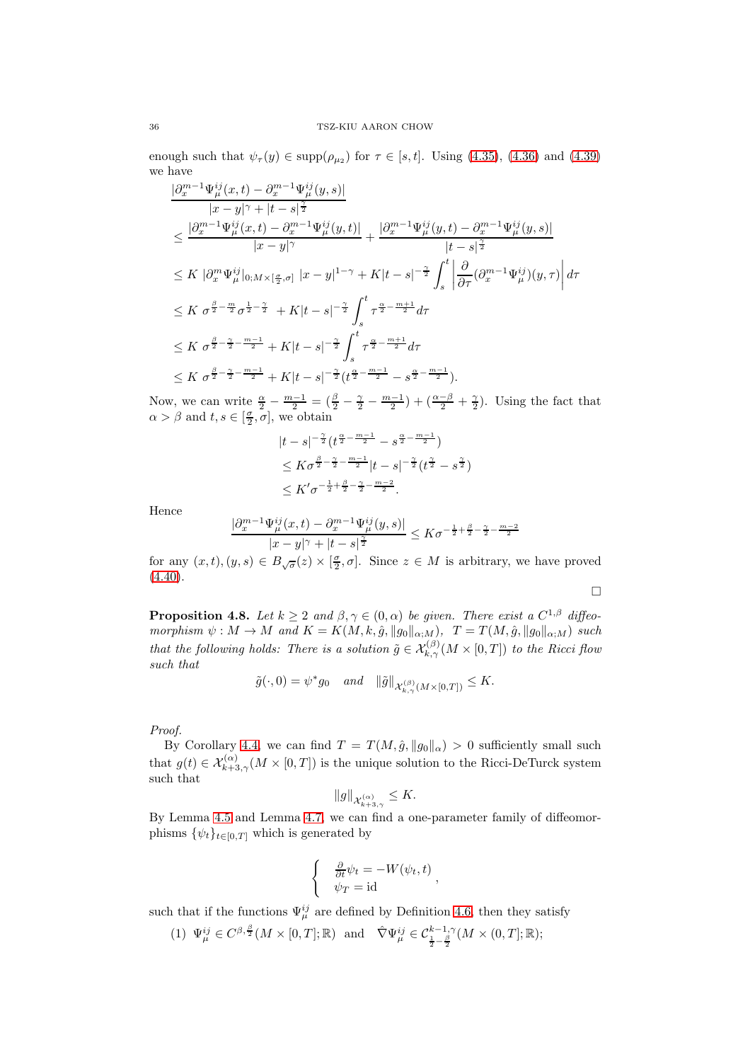enough such that $\psi_\tau(y) \in \mathrm{supp}(\rho_{\mu_2})$ for $\tau \in [s,t]$. Using (4.35), (4.36) and (4.39) we have

$$
\begin{aligned}
&\frac{|\partial_x^{m-1}\Psi_\mu^{ij}(x,t) - \partial_x^{m-1}\Psi_\mu^{ij}(y,s)|}{|x-y|^\gamma + |t-s|^{\frac{\gamma}{2}}} \\
&\leq \frac{|\partial_x^{m-1}\Psi_\mu^{ij}(x,t) - \partial_x^{m-1}\Psi_\mu^{ij}(y,t)|}{|x-y|^\gamma} + \frac{|\partial_x^{m-1}\Psi_\mu^{ij}(y,t) - \partial_x^{m-1}\Psi_\mu^{ij}(y,s)|}{|t-s|^{\frac{\gamma}{2}}} \\
&\leq K\, |\partial_x^m \Psi_\mu^{ij}|_{0;M\times[\frac{\sigma}{2},\sigma]}\, |x-y|^{1-\gamma} + K|t-s|^{-\frac{\gamma}{2}} \int_s^t \left| \frac{\partial}{\partial\tau}(\partial_x^{m-1}\Psi_\mu^{ij})(y,\tau) \right| d\tau \\
&\leq K\, \sigma^{\frac{\beta}{2}-\frac{m}{2}} \sigma^{\frac{1}{2}-\frac{\gamma}{2}} + K|t-s|^{-\frac{\gamma}{2}} \int_s^t \tau^{\frac{\alpha}{2}-\frac{m+1}{2}} d\tau \\
&\leq K\, \sigma^{\frac{\beta}{2}-\frac{\gamma}{2}-\frac{m-1}{2}} + K|t-s|^{-\frac{\gamma}{2}} \int_s^t \tau^{\frac{\alpha}{2}-\frac{m+1}{2}} d\tau \\
&\leq K\, \sigma^{\frac{\beta}{2}-\frac{\gamma}{2}-\frac{m-1}{2}} + K|t-s|^{-\frac{\gamma}{2}} (t^{\frac{\alpha}{2}-\frac{m-1}{2}} - s^{\frac{\alpha}{2}-\frac{m-1}{2}}).
\end{aligned}
$$

Now, we can write $\frac{\alpha}{2} - \frac{m-1}{2} = (\frac{\beta}{2} - \frac{\gamma}{2} - \frac{m-1}{2}) + (\frac{\alpha-\beta}{2} + \frac{\gamma}{2})$. Using the fact that $\alpha > \beta$ and $t, s \in [\frac{\sigma}{2}, \sigma]$, we obtain

$$
\begin{aligned}
&|t-s|^{-\frac{\gamma}{2}} (t^{\frac{\alpha}{2}-\frac{m-1}{2}} - s^{\frac{\alpha}{2}-\frac{m-1}{2}}) \\
&\leq K\sigma^{\frac{\beta}{2}-\frac{\gamma}{2}-\frac{m-1}{2}} |t-s|^{-\frac{\gamma}{2}} (t^{\frac{\gamma}{2}} - s^{\frac{\gamma}{2}}) \\
&\leq K' \sigma^{-\frac{1}{2}+\frac{\beta}{2}-\frac{\gamma}{2}-\frac{m-2}{2}}.
\end{aligned}
$$

Hence

$$
\frac{|\partial_x^{m-1}\Psi_\mu^{ij}(x,t) - \partial_x^{m-1}\Psi_\mu^{ij}(y,s)|}{|x-y|^\gamma + |t-s|^{\frac{\gamma}{2}}} \leq K\sigma^{-\frac{1}{2}+\frac{\beta}{2}-\frac{\gamma}{2}-\frac{m-2}{2}}
$$

for any $(x,t),(y,s) \in B_{\sqrt{\sigma}}(z) \times [\frac{\sigma}{2}, \sigma]$. Since $z \in M$ is arbitrary, we have proved (4.40).

□

**Proposition 4.8.** *Let $k \geq 2$ and $\beta, \gamma \in (0, \alpha)$ be given. There exist a $C^{1,\beta}$ diffeomorphism $\psi : M \to M$ and $K = K(M, k, \hat{g}, \|g_0\|_{\alpha;M})$, $T = T(M, \hat{g}, \|g_0\|_{\alpha;M})$ such that the following holds: There is a solution $\tilde{g} \in \mathcal{X}_{k,\gamma}^{(\beta)}(M \times [0,T])$ to the Ricci flow such that*

$$
\tilde{g}(\cdot, 0) = \psi^* g_0 \quad \textit{and} \quad \|\tilde{g}\|_{\mathcal{X}_{k,\gamma}^{(\beta)}(M\times[0,T])} \leq K.
$$

*Proof.* By Corollary 4.4, we can find $T = T(M, \hat{g}, \|g_0\|_\alpha) > 0$ sufficiently small such that $g(t) \in \mathcal{X}_{k+3,\gamma}^{(\alpha)}(M \times [0,T])$ is the unique solution to the Ricci-DeTurck system such that

$$
\|g\|_{\mathcal{X}_{k+3,\gamma}^{(\alpha)}} \leq K.
$$

By Lemma 4.5 and Lemma 4.7, we can find a one-parameter family of diffeomorphisms $\{\psi_t\}_{t\in[0,T]}$ which is generated by

$$
\begin{cases} \frac{\partial}{\partial t}\psi_t = -W(\psi_t, t) \\ \psi_T = \mathrm{id} \end{cases},
$$

such that if the functions $\Psi_\mu^{ij}$ are defined by Definition 4.6, then they satisfy

(1) $\Psi_\mu^{ij} \in C^{\beta,\frac{\beta}{2}}(M \times [0,T]; \mathbb{R})$ and $\hat{\nabla}\Psi_\mu^{ij} \in \mathcal{C}^{k-1,\gamma}_{\frac{1}{2}-\frac{\beta}{2}}(M \times (0,T]; \mathbb{R})$;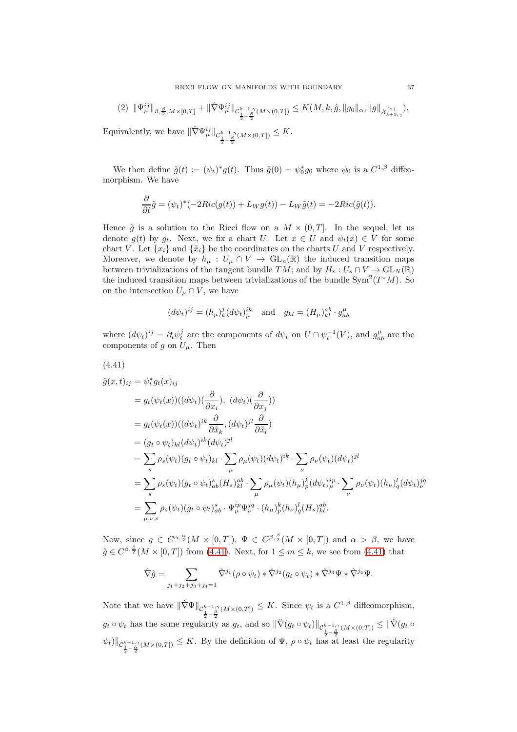(2) $\|\Psi_\mu^{ij}\|_{\beta,\frac{\beta}{2};M\times[0,T]} + \|\hat\nabla\Psi_\mu^{ij}\|_{\mathcal{C}^{k-1,\gamma}_{\frac12-\frac{\beta}{2}}(M\times(0,T])} \le K(M,k,\hat g,\|g_0\|_\alpha,\|g\|_{\mathcal{X}^{(\alpha)}_{k+3,\gamma}})$.

Equivalently, we have $\|\hat\nabla\Psi_\mu^{ij}\|_{\mathcal{C}^{k-1,\gamma}_{\frac12-\frac{\beta}{2}}(M\times(0,T])} \le K$.

We then define $\tilde g(t) := (\psi_t)^* g(t)$. Thus $\tilde g(0) = \psi_0^* g_0$ where $\psi_0$ is a $C^{1,\beta}$ diffeomorphism. We have

$$\frac{\partial}{\partial t}\tilde g = (\psi_t)^*(-2Ric(g(t)) + L_W g(t)) - L_W \tilde g(t) = -2Ric(\tilde g(t)).$$

Hence $\tilde g$ is a solution to the Ricci flow on a $M\times(0,T]$. In the sequel, let us denote $g(t)$ by $g_t$. Next, we fix a chart $U$. Let $x\in U$ and $\psi_t(x)\in V$ for some chart $V$. Let $\{x_i\}$ and $\{\tilde x_i\}$ be the coordinates on the charts $U$ and $V$ respectively. Moreover, we denote by $h_\mu : U_\mu\cap V \to \mathrm{GL}_n(\mathbb{R})$ the induced transition maps between trivializations of the tangent bundle $TM$; and by $H_s : U_s\cap V\to \mathrm{GL}_N(\mathbb{R})$ the induced transition maps between trivializations of the bundle $\mathrm{Sym}^2(T^*M)$. So on the intersection $U_\mu\cap V$, we have

$$(d\psi_t)^{ij} = (h_\mu)^j_k (d\psi_t)^{ik}_\mu \quad\text{and}\quad g_{kl} = (H_\mu)^{ab}_{kl}\cdot g^\mu_{ab}$$

where $(d\psi_t)^{ij} = \partial_i\psi_t^j$ are the components of $d\psi_t$ on $U\cap\psi_t^{-1}(V)$, and $g^\mu_{ab}$ are the components of $g$ on $U_\mu$. Then

(4.41)
$$\begin{aligned}
\tilde g(x,t)_{ij} &= \psi_t^* g_t(x)_{ij}\\
&= g_t(\psi_t(x))((d\psi_t)(\frac{\partial}{\partial x_i}),\ (d\psi_t)(\frac{\partial}{\partial x_j}))\\
&= g_t(\psi_t(x))((d\psi_t)^{ik}\frac{\partial}{\partial \tilde x_k}, (d\psi_t)^{jl}\frac{\partial}{\partial \tilde x_l})\\
&= (g_t\circ\psi_t)_{kl}(d\psi_t)^{ik}(d\psi_t)^{jl}\\
&= \sum_s \rho_s(\psi_t)(g_t\circ\psi_t)_{kl}\cdot\sum_\mu \rho_\mu(\psi_t)(d\psi_t)^{ik}\cdot\sum_\nu\rho_\nu(\psi_t)(d\psi_t)^{jl}\\
&= \sum_s \rho_s(\psi_t)(g_t\circ\psi_t)^s_{ab}(H_s)^{ab}_{kl}\cdot\sum_\mu\rho_\mu(\psi_t)(h_\mu)^k_p(d\psi_t)^{ip}_\mu\cdot\sum_\nu\rho_\nu(\psi_t)(h_\nu)^l_q(d\psi_t)^{jq}_\nu\\
&= \sum_{\mu,\nu,s}\rho_s(\psi_t)(g_t\circ\psi_t)^s_{ab}\cdot\Psi^{ip}_\mu\Psi^{jq}_\nu\cdot(h_\mu)^k_p(h_\nu)^l_q(H_s)^{ab}_{kl}.
\end{aligned}$$

Now, since $g\in C^{\alpha,\frac{\alpha}{2}}(M\times[0,T])$, $\Psi\in C^{\beta,\frac{\beta}{2}}(M\times[0,T])$ and $\alpha>\beta$, we have $\tilde g\in C^{\beta,\frac{\beta}{2}}(M\times[0,T])$ from (4.41). Next, for $1\le m\le k$, we see from (4.41) that

$$\hat\nabla\tilde g = \sum_{j_1+j_2+j_3+j_4=1}\hat\nabla^{j_1}(\rho\circ\psi_t)*\hat\nabla^{j_2}(g_t\circ\psi_t)*\hat\nabla^{j_3}\Psi*\hat\nabla^{j_4}\Psi.$$

Note that we have $\|\hat\nabla\Psi\|_{\mathcal{C}^{k-1,\gamma}_{\frac12-\frac{\beta}{2}}(M\times(0,T])}\le K$. Since $\psi_t$ is a $C^{1,\beta}$ diffeomorphism, $g_t\circ\psi_t$ has the same regularity as $g_t$, and so $\|\hat\nabla(g_t\circ\psi_t)\|_{\mathcal{C}^{k-1,\gamma}_{\frac12-\frac{\beta}{2}}(M\times(0,T])}\le\|\hat\nabla(g_t\circ\psi_t)\|_{\mathcal{C}^{k-1,\gamma}_{\frac12-\frac{\alpha}{2}}(M\times(0,T])}\le K$. By the definition of $\Psi$, $\rho\circ\psi_t$ has at least the regularity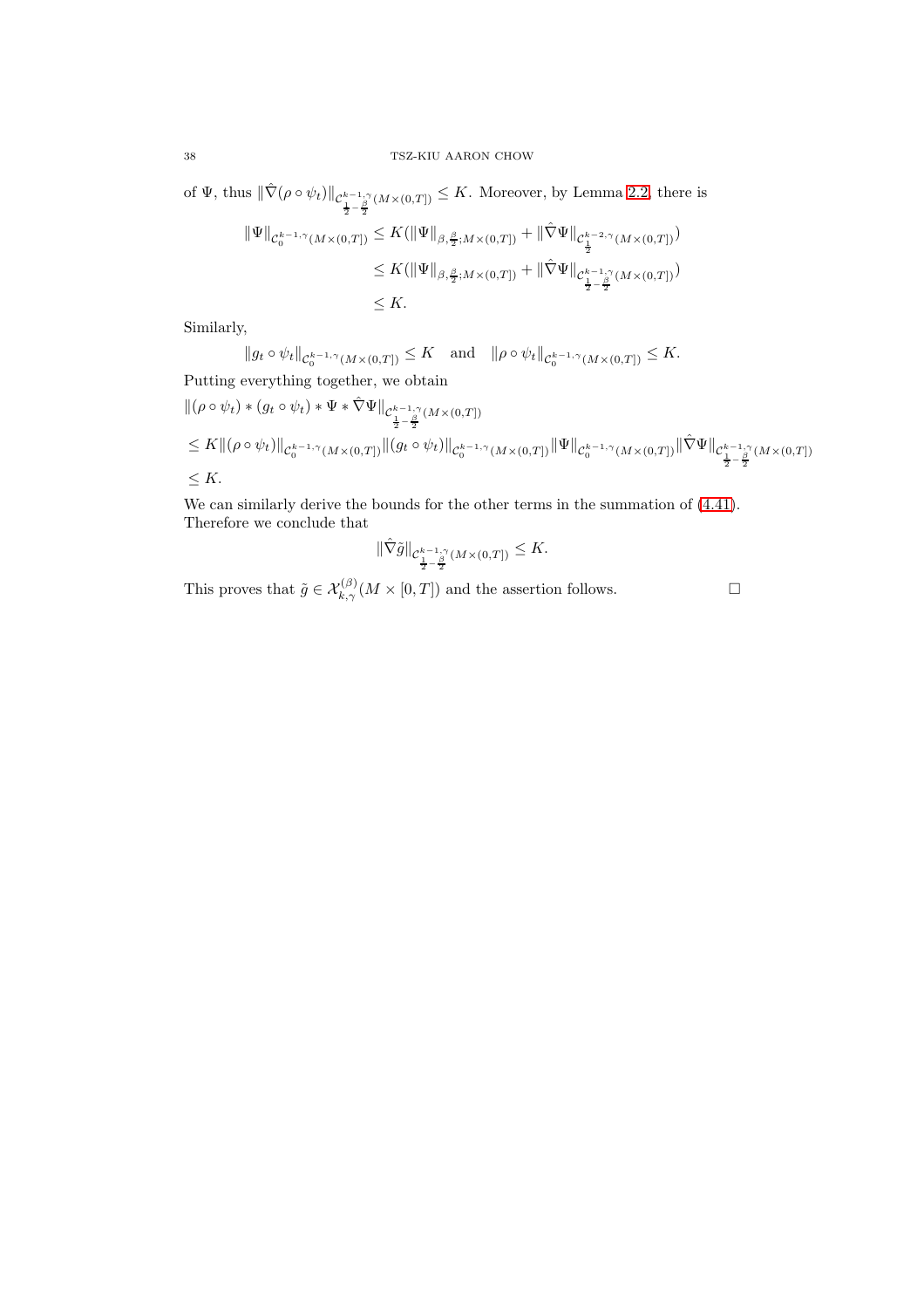of $\Psi$, thus $\|\hat{\nabla}(\rho\circ\psi_t)\|_{\mathcal{C}^{k-1,\gamma}_{\frac{1}{2}-\frac{\beta}{2}}(M\times(0,T])} \leq K$. Moreover, by Lemma 2.2, there is

$$
\begin{aligned}
\|\Psi\|_{\mathcal{C}^{k-1,\gamma}_{0}(M\times(0,T])} &\leq K(\|\Psi\|_{\beta,\frac{\beta}{2};M\times(0,T])} + \|\hat{\nabla}\Psi\|_{\mathcal{C}^{k-2,\gamma}_{\frac{1}{2}}(M\times(0,T])}) \\
&\leq K(\|\Psi\|_{\beta,\frac{\beta}{2};M\times(0,T])} + \|\hat{\nabla}\Psi\|_{\mathcal{C}^{k-1,\gamma}_{\frac{1}{2}-\frac{\beta}{2}}(M\times(0,T])}) \\
&\leq K.
\end{aligned}
$$

Similarly,

$$
\|g_t\circ\psi_t\|_{\mathcal{C}^{k-1,\gamma}_{0}(M\times(0,T])} \leq K \quad \text{and} \quad \|\rho\circ\psi_t\|_{\mathcal{C}^{k-1,\gamma}_{0}(M\times(0,T])} \leq K.
$$

Putting everything together, we obtain

$$
\begin{aligned}
&\|(\rho\circ\psi_t) * (g_t\circ\psi_t) * \Psi * \hat{\nabla}\Psi\|_{\mathcal{C}^{k-1,\gamma}_{\frac{1}{2}-\frac{\beta}{2}}(M\times(0,T])} \\
&\leq K\|(\rho\circ\psi_t)\|_{\mathcal{C}^{k-1,\gamma}_{0}(M\times(0,T])}\|(g_t\circ\psi_t)\|_{\mathcal{C}^{k-1,\gamma}_{0}(M\times(0,T])}\|\Psi\|_{\mathcal{C}^{k-1,\gamma}_{0}(M\times(0,T])}\|\hat{\nabla}\Psi\|_{\mathcal{C}^{k-1,\gamma}_{\frac{1}{2}-\frac{\beta}{2}}(M\times(0,T])} \\
&\leq K.
\end{aligned}
$$

We can similarly derive the bounds for the other terms in the summation of (4.41). Therefore we conclude that

$$
\|\hat{\nabla}\tilde{g}\|_{\mathcal{C}^{k-1,\gamma}_{\frac{1}{2}-\frac{\beta}{2}}(M\times(0,T])} \leq K.
$$

This proves that $\tilde{g}\in\mathcal{X}^{(\beta)}_{k,\gamma}(M\times[0,T])$ and the assertion follows. □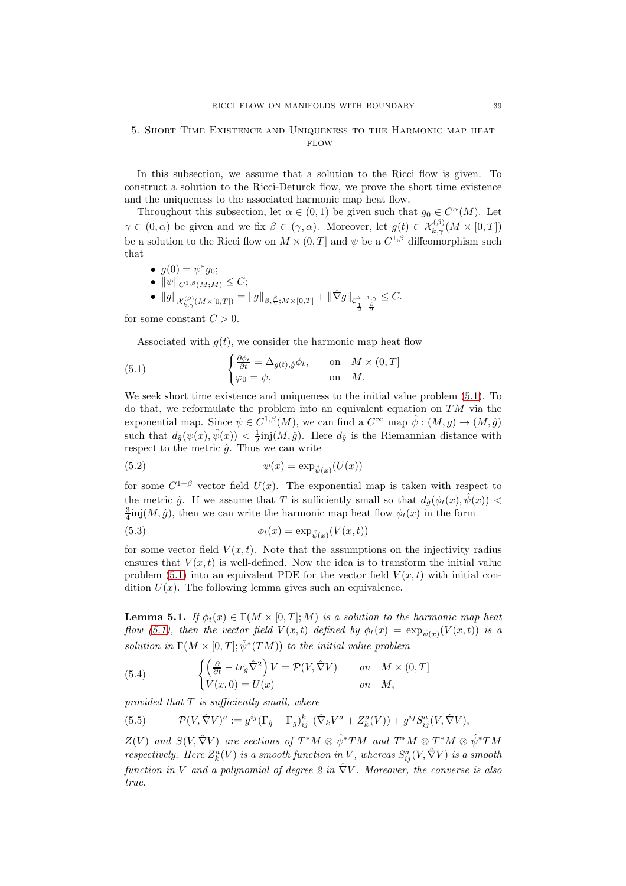## 5. Short Time Existence and Uniqueness to the Harmonic map heat flow

In this subsection, we assume that a solution to the Ricci flow is given. To construct a solution to the Ricci-Deturck flow, we prove the short time existence and the uniqueness to the associated harmonic map heat flow.

Throughout this subsection, let $\alpha \in (0,1)$ be given such that $g_0 \in C^{\alpha}(M)$. Let $\gamma \in (0,\alpha)$ be given and we fix $\beta \in (\gamma, \alpha)$. Moreover, let $g(t) \in \mathcal{X}^{(\beta)}_{k,\gamma}(M \times [0,T])$ be a solution to the Ricci flow on $M \times (0,T]$ and $\psi$ be a $C^{1,\beta}$ diffeomorphism such that

- $g(0) = \psi^* g_0$;
- $\|\psi\|_{C^{1,\beta}(M;M)} \leq C$;
- $\|g\|_{\mathcal{X}^{(\beta)}_{k,\gamma}(M\times[0,T])} = \|g\|_{\beta,\frac{\beta}{2};M\times[0,T]} + \|\hat{\nabla} g\|_{\mathcal{C}^{k-1,\gamma}_{\frac{1}{2}-\frac{\beta}{2}}} \leq C.$

for some constant $C > 0$.

Associated with $g(t)$, we consider the harmonic map heat flow

$$
\begin{cases} \frac{\partial \phi_t}{\partial t} = \Delta_{g(t),\hat{g}} \phi_t, & \text{on} \quad M \times (0,T] \\ \varphi_0 = \psi, & \text{on} \quad M. \end{cases} \tag{5.1}
$$

We seek short time existence and uniqueness to the initial value problem (5.1). To do that, we reformulate the problem into an equivalent equation on $TM$ via the exponential map. Since $\psi \in C^{1,\beta}(M)$, we can find a $C^{\infty}$ map $\hat{\psi} : (M,g) \to (M,\hat{g})$ such that $d_{\hat{g}}(\psi(x), \hat{\psi}(x)) < \frac{1}{2}\text{inj}(M,\hat{g})$. Here $d_{\hat{g}}$ is the Riemannian distance with respect to the metric $\hat{g}$. Thus we can write

$$
\psi(x) = \exp_{\hat{\psi}(x)}(U(x)) \tag{5.2}
$$

for some $C^{1+\beta}$ vector field $U(x)$. The exponential map is taken with respect to the metric $\hat{g}$. If we assume that $T$ is sufficiently small so that $d_{\hat{g}}(\phi_t(x), \hat{\psi}(x)) < \frac{3}{4}\text{inj}(M,\hat{g})$, then we can write the harmonic map heat flow $\phi_t(x)$ in the form

$$
\phi_t(x) = \exp_{\hat{\psi}(x)}(V(x,t)) \tag{5.3}
$$

for some vector field $V(x,t)$. Note that the assumptions on the injectivity radius ensures that $V(x,t)$ is well-defined. Now the idea is to transform the initial value problem (5.1) into an equivalent PDE for the vector field $V(x,t)$ with initial condition $U(x)$. The following lemma gives such an equivalence.

**Lemma 5.1.** *If $\phi_t(x) \in \Gamma(M \times [0,T]; M)$ is a solution to the harmonic map heat flow (5.1), then the vector field $V(x,t)$ defined by $\phi_t(x) = \exp_{\hat{\psi}(x)}(V(x,t))$ is a solution in $\Gamma(M \times [0,T]; \hat{\psi}^*(TM))$ to the initial value problem*

$$
\begin{cases} \left(\frac{\partial}{\partial t} - tr_g \hat{\nabla}^2\right) V = \mathcal{P}(V, \hat{\nabla} V) & \text{on} \quad M \times (0,T] \\ V(x,0) = U(x) & \text{on} \quad M, \end{cases} \tag{5.4}
$$

*provided that $T$ is sufficiently small, where*

$$
\mathcal{P}(V, \hat{\nabla} V)^a := g^{ij}(\Gamma_{\hat{g}} - \Gamma_g)^k_{ij} \, (\hat{\nabla}_k V^a + Z^a_k(V)) + g^{ij} S^a_{ij}(V, \hat{\nabla} V), \tag{5.5}
$$

*$Z(V)$ and $S(V, \hat{\nabla} V)$ are sections of $T^*M \otimes \hat{\psi}^* TM$ and $T^*M \otimes T^*M \otimes \hat{\psi}^* TM$ respectively. Here $Z^a_k(V)$ is a smooth function in $V$, whereas $S^a_{ij}(V, \hat{\nabla} V)$ is a smooth function in $V$ and a polynomial of degree 2 in $\hat{\nabla} V$. Moreover, the converse is also true.*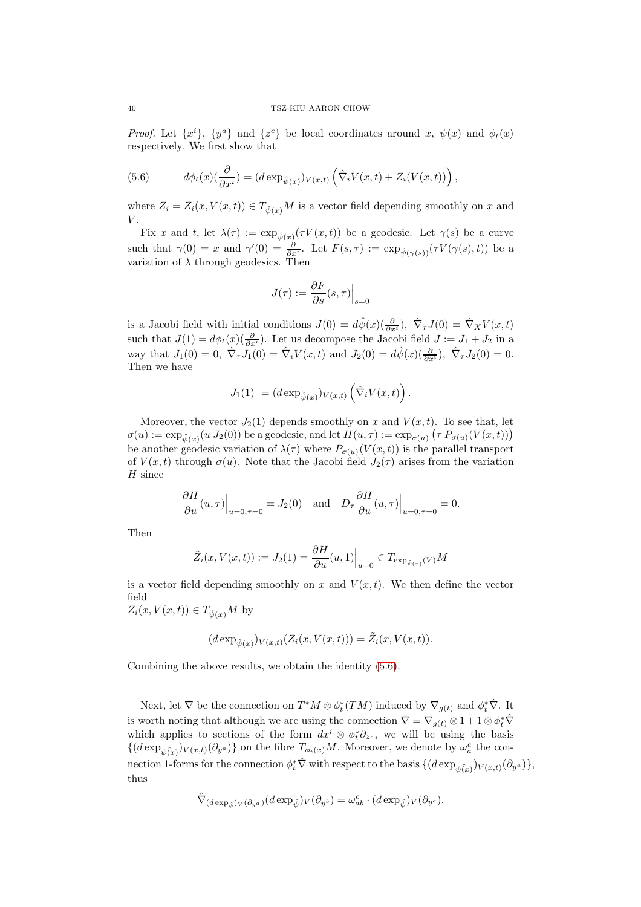*Proof.* Let $\{x^i\}$, $\{y^a\}$ and $\{z^c\}$ be local coordinates around $x$, $\psi(x)$ and $\phi_t(x)$ respectively. We first show that

$$d\phi_t(x)(\frac{\partial}{\partial x^i}) = (d\exp_{\hat{\psi}(x)})_{V(x,t)}\left(\hat{\nabla}_i V(x,t) + Z_i(V(x,t))\right), \tag{5.6}$$

where $Z_i = Z_i(x, V(x,t)) \in T_{\hat{\psi}(x)}M$ is a vector field depending smoothly on $x$ and $V$.

Fix $x$ and $t$, let $\lambda(\tau) := \exp_{\hat{\psi}(x)}(\tau V(x,t))$ be a geodesic. Let $\gamma(s)$ be a curve such that $\gamma(0) = x$ and $\gamma'(0) = \frac{\partial}{\partial x^i}$. Let $F(s,\tau) := \exp_{\hat{\psi}(\gamma(s))}(\tau V(\gamma(s),t))$ be a variation of $\lambda$ through geodesics. Then

$$J(\tau) := \frac{\partial F}{\partial s}(s,\tau)\Big|_{s=0}$$

is a Jacobi field with initial conditions $J(0) = d\hat{\psi}(x)(\frac{\partial}{\partial x^i})$, $\hat{\nabla}_\tau J(0) = \hat{\nabla}_X V(x,t)$ such that $J(1) = d\phi_t(x)(\frac{\partial}{\partial x^i})$. Let us decompose the Jacobi field $J := J_1 + J_2$ in a way that $J_1(0) = 0$, $\hat{\nabla}_\tau J_1(0) = \hat{\nabla}_i V(x,t)$ and $J_2(0) = d\hat{\psi}(x)(\frac{\partial}{\partial x^i})$, $\hat{\nabla}_\tau J_2(0) = 0$. Then we have

$$J_1(1) \ = (d\exp_{\hat{\psi}(x)})_{V(x,t)}\left(\hat{\nabla}_i V(x,t)\right).$$

Moreover, the vector $J_2(1)$ depends smoothly on $x$ and $V(x,t)$. To see that, let $\sigma(u) := \exp_{\hat{\psi}(x)}(u\, J_2(0))$ be a geodesic, and let $H(u,\tau) := \exp_{\sigma(u)}\left(\tau\, P_{\sigma(u)}(V(x,t))\right)$ be another geodesic variation of $\lambda(\tau)$ where $P_{\sigma(u)}(V(x,t))$ is the parallel transport of $V(x,t)$ through $\sigma(u)$. Note that the Jacobi field $J_2(\tau)$ arises from the variation $H$ since

$$\frac{\partial H}{\partial u}(u,\tau)\Big|_{u=0,\tau=0} = J_2(0) \quad \text{and} \quad D_\tau \frac{\partial H}{\partial u}(u,\tau)\Big|_{u=0,\tau=0} = 0.$$

Then

$$\tilde{Z}_i(x, V(x,t)) := J_2(1) = \frac{\partial H}{\partial u}(u,1)\Big|_{u=0} \in T_{\exp_{\hat{\psi}(x)}(V)}M$$

is a vector field depending smoothly on $x$ and $V(x,t)$. We then define the vector field
$Z_i(x, V(x,t)) \in T_{\hat{\psi}(x)}M$ by

$$(d\exp_{\hat{\psi}(x)})_{V(x,t)}(Z_i(x, V(x,t))) = \tilde{Z}_i(x, V(x,t)).$$

Combining the above results, we obtain the identity (5.6).

Next, let $\bar{\nabla}$ be the connection on $T^*M \otimes \phi_t^*(TM)$ induced by $\nabla_{g(t)}$ and $\phi_t^*\hat{\nabla}$. It is worth noting that although we are using the connection $\bar{\nabla} = \nabla_{g(t)} \otimes 1 + 1 \otimes \phi_t^*\hat{\nabla}$ which applies to sections of the form $dx^i \otimes \phi_t^*\partial_{z^c}$, we will be using the basis $\{(d\exp_{\hat{\psi(x)}})_{V(x,t)}(\partial_{y^a})\}$ on the fibre $T_{\phi_t(x)}M$. Moreover, we denote by $\omega_a^c$ the connection 1-forms for the connection $\phi_t^*\hat{\nabla}$ with respect to the basis $\{(d\exp_{\hat{\psi(x)}})_{V(x,t)}(\partial_{y^a})\}$, thus

$$\hat{\nabla}_{(d\exp_{\hat{\psi}})_V(\partial_{y^a})}(d\exp_{\hat{\psi}})_V(\partial_{y^b}) = \omega_{ab}^c \cdot (d\exp_{\hat{\psi}})_V(\partial_{y^c}).$$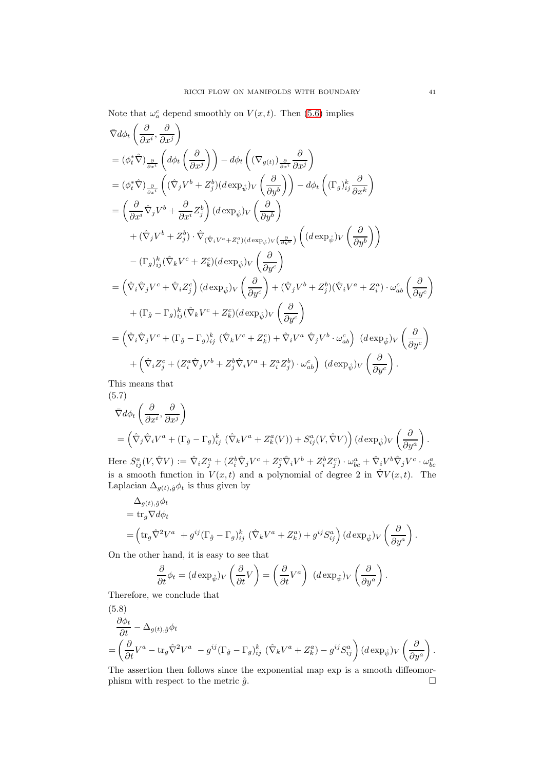Note that $\omega_a^c$ depend smoothly on $V(x,t)$. Then (5.6) implies

$$
\begin{aligned}
&\bar{\nabla} d\phi_t\left(\frac{\partial}{\partial x^i},\frac{\partial}{\partial x^j}\right)\\
&= (\phi_t^*\hat{\nabla})_{\frac{\partial}{\partial x^i}}\left(d\phi_t\left(\frac{\partial}{\partial x^j}\right)\right) - d\phi_t\left((\nabla_{g(t)})_{\frac{\partial}{\partial x^i}}\frac{\partial}{\partial x^j}\right)\\
&= (\phi_t^*\hat{\nabla})_{\frac{\partial}{\partial x^i}}\left((\hat{\nabla}_j V^b + Z_j^b)(d\exp_{\hat{\psi}})_V\left(\frac{\partial}{\partial y^b}\right)\right) - d\phi_t\left((\Gamma_g)_{ij}^k\frac{\partial}{\partial x^k}\right)\\
&= \left(\frac{\partial}{\partial x^i}\hat{\nabla}_j V^b + \frac{\partial}{\partial x^i}Z_j^b\right)(d\exp_{\hat{\psi}})_V\left(\frac{\partial}{\partial y^b}\right)\\
&\quad + (\hat{\nabla}_j V^b + Z_j^b)\cdot\hat{\nabla}_{(\hat{\nabla}_i V^a + Z_i^a)(d\exp_{\hat{\psi}})_V\left(\frac{\partial}{\partial y^a}\right)}\left((d\exp_{\hat{\psi}})_V\left(\frac{\partial}{\partial y^b}\right)\right)\\
&\quad - (\Gamma_g)_{ij}^k(\hat{\nabla}_k V^c + Z_k^c)(d\exp_{\hat{\psi}})_V\left(\frac{\partial}{\partial y^c}\right)\\
&= \left(\hat{\nabla}_i\hat{\nabla}_j V^c + \hat{\nabla}_i Z_j^c\right)(d\exp_{\hat{\psi}})_V\left(\frac{\partial}{\partial y^c}\right) + (\hat{\nabla}_j V^b + Z_j^b)(\hat{\nabla}_i V^a + Z_i^a)\cdot\omega_{ab}^c\left(\frac{\partial}{\partial y^c}\right)\\
&\quad + (\Gamma_{\hat{g}} - \Gamma_g)_{ij}^k(\hat{\nabla}_k V^c + Z_k^c)(d\exp_{\hat{\psi}})_V\left(\frac{\partial}{\partial y^c}\right)\\
&= \left(\hat{\nabla}_i\hat{\nabla}_j V^c + (\Gamma_{\hat{g}} - \Gamma_g)_{ij}^k\ (\hat{\nabla}_k V^c + Z_k^c) + \hat{\nabla}_i V^a\ \hat{\nabla}_j V^b\cdot\omega_{ab}^c\right)\ (d\exp_{\hat{\psi}})_V\left(\frac{\partial}{\partial y^c}\right)\\
&\quad + \left(\hat{\nabla}_i Z_j^c + (Z_i^a\hat{\nabla}_j V^b + Z_j^b\hat{\nabla}_i V^a + Z_i^a Z_j^b)\cdot\omega_{ab}^c\right)\ (d\exp_{\hat{\psi}})_V\left(\frac{\partial}{\partial y^c}\right).
\end{aligned}
$$

This means that

(5.7)
$$
\begin{aligned}
&\bar{\nabla} d\phi_t\left(\frac{\partial}{\partial x^i},\frac{\partial}{\partial x^j}\right)\\
&= \left(\hat{\nabla}_j\hat{\nabla}_i V^a + (\Gamma_{\hat{g}} - \Gamma_g)_{ij}^k\ (\hat{\nabla}_k V^a + Z_k^a(V)) + S_{ij}^a(V,\hat{\nabla}V)\right)(d\exp_{\hat{\psi}})_V\left(\frac{\partial}{\partial y^a}\right).
\end{aligned}
$$

Here $S_{ij}^a(V,\hat{\nabla}V) := \hat{\nabla}_i Z_j^a + (Z_i^b\hat{\nabla}_j V^c + Z_j^c\hat{\nabla}_i V^b + Z_i^b Z_j^c)\cdot\omega_{bc}^a + \hat{\nabla}_i V^b\hat{\nabla}_j V^c\cdot\omega_{bc}^a$ is a smooth function in $V(x,t)$ and a polynomial of degree 2 in $\hat{\nabla}V(x,t)$. The Laplacian $\Delta_{g(t),\hat{g}}\phi_t$ is thus given by

$$
\begin{aligned}
&\Delta_{g(t),\hat{g}}\phi_t\\
&= \mathrm{tr}_g\nabla d\phi_t\\
&= \left(\mathrm{tr}_g\hat{\nabla}^2 V^a\ + g^{ij}(\Gamma_{\hat{g}} - \Gamma_g)_{ij}^k\ (\hat{\nabla}_k V^a + Z_k^a) + g^{ij}S_{ij}^a\right)(d\exp_{\hat{\psi}})_V\left(\frac{\partial}{\partial y^a}\right).
\end{aligned}
$$

On the other hand, it is easy to see that

$$
\frac{\partial}{\partial t}\phi_t = (d\exp_{\hat{\psi}})_V\left(\frac{\partial}{\partial t}V\right) = \left(\frac{\partial}{\partial t}V^a\right)\ (d\exp_{\hat{\psi}})_V\left(\frac{\partial}{\partial y^a}\right).
$$

Therefore, we conclude that

(5.8)
$$
\begin{aligned}
&\frac{\partial\phi_t}{\partial t} - \Delta_{g(t),\hat{g}}\phi_t\\
&= \left(\frac{\partial}{\partial t}V^a - \mathrm{tr}_g\hat{\nabla}^2 V^a\ - g^{ij}(\Gamma_{\hat{g}} - \Gamma_g)_{ij}^k\ (\hat{\nabla}_k V^a + Z_k^a) - g^{ij}S_{ij}^a\right)(d\exp_{\hat{\psi}})_V\left(\frac{\partial}{\partial y^a}\right).
\end{aligned}
$$

The assertion then follows since the exponential map exp is a smooth diffeomorphism with respect to the metric $\hat{g}$. $\square$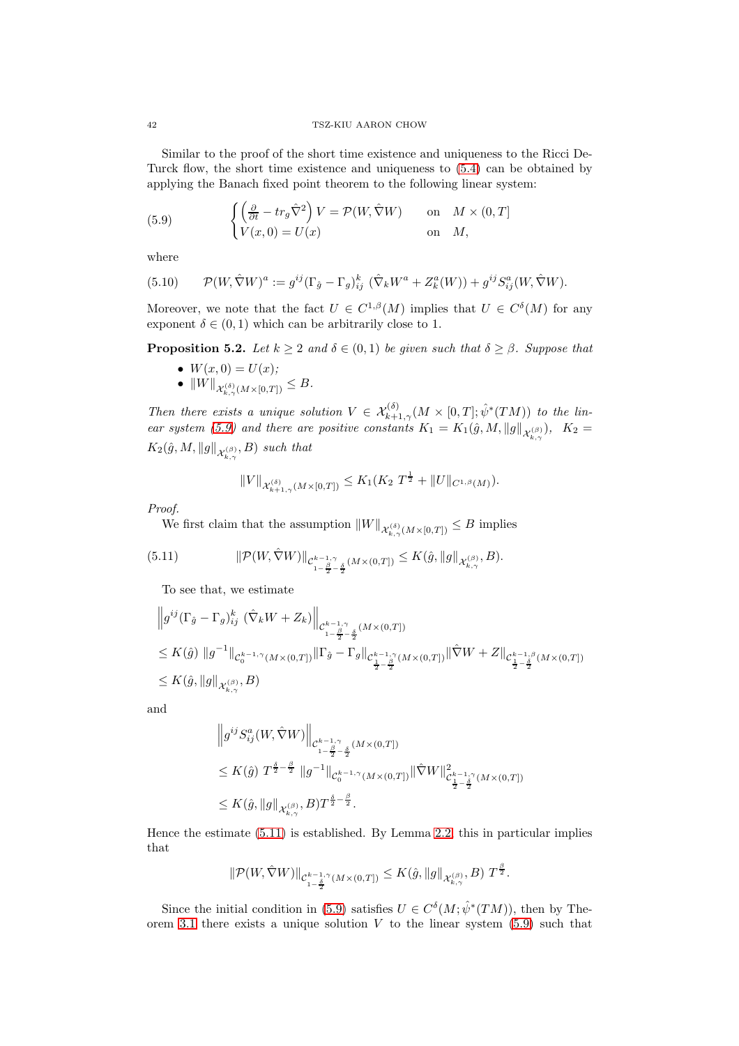Similar to the proof of the short time existence and uniqueness to the Ricci DeTurck flow, the short time existence and uniqueness to (5.4) can be obtained by applying the Banach fixed point theorem to the following linear system:

$$
\begin{cases} \left(\frac{\partial}{\partial t} - tr_g \hat{\nabla}^2\right) V = \mathcal{P}(W, \hat{\nabla} W) & \text{on} \quad M \times (0,T] \\ V(x,0) = U(x) & \text{on} \quad M, \end{cases} \tag{5.9}
$$

where

$$
\mathcal{P}(W, \hat{\nabla} W)^a := g^{ij} (\Gamma_{\hat{g}} - \Gamma_g)^k_{ij} \ (\hat{\nabla}_k W^a + Z^a_k(W)) + g^{ij} S^a_{ij}(W, \hat{\nabla} W). \tag{5.10}
$$

Moreover, we note that the fact $U \in C^{1,\beta}(M)$ implies that $U \in C^{\delta}(M)$ for any exponent $\delta \in (0,1)$ which can be arbitrarily close to 1.

**Proposition 5.2.** *Let $k \geq 2$ and $\delta \in (0,1)$ be given such that $\delta \geq \beta$. Suppose that*

- *$W(x,0) = U(x)$;*
- *$\|W\|_{\mathcal{X}^{(\delta)}_{k,\gamma}(M \times [0,T])} \leq B$.*

*Then there exists a unique solution $V \in \mathcal{X}^{(\delta)}_{k+1,\gamma}(M \times [0,T]; \hat{\psi}^*(TM))$ to the linear system (5.9) and there are positive constants $K_1 = K_1(\hat{g}, M, \|g\|_{\mathcal{X}^{(\beta)}_{k,\gamma}})$, $K_2 = K_2(\hat{g}, M, \|g\|_{\mathcal{X}^{(\beta)}_{k,\gamma}}, B)$ such that*

$$
\|V\|_{\mathcal{X}^{(\delta)}_{k+1,\gamma}(M \times [0,T])} \leq K_1 (K_2 \ T^{\frac{1}{2}} + \|U\|_{C^{1,\beta}(M)}).
$$

*Proof.*

We first claim that the assumption $\|W\|_{\mathcal{X}^{(\delta)}_{k,\gamma}(M \times [0,T])} \leq B$ implies

$$
\|\mathcal{P}(W, \hat{\nabla} W)\|_{\mathcal{C}^{k-1,\gamma}_{1-\frac{\beta}{2}-\frac{\delta}{2}}(M \times (0,T])} \leq K(\hat{g}, \|g\|_{\mathcal{X}^{(\beta)}_{k,\gamma}}, B). \tag{5.11}
$$

To see that, we estimate

$$
\begin{aligned}
&\left\| g^{ij} (\Gamma_{\hat{g}} - \Gamma_g)^k_{ij} \ (\hat{\nabla}_k W + Z_k) \right\|_{\mathcal{C}^{k-1,\gamma}_{1-\frac{\beta}{2}-\frac{\delta}{2}}(M \times (0,T])} \\
&\leq K(\hat{g}) \ \|g^{-1}\|_{\mathcal{C}^{k-1,\gamma}_0(M \times (0,T])} \|\Gamma_{\hat{g}} - \Gamma_g\|_{\mathcal{C}^{k-1,\gamma}_{\frac{1}{2}-\frac{\beta}{2}}(M \times (0,T])} \|\hat{\nabla} W + Z\|_{\mathcal{C}^{k-1,\beta}_{\frac{1}{2}-\frac{\delta}{2}}(M \times (0,T])} \\
&\leq K(\hat{g}, \|g\|_{\mathcal{X}^{(\beta)}_{k,\gamma}}, B)
\end{aligned}
$$

and

$$
\begin{aligned}
&\left\| g^{ij} S^a_{ij}(W, \hat{\nabla} W) \right\|_{\mathcal{C}^{k-1,\gamma}_{1-\frac{\beta}{2}-\frac{\delta}{2}}(M \times (0,T])} \\
&\leq K(\hat{g}) \ T^{\frac{\delta}{2}-\frac{\beta}{2}} \ \|g^{-1}\|_{\mathcal{C}^{k-1,\gamma}_0(M \times (0,T])} \|\hat{\nabla} W\|^2_{\mathcal{C}^{k-1,\gamma}_{\frac{1}{2}-\frac{\delta}{2}}(M \times (0,T])} \\
&\leq K(\hat{g}, \|g\|_{\mathcal{X}^{(\beta)}_{k,\gamma}}, B) T^{\frac{\delta}{2}-\frac{\beta}{2}}.
\end{aligned}
$$

Hence the estimate (5.11) is established. By Lemma 2.2, this in particular implies that

$$
\|\mathcal{P}(W, \hat{\nabla} W)\|_{\mathcal{C}^{k-1,\gamma}_{1-\frac{\delta}{2}}(M \times (0,T])} \leq K(\hat{g}, \|g\|_{\mathcal{X}^{(\beta)}_{k,\gamma}}, B) \ T^{\frac{\beta}{2}}.
$$

Since the initial condition in (5.9) satisfies $U \in C^{\delta}(M; \hat{\psi}^*(TM))$, then by Theorem 3.1 there exists a unique solution $V$ to the linear system (5.9) such that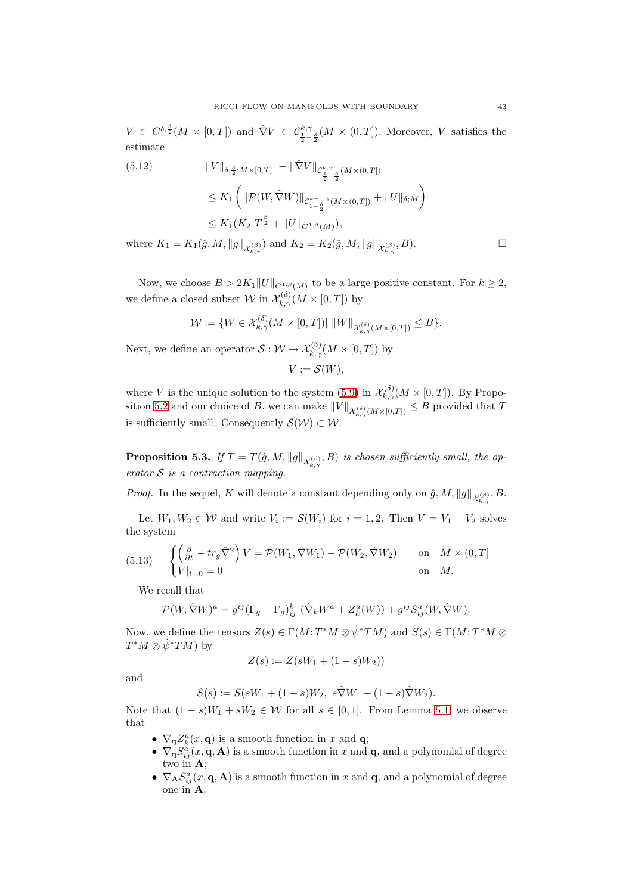$V \in C^{\delta,\frac{\delta}{2}}(M \times [0,T])$ and $\hat{\nabla} V \in \mathcal{C}^{k,\gamma}_{\frac{1}{2}-\frac{\delta}{2}}(M \times (0,T])$. Moreover, $V$ satisfies the estimate

$$
\begin{aligned}
(5.12) \qquad \|V\|_{\delta,\frac{\delta}{2};M\times[0,T]} &+ \|\hat{\nabla} V\|_{\mathcal{C}^{k,\gamma}_{\frac{1}{2}-\frac{\delta}{2}}(M\times(0,T])} \\
&\leq K_1 \left( \|\mathcal{P}(W,\hat{\nabla} W)\|_{\mathcal{C}^{k-1,\gamma}_{1-\frac{\delta}{2}}(M\times(0,T])} + \|U\|_{\delta;M} \right) \\
&\leq K_1 (K_2 \, T^{\frac{\beta}{2}} + \|U\|_{C^{1,\beta}(M)}),
\end{aligned}
$$

where $K_1 = K_1(\hat{g}, M, \|g\|_{\mathcal{X}^{(\beta)}_{k,\gamma}})$ and $K_2 = K_2(\hat{g}, M, \|g\|_{\mathcal{X}^{(\beta)}_{k,\gamma}}, B)$. $\square$

Now, we choose $B > 2K_1 \|U\|_{C^{1,\beta}(M)}$ to be a large positive constant. For $k \geq 2$, we define a closed subset $\mathcal{W}$ in $\mathcal{X}^{(\delta)}_{k,\gamma}(M \times [0,T])$ by

$$
\mathcal{W} := \{ W \in \mathcal{X}^{(\delta)}_{k,\gamma}(M \times [0,T]) | \, \|W\|_{\mathcal{X}^{(\delta)}_{k,\gamma}(M\times[0,T])} \leq B \}.
$$

Next, we define an operator $\mathcal{S} : \mathcal{W} \to \mathcal{X}^{(\delta)}_{k,\gamma}(M \times [0,T])$ by

$$
V := \mathcal{S}(W),
$$

where $V$ is the unique solution to the system (5.9) in $\mathcal{X}^{(\delta)}_{k,\gamma}(M \times [0,T])$. By Proposition 5.2 and our choice of $B$, we can make $\|V\|_{\mathcal{X}^{(\delta)}_{k,\gamma}(M\times[0,T])} \leq B$ provided that $T$ is sufficiently small. Consequently $\mathcal{S}(\mathcal{W}) \subset \mathcal{W}$.

**Proposition 5.3.** *If $T = T(\hat{g}, M, \|g\|_{\mathcal{X}^{(\beta)}_{k,\gamma}}, B)$ is chosen sufficiently small, the operator $\mathcal{S}$ is a contraction mapping.*

*Proof.* In the sequel, $K$ will denote a constant depending only on $\hat{g}, M, \|g\|_{\mathcal{X}^{(\beta)}_{k,\gamma}}, B$.

Let $W_1, W_2 \in \mathcal{W}$ and write $V_i := \mathcal{S}(W_i)$ for $i = 1,2$. Then $V = V_1 - V_2$ solves the system

$$
(5.13) \qquad \begin{cases} \left( \frac{\partial}{\partial t} - tr_g \hat{\nabla}^2 \right) V = \mathcal{P}(W_1, \hat{\nabla} W_1) - \mathcal{P}(W_2, \hat{\nabla} W_2) & \text{on} \quad M \times (0,T] \\ V|_{t=0} = 0 & \text{on} \quad M. \end{cases}
$$

We recall that

$$
\mathcal{P}(W, \hat{\nabla} W)^a = g^{ij} (\Gamma_{\hat{g}} - \Gamma_g)^k_{ij} \; (\hat{\nabla}_k W^a + Z^a_k(W)) + g^{ij} S^a_{ij}(W, \hat{\nabla} W).
$$

Now, we define the tensors $Z(s) \in \Gamma(M; T^*M \otimes \hat{\psi}^* TM)$ and $S(s) \in \Gamma(M; T^*M \otimes T^*M \otimes \hat{\psi}^* TM)$ by

$$
Z(s) := Z(sW_1 + (1-s)W_2))
$$

and

$$
S(s) := S(sW_1 + (1-s)W_2, \; s\hat{\nabla} W_1 + (1-s)\hat{\nabla} W_2).
$$

Note that $(1-s)W_1 + sW_2 \in \mathcal{W}$ for all $s \in [0,1]$. From Lemma 5.1, we observe that

- $\nabla_{\mathbf{q}} Z^a_k(x, \mathbf{q})$ is a smooth function in $x$ and $\mathbf{q}$;
- $\nabla_{\mathbf{q}} S^a_{ij}(x, \mathbf{q}, \mathbf{A})$ is a smooth function in $x$ and $\mathbf{q}$, and a polynomial of degree two in $\mathbf{A}$;
- $\nabla_{\mathbf{A}} S^a_{ij}(x, \mathbf{q}, \mathbf{A})$ is a smooth function in $x$ and $\mathbf{q}$, and a polynomial of degree one in $\mathbf{A}$.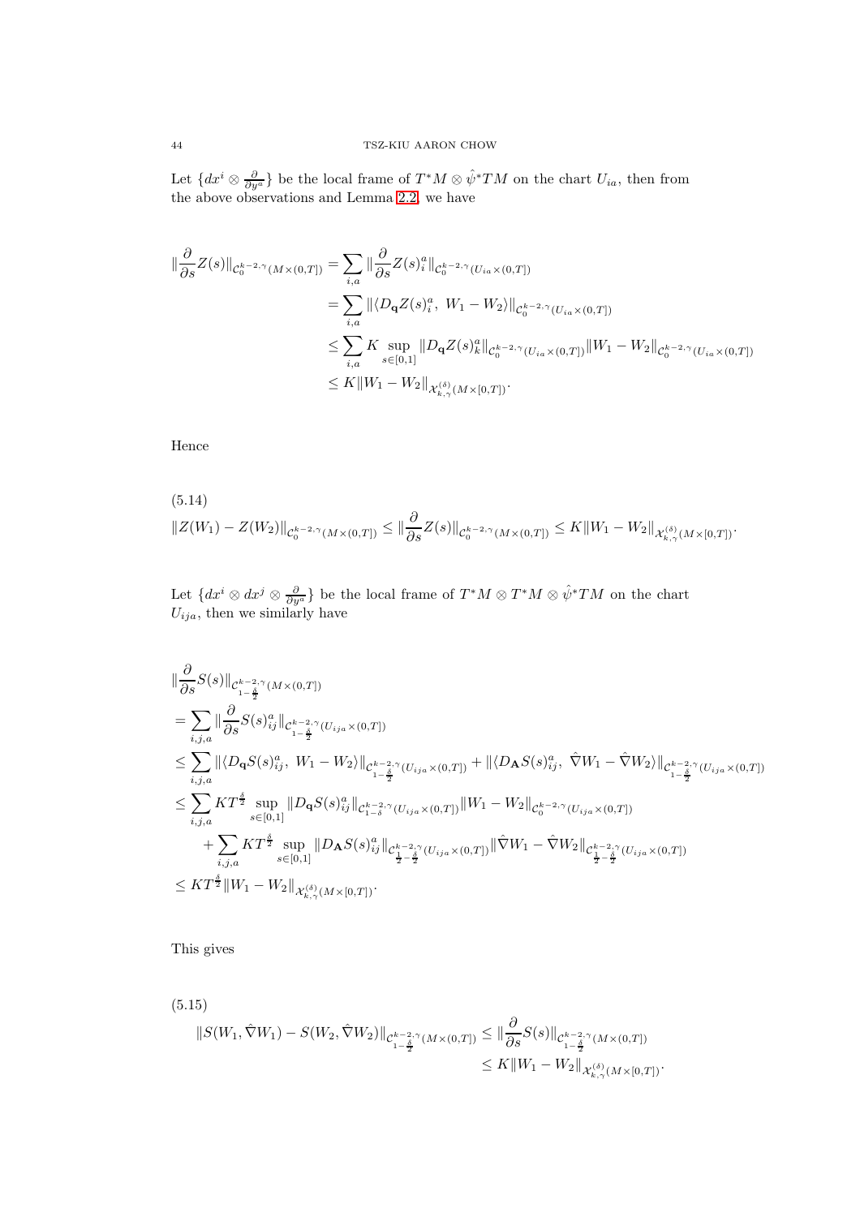Let $\{dx^i \otimes \frac{\partial}{\partial y^a}\}$ be the local frame of $T^*M \otimes \hat{\psi}^*TM$ on the chart $U_{ia}$, then from the above observations and Lemma 2.2, we have

$$
\begin{aligned}
\|\frac{\partial}{\partial s} Z(s)\|_{\mathcal{C}_0^{k-2,\gamma}(M\times(0,T])} &= \sum_{i,a} \|\frac{\partial}{\partial s} Z(s)_i^a\|_{\mathcal{C}_0^{k-2,\gamma}(U_{ia}\times(0,T])} \\
&= \sum_{i,a} \|\langle D_{\mathbf{q}} Z(s)_i^a,\ W_1 - W_2\rangle\|_{\mathcal{C}_0^{k-2,\gamma}(U_{ia}\times(0,T])} \\
&\leq \sum_{i,a} K \sup_{s\in[0,1]} \|D_{\mathbf{q}} Z(s)_k^a\|_{\mathcal{C}_0^{k-2,\gamma}(U_{ia}\times(0,T])} \|W_1 - W_2\|_{\mathcal{C}_0^{k-2,\gamma}(U_{ia}\times(0,T])} \\
&\leq K\|W_1 - W_2\|_{\mathcal{X}_{k,\gamma}^{(\delta)}(M\times[0,T])}.
\end{aligned}
$$

Hence

(5.14)
$$
\|Z(W_1) - Z(W_2)\|_{\mathcal{C}_0^{k-2,\gamma}(M\times(0,T])} \leq \|\frac{\partial}{\partial s} Z(s)\|_{\mathcal{C}_0^{k-2,\gamma}(M\times(0,T])} \leq K\|W_1 - W_2\|_{\mathcal{X}_{k,\gamma}^{(\delta)}(M\times[0,T])}.
$$

Let $\{dx^i \otimes dx^j \otimes \frac{\partial}{\partial y^a}\}$ be the local frame of $T^*M \otimes T^*M \otimes \hat{\psi}^*TM$ on the chart $U_{ija}$, then we similarly have

$$
\begin{aligned}
&\|\frac{\partial}{\partial s} S(s)\|_{\mathcal{C}_{1-\frac{\delta}{2}}^{k-2,\gamma}(M\times(0,T])} \\
&= \sum_{i,j,a} \|\frac{\partial}{\partial s} S(s)_{ij}^a\|_{\mathcal{C}_{1-\frac{\delta}{2}}^{k-2,\gamma}(U_{ija}\times(0,T])} \\
&\leq \sum_{i,j,a} \|\langle D_{\mathbf{q}} S(s)_{ij}^a,\ W_1 - W_2\rangle\|_{\mathcal{C}_{1-\frac{\delta}{2}}^{k-2,\gamma}(U_{ija}\times(0,T])} + \|\langle D_{\mathbf{A}} S(s)_{ij}^a,\ \hat{\nabla} W_1 - \hat{\nabla} W_2\rangle\|_{\mathcal{C}_{1-\frac{\delta}{2}}^{k-2,\gamma}(U_{ija}\times(0,T])} \\
&\leq \sum_{i,j,a} K T^{\frac{\delta}{2}} \sup_{s\in[0,1]} \|D_{\mathbf{q}} S(s)_{ij}^a\|_{\mathcal{C}_{1-\delta}^{k-2,\gamma}(U_{ija}\times(0,T])} \|W_1 - W_2\|_{\mathcal{C}_0^{k-2,\gamma}(U_{ija}\times(0,T])} \\
&\quad + \sum_{i,j,a} K T^{\frac{\delta}{2}} \sup_{s\in[0,1]} \|D_{\mathbf{A}} S(s)_{ij}^a\|_{\mathcal{C}_{\frac{1}{2}-\frac{\delta}{2}}^{k-2,\gamma}(U_{ija}\times(0,T])} \|\hat{\nabla} W_1 - \hat{\nabla} W_2\|_{\mathcal{C}_{\frac{1}{2}-\frac{\delta}{2}}^{k-2,\gamma}(U_{ija}\times(0,T])} \\
&\leq K T^{\frac{\delta}{2}} \|W_1 - W_2\|_{\mathcal{X}_{k,\gamma}^{(\delta)}(M\times[0,T])}.
\end{aligned}
$$

This gives

(5.15)
$$
\begin{aligned}
\|S(W_1, \hat{\nabla} W_1) - S(W_2, \hat{\nabla} W_2)\|_{\mathcal{C}_{1-\frac{\delta}{2}}^{k-2,\gamma}(M\times(0,T])} &\leq \|\frac{\partial}{\partial s} S(s)\|_{\mathcal{C}_{1-\frac{\delta}{2}}^{k-2,\gamma}(M\times(0,T])} \\
&\leq K\|W_1 - W_2\|_{\mathcal{X}_{k,\gamma}^{(\delta)}(M\times[0,T])}.
\end{aligned}
$$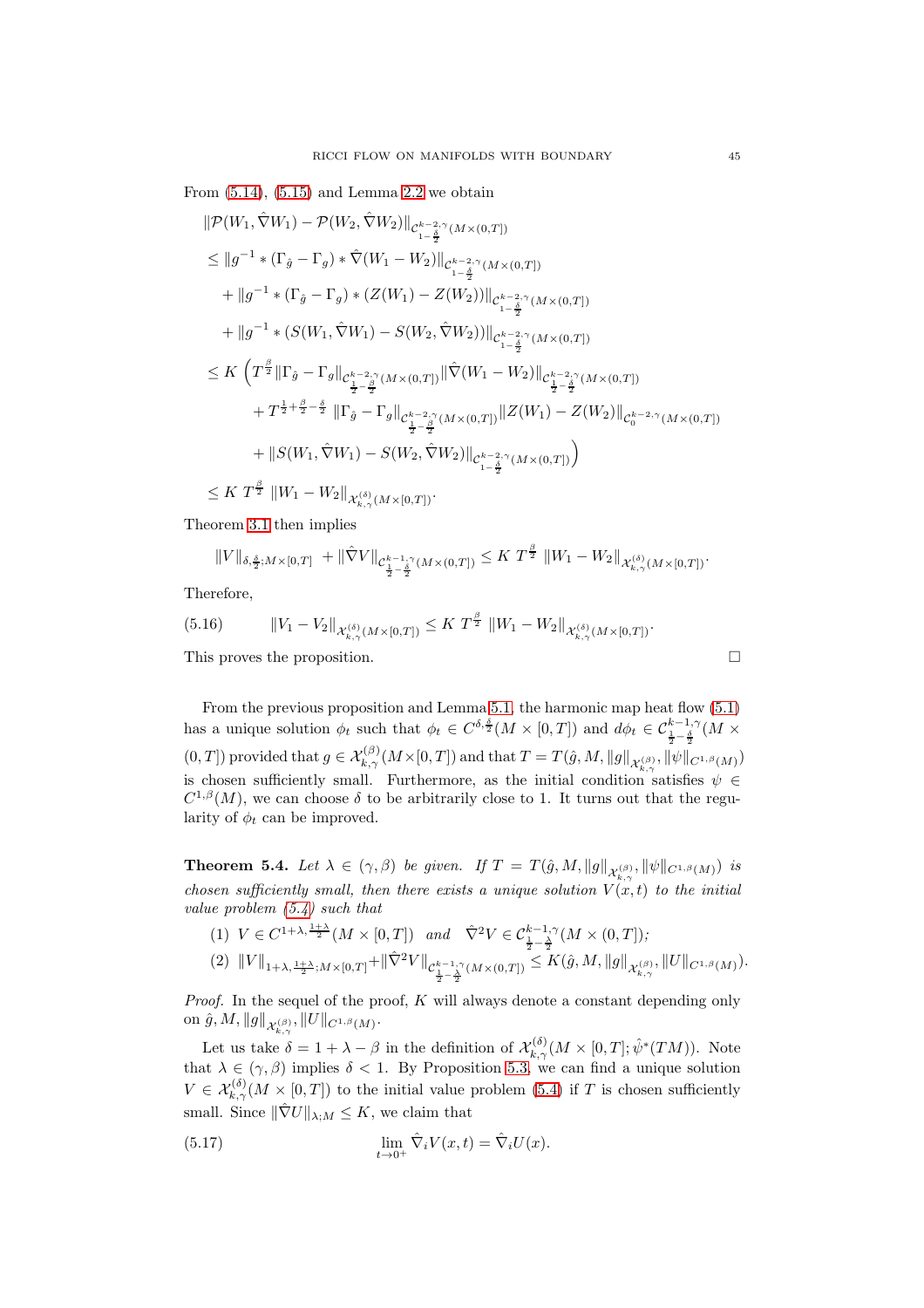From (5.14), (5.15) and Lemma 2.2 we obtain

$$
\begin{aligned}
&\|\mathcal{P}(W_1,\hat\nabla W_1)-\mathcal{P}(W_2,\hat\nabla W_2)\|_{\mathcal{C}^{k-2,\gamma}_{1-\frac{\delta}{2}}(M\times(0,T])}\\
&\le \|g^{-1}*(\Gamma_{\hat g}-\Gamma_g)*\hat\nabla(W_1-W_2)\|_{\mathcal{C}^{k-2,\gamma}_{1-\frac{\delta}{2}}(M\times(0,T])}\\
&\quad+\|g^{-1}*(\Gamma_{\hat g}-\Gamma_g)*(Z(W_1)-Z(W_2))\|_{\mathcal{C}^{k-2,\gamma}_{1-\frac{\delta}{2}}(M\times(0,T])}\\
&\quad+\|g^{-1}*(S(W_1,\hat\nabla W_1)-S(W_2,\hat\nabla W_2))\|_{\mathcal{C}^{k-2,\gamma}_{1-\frac{\delta}{2}}(M\times(0,T])}\\
&\le K\Big(T^{\frac{\beta}{2}}\|\Gamma_{\hat g}-\Gamma_g\|_{\mathcal{C}^{k-2,\gamma}_{\frac12-\frac{\beta}{2}}(M\times(0,T])}\|\hat\nabla(W_1-W_2)\|_{\mathcal{C}^{k-2,\gamma}_{\frac12-\frac{\delta}{2}}(M\times(0,T])}\\
&\qquad+T^{\frac12+\frac{\beta}{2}-\frac{\delta}{2}}\,\|\Gamma_{\hat g}-\Gamma_g\|_{\mathcal{C}^{k-2,\gamma}_{\frac12-\frac{\beta}{2}}(M\times(0,T])}\|Z(W_1)-Z(W_2)\|_{\mathcal{C}^{k-2,\gamma}_{0}(M\times(0,T])}\\
&\qquad+\|S(W_1,\hat\nabla W_1)-S(W_2,\hat\nabla W_2)\|_{\mathcal{C}^{k-2,\gamma}_{1-\frac{\delta}{2}}(M\times(0,T])}\Big)\\
&\le K\,T^{\frac{\beta}{2}}\,\|W_1-W_2\|_{\mathcal{X}^{(\delta)}_{k,\gamma}(M\times[0,T])}.
\end{aligned}
$$

Theorem 3.1 then implies

$$
\|V\|_{\delta,\frac{\delta}{2};M\times[0,T]}\;+\|\hat\nabla V\|_{\mathcal{C}^{k-1,\gamma}_{\frac12-\frac{\delta}{2}}(M\times(0,T])}\le K\,T^{\frac{\beta}{2}}\,\|W_1-W_2\|_{\mathcal{X}^{(\delta)}_{k,\gamma}(M\times[0,T])}.
$$

Therefore,

$$
\|V_1-V_2\|_{\mathcal{X}^{(\delta)}_{k,\gamma}(M\times[0,T])}\le K\,T^{\frac{\beta}{2}}\,\|W_1-W_2\|_{\mathcal{X}^{(\delta)}_{k,\gamma}(M\times[0,T])}. \tag{5.16}
$$

This proves the proposition. $\square$

From the previous proposition and Lemma 5.1, the harmonic map heat flow (5.1) has a unique solution $\phi_t$ such that $\phi_t\in C^{\delta,\frac{\delta}{2}}(M\times[0,T])$ and $d\phi_t\in\mathcal{C}^{k-1,\gamma}_{\frac12-\frac{\delta}{2}}(M\times(0,T])$ provided that $g\in\mathcal{X}^{(\beta)}_{k,\gamma}(M\times[0,T])$ and that $T=T(\hat g,M,\|g\|_{\mathcal{X}^{(\beta)}_{k,\gamma}},\|\psi\|_{C^{1,\beta}(M)})$ is chosen sufficiently small. Furthermore, as the initial condition satisfies $\psi\in C^{1,\beta}(M)$, we can choose $\delta$ to be arbitrarily close to 1. It turns out that the regularity of $\phi_t$ can be improved.

**Theorem 5.4.** *Let $\lambda\in(\gamma,\beta)$ be given. If $T=T(\hat g,M,\|g\|_{\mathcal{X}^{(\beta)}_{k,\gamma}},\|\psi\|_{C^{1,\beta}(M)})$ is chosen sufficiently small, then there exists a unique solution $V(x,t)$ to the initial value problem (5.4) such that*

1. $V\in C^{1+\lambda,\frac{1+\lambda}{2}}(M\times[0,T])$ *and* $\hat\nabla^2V\in\mathcal{C}^{k-1,\gamma}_{\frac12-\frac{\lambda}{2}}(M\times(0,T])$;
2. $\|V\|_{1+\lambda,\frac{1+\lambda}{2};M\times[0,T]}+\|\hat\nabla^2V\|_{\mathcal{C}^{k-1,\gamma}_{\frac12-\frac{\lambda}{2}}(M\times(0,T])}\le K(\hat g,M,\|g\|_{\mathcal{X}^{(\beta)}_{k,\gamma}},\|U\|_{C^{1,\beta}(M)})$.

*Proof.* In the sequel of the proof, $K$ will always denote a constant depending only on $\hat g,M,\|g\|_{\mathcal{X}^{(\beta)}_{k,\gamma}},\|U\|_{C^{1,\beta}(M)}$.

Let us take $\delta=1+\lambda-\beta$ in the definition of $\mathcal{X}^{(\delta)}_{k,\gamma}(M\times[0,T];\hat\psi^*(TM))$. Note that $\lambda\in(\gamma,\beta)$ implies $\delta<1$. By Proposition 5.3, we can find a unique solution $V\in\mathcal{X}^{(\delta)}_{k,\gamma}(M\times[0,T])$ to the initial value problem (5.4) if $T$ is chosen sufficiently small. Since $\|\hat\nabla U\|_{\lambda;M}\le K$, we claim that

$$
\lim_{t\to0^+}\hat\nabla_iV(x,t)=\hat\nabla_iU(x). \tag{5.17}
$$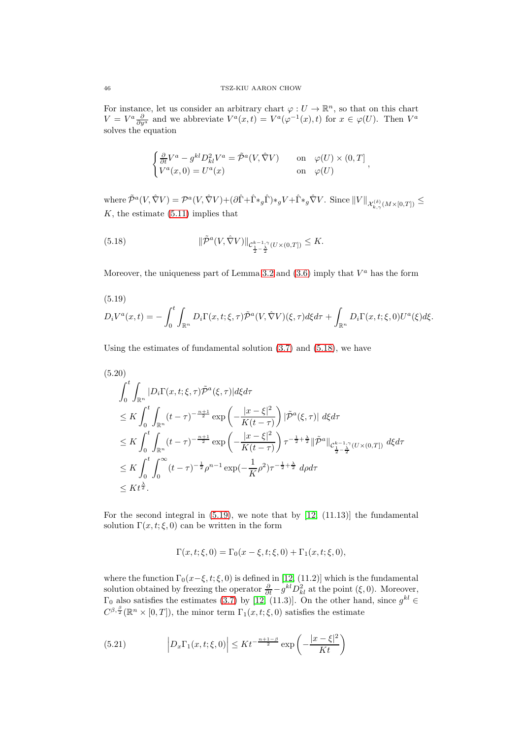For instance, let us consider an arbitrary chart $\varphi : U \to \mathbb{R}^n$, so that on this chart $V = V^a \frac{\partial}{\partial y^a}$ and we abbreviate $V^a(x,t) = V^a(\varphi^{-1}(x), t)$ for $x \in \varphi(U)$. Then $V^a$ solves the equation

$$\begin{cases} \frac{\partial}{\partial t} V^a - g^{kl} D^2_{kl} V^a = \tilde{\mathcal{P}}^a(V, \hat{\nabla} V) & \text{on} \quad \varphi(U) \times (0, T] \\ V^a(x, 0) = U^a(x) & \text{on} \quad \varphi(U) \end{cases},$$

where $\tilde{\mathcal{P}}^a(V, \hat{\nabla} V) = \mathcal{P}^a(V, \hat{\nabla} V) + (\partial \hat{\Gamma} + \hat{\Gamma} *_g \hat{\Gamma}) *_g V + \hat{\Gamma} *_g \hat{\nabla} V$. Since $\|V\|_{\mathcal{X}^{(\delta)}_{k,\gamma}(M \times [0,T])} \leq K$, the estimate (5.11) implies that

$$\|\tilde{\mathcal{P}}^a(V, \hat{\nabla} V)\|_{\mathcal{C}^{k-1,\gamma}_{\frac{1}{2}-\frac{\lambda}{2}}(U \times (0,T])} \leq K. \tag{5.18}$$

Moreover, the uniqueness part of Lemma 3.2 and (3.6) imply that $V^a$ has the form

$$D_i V^a(x,t) = -\int_0^t \int_{\mathbb{R}^n} D_i \Gamma(x,t;\xi,\tau) \tilde{\mathcal{P}}^a(V, \hat{\nabla} V)(\xi,\tau) d\xi d\tau + \int_{\mathbb{R}^n} D_i \Gamma(x,t;\xi,0) U^a(\xi) d\xi. \tag{5.19}$$

Using the estimates of fundamental solution (3.7) and (5.18), we have

$$\begin{aligned}
&\int_0^t \int_{\mathbb{R}^n} |D_i \Gamma(x,t;\xi,\tau) \tilde{\mathcal{P}}^a(\xi,\tau)| d\xi d\tau \\
&\leq K \int_0^t \int_{\mathbb{R}^n} (t-\tau)^{-\frac{n+1}{2}} \exp\left(-\frac{|x-\xi|^2}{K(t-\tau)}\right) |\tilde{\mathcal{P}}^a(\xi,\tau)| \, d\xi d\tau \\
&\leq K \int_0^t \int_{\mathbb{R}^n} (t-\tau)^{-\frac{n+1}{2}} \exp\left(-\frac{|x-\xi|^2}{K(t-\tau)}\right) \tau^{-\frac{1}{2}+\frac{\lambda}{2}} \|\tilde{\mathcal{P}}^a\|_{\mathcal{C}^{k-1,\gamma}_{\frac{1}{2}-\frac{\lambda}{2}}(U \times (0,T])} \, d\xi d\tau \\
&\leq K \int_0^t \int_0^\infty (t-\tau)^{-\frac{1}{2}} \rho^{n-1} \exp(-\frac{1}{K}\rho^2) \tau^{-\frac{1}{2}+\frac{\lambda}{2}} \, d\rho d\tau \\
&\leq K t^{\frac{\lambda}{2}}.
\end{aligned} \tag{5.20}$$

For the second integral in (5.19), we note that by [12, (11.13)] the fundamental solution $\Gamma(x,t;\xi,0)$ can be written in the form

$$\Gamma(x,t;\xi,0) = \Gamma_0(x-\xi,t;\xi,0) + \Gamma_1(x,t;\xi,0),$$

where the function $\Gamma_0(x-\xi,t;\xi,0)$ is defined in [12, (11.2)] which is the fundamental solution obtained by freezing the operator $\frac{\partial}{\partial t} - g^{kl} D^2_{kl}$ at the point $(\xi, 0)$. Moreover, $\Gamma_0$ also satisfies the estimates (3.7) by [12, (11.3)]. On the other hand, since $g^{kl} \in C^{\beta,\frac{\beta}{2}}(\mathbb{R}^n \times [0,T])$, the minor term $\Gamma_1(x,t;\xi,0)$ satisfies the estimate

$$\left| D_x \Gamma_1(x,t;\xi,0) \right| \leq K t^{-\frac{n+1-\beta}{2}} \exp\left(-\frac{|x-\xi|^2}{Kt}\right) \tag{5.21}$$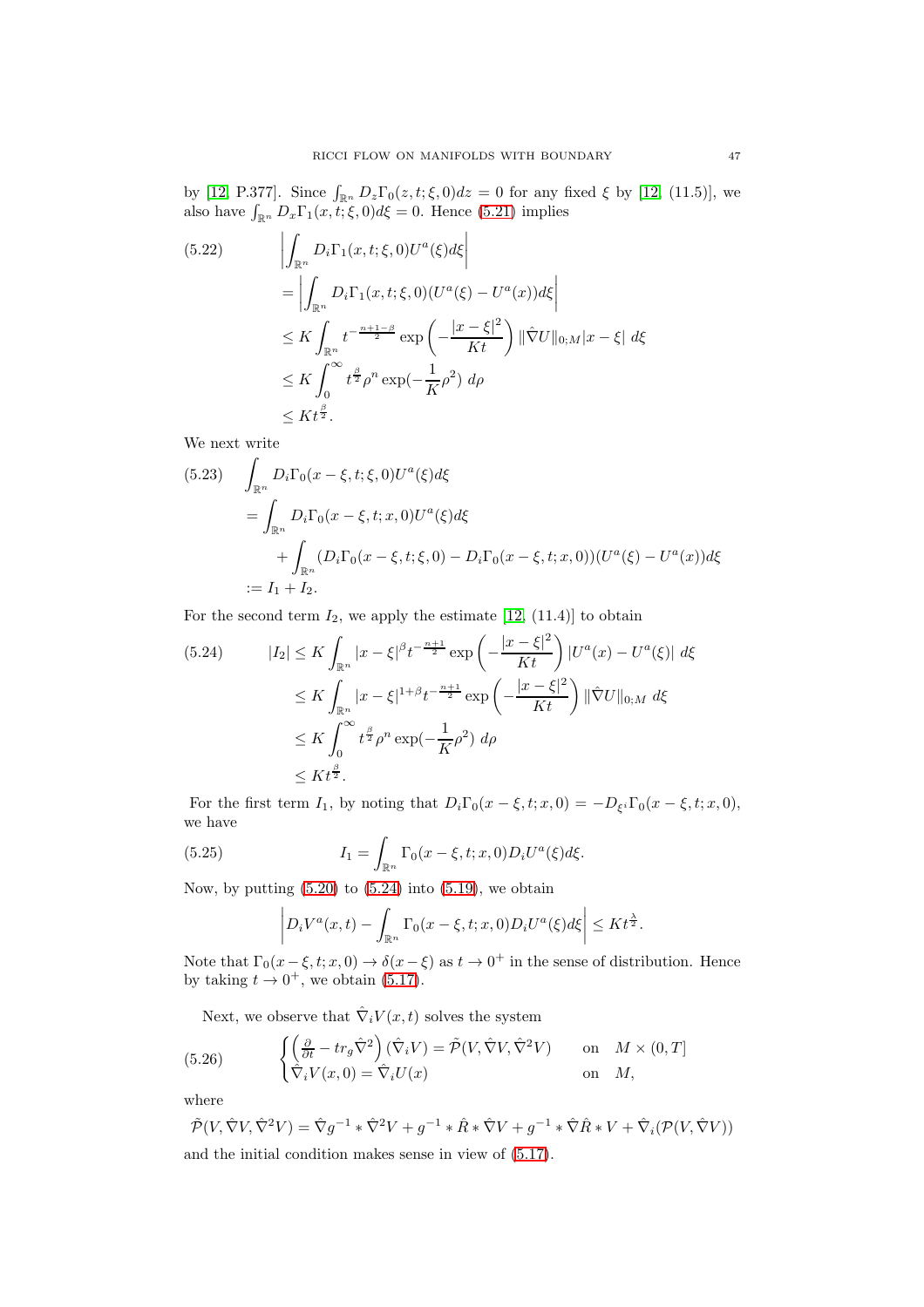by [12, P.377]. Since $\int_{\mathbb{R}^n} D_z\Gamma_0(z,t;\xi,0)dz = 0$ for any fixed $\xi$ by [12, (11.5)], we also have $\int_{\mathbb{R}^n} D_x\Gamma_1(x,t;\xi,0)d\xi = 0$. Hence (5.21) implies

$$
\begin{aligned}
&\left|\int_{\mathbb{R}^n} D_i\Gamma_1(x,t;\xi,0)U^a(\xi)d\xi\right| \\
&= \left|\int_{\mathbb{R}^n} D_i\Gamma_1(x,t;\xi,0)(U^a(\xi)-U^a(x))d\xi\right| \\
&\leq K\int_{\mathbb{R}^n} t^{-\frac{n+1-\beta}{2}}\exp\left(-\frac{|x-\xi|^2}{Kt}\right)\|\hat{\nabla}U\|_{0;M}|x-\xi|\ d\xi \\
&\leq K\int_0^\infty t^{\frac{\beta}{2}}\rho^n\exp(-\frac{1}{K}\rho^2)\ d\rho \\
&\leq Kt^{\frac{\beta}{2}}.
\end{aligned}
\tag{5.22}
$$

We next write

$$
\begin{aligned}
&\int_{\mathbb{R}^n} D_i\Gamma_0(x-\xi,t;\xi,0)U^a(\xi)d\xi \\
&= \int_{\mathbb{R}^n} D_i\Gamma_0(x-\xi,t;x,0)U^a(\xi)d\xi \\
&\qquad + \int_{\mathbb{R}^n} (D_i\Gamma_0(x-\xi,t;\xi,0)-D_i\Gamma_0(x-\xi,t;x,0))(U^a(\xi)-U^a(x))d\xi \\
&:= I_1 + I_2.
\end{aligned}
\tag{5.23}
$$

For the second term $I_2$, we apply the estimate [12, (11.4)] to obtain

$$
\begin{aligned}
|I_2| &\leq K\int_{\mathbb{R}^n} |x-\xi|^\beta t^{-\frac{n+1}{2}}\exp\left(-\frac{|x-\xi|^2}{Kt}\right)|U^a(x)-U^a(\xi)|\ d\xi \\
&\leq K\int_{\mathbb{R}^n} |x-\xi|^{1+\beta} t^{-\frac{n+1}{2}}\exp\left(-\frac{|x-\xi|^2}{Kt}\right)\|\hat{\nabla}U\|_{0;M}\ d\xi \\
&\leq K\int_0^\infty t^{\frac{\beta}{2}}\rho^n\exp(-\frac{1}{K}\rho^2)\ d\rho \\
&\leq Kt^{\frac{\beta}{2}}.
\end{aligned}
\tag{5.24}
$$

For the first term $I_1$, by noting that $D_i\Gamma_0(x-\xi,t;x,0) = -D_{\xi^i}\Gamma_0(x-\xi,t;x,0)$, we have

$$
I_1 = \int_{\mathbb{R}^n} \Gamma_0(x-\xi,t;x,0)D_iU^a(\xi)d\xi. \tag{5.25}
$$

Now, by putting (5.20) to (5.24) into (5.19), we obtain

$$
\left|D_iV^a(x,t) - \int_{\mathbb{R}^n}\Gamma_0(x-\xi,t;x,0)D_iU^a(\xi)d\xi\right| \leq Kt^{\frac{\lambda}{2}}.
$$

Note that $\Gamma_0(x-\xi,t;x,0)\to\delta(x-\xi)$ as $t\to 0^+$ in the sense of distribution. Hence by taking $t\to 0^+$, we obtain (5.17).

Next, we observe that $\hat{\nabla}_iV(x,t)$ solves the system

$$
\begin{cases}
\left(\frac{\partial}{\partial t} - tr_g\hat{\nabla}^2\right)(\hat{\nabla}_iV) = \tilde{\mathcal{P}}(V,\hat{\nabla}V,\hat{\nabla}^2V) & \text{on} \quad M\times(0,T] \\
\hat{\nabla}_iV(x,0) = \hat{\nabla}_iU(x) & \text{on} \quad M,
\end{cases}
\tag{5.26}
$$

where

$$
\tilde{\mathcal{P}}(V,\hat{\nabla}V,\hat{\nabla}^2V) = \hat{\nabla}g^{-1}*\hat{\nabla}^2V + g^{-1}*\hat{R}*\hat{\nabla}V + g^{-1}*\hat{\nabla}\hat{R}*V + \hat{\nabla}_i(\mathcal{P}(V,\hat{\nabla}V))
$$

and the initial condition makes sense in view of (5.17).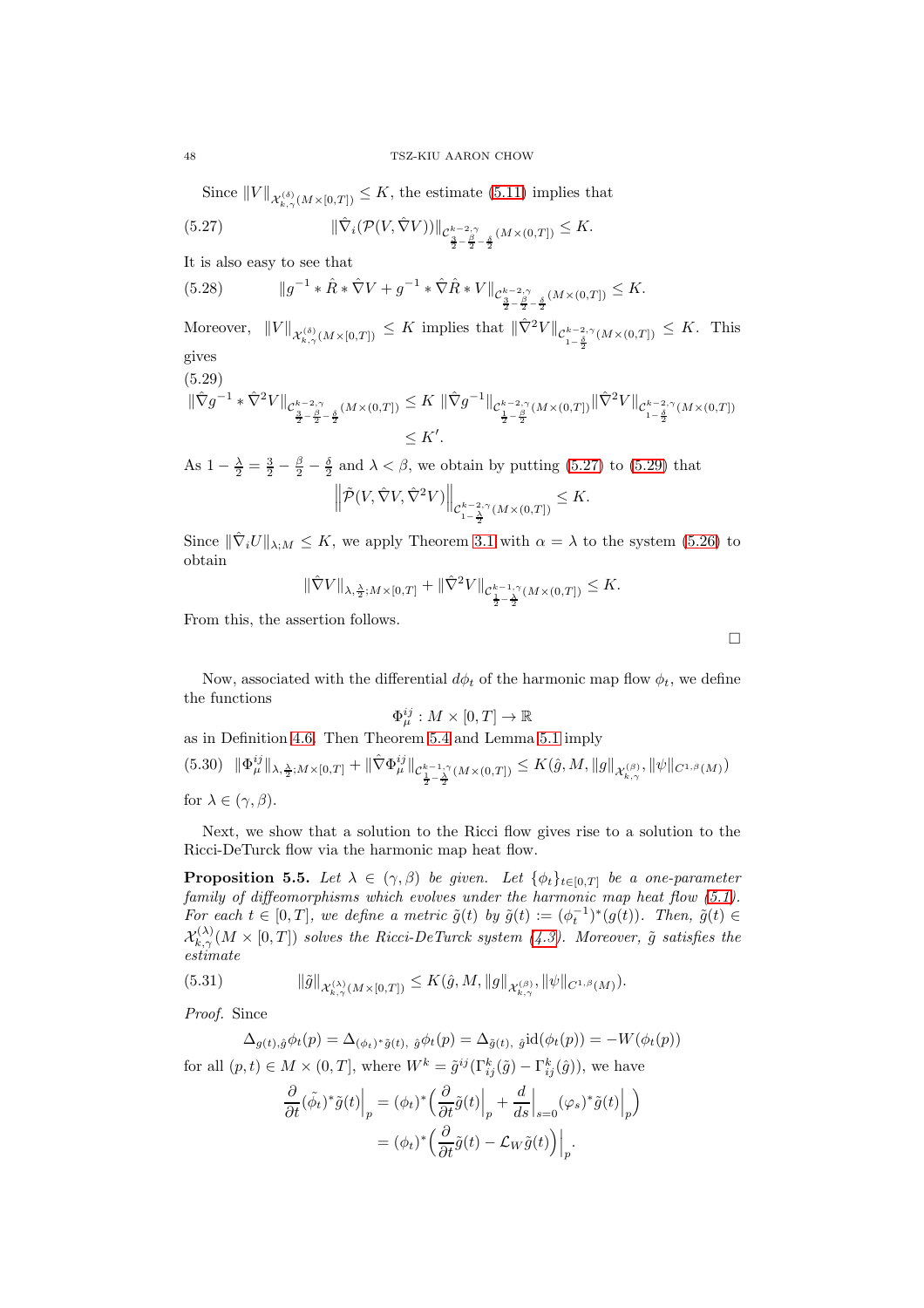Since $\|V\|_{\mathcal{X}^{(\delta)}_{k,\gamma}(M\times[0,T])} \leq K$, the estimate (5.11) implies that

$$\|\hat{\nabla}_i(\mathcal{P}(V,\hat{\nabla}V))\|_{\mathcal{C}^{k-2,\gamma}_{\frac{3}{2}-\frac{\beta}{2}-\frac{\delta}{2}}(M\times(0,T])} \leq K. \tag{5.27}$$

It is also easy to see that

$$\|g^{-1} * \hat{R} * \hat{\nabla}V + g^{-1} * \hat{\nabla}\hat{R} * V\|_{\mathcal{C}^{k-2,\gamma}_{\frac{3}{2}-\frac{\beta}{2}-\frac{\delta}{2}}(M\times(0,T])} \leq K. \tag{5.28}$$

Moreover, $\|V\|_{\mathcal{X}^{(\delta)}_{k,\gamma}(M\times[0,T])} \leq K$ implies that $\|\hat{\nabla}^2 V\|_{\mathcal{C}^{k-2,\gamma}_{1-\frac{\delta}{2}}(M\times(0,T])} \leq K$. This gives

$$\begin{aligned}\|\hat{\nabla}g^{-1} * \hat{\nabla}^2 V\|_{\mathcal{C}^{k-2,\gamma}_{\frac{3}{2}-\frac{\beta}{2}-\frac{\delta}{2}}(M\times(0,T])} &\leq K\, \|\hat{\nabla}g^{-1}\|_{\mathcal{C}^{k-2,\gamma}_{\frac{1}{2}-\frac{\beta}{2}}(M\times(0,T])}\|\hat{\nabla}^2 V\|_{\mathcal{C}^{k-2,\gamma}_{1-\frac{\delta}{2}}(M\times(0,T])} \\ &\leq K'.\end{aligned} \tag{5.29}$$

As $1-\frac{\lambda}{2} = \frac{3}{2}-\frac{\beta}{2}-\frac{\delta}{2}$ and $\lambda < \beta$, we obtain by putting (5.27) to (5.29) that

$$\left\|\tilde{\mathcal{P}}(V,\hat{\nabla}V,\hat{\nabla}^2 V)\right\|_{\mathcal{C}^{k-2,\gamma}_{1-\frac{\lambda}{2}}(M\times(0,T])} \leq K.$$

Since $\|\hat{\nabla}_i U\|_{\lambda;M} \leq K$, we apply Theorem 3.1 with $\alpha = \lambda$ to the system (5.26) to obtain

$$\|\hat{\nabla}V\|_{\lambda,\frac{\lambda}{2};M\times[0,T]} + \|\hat{\nabla}^2 V\|_{\mathcal{C}^{k-1,\gamma}_{\frac{1}{2}-\frac{\lambda}{2}}(M\times(0,T])} \leq K.$$

From this, the assertion follows.

∎

Now, associated with the differential $d\phi_t$ of the harmonic map flow $\phi_t$, we define the functions

$$\Phi^{ij}_{\mu} : M\times[0,T] \to \mathbb{R}$$

as in Definition 4.6. Then Theorem 5.4 and Lemma 5.1 imply

$$\|\Phi^{ij}_{\mu}\|_{\lambda,\frac{\lambda}{2};M\times[0,T]} + \|\hat{\nabla}\Phi^{ij}_{\mu}\|_{\mathcal{C}^{k-1,\gamma}_{\frac{1}{2}-\frac{\lambda}{2}}(M\times(0,T])} \leq K(\hat{g}, M, \|g\|_{\mathcal{X}^{(\beta)}_{k,\gamma}}, \|\psi\|_{C^{1,\beta}(M)}) \tag{5.30}$$

for $\lambda \in (\gamma,\beta)$.

Next, we show that a solution to the Ricci flow gives rise to a solution to the Ricci-DeTurck flow via the harmonic map heat flow.

**Proposition 5.5.** *Let $\lambda \in (\gamma,\beta)$ be given. Let $\{\phi_t\}_{t\in[0,T]}$ be a one-parameter family of diffeomorphisms which evolves under the harmonic map heat flow (5.1). For each $t\in[0,T]$, we define a metric $\tilde{g}(t)$ by $\tilde{g}(t) := (\phi_t^{-1})^*(g(t))$. Then, $\tilde{g}(t) \in \mathcal{X}^{(\lambda)}_{k,\gamma}(M\times[0,T])$ solves the Ricci-DeTurck system (4.3). Moreover, $\tilde{g}$ satisfies the estimate*

$$\|\tilde{g}\|_{\mathcal{X}^{(\lambda)}_{k,\gamma}(M\times[0,T])} \leq K(\hat{g}, M, \|g\|_{\mathcal{X}^{(\beta)}_{k,\gamma}}, \|\psi\|_{C^{1,\beta}(M)}). \tag{5.31}$$

*Proof.* Since

$$\Delta_{g(t),\hat{g}}\phi_t(p) = \Delta_{(\phi_t)^*\tilde{g}(t),\ \hat{g}}\phi_t(p) = \Delta_{\tilde{g}(t),\ \hat{g}}\mathrm{id}(\phi_t(p)) = -W(\phi_t(p))$$

for all $(p,t)\in M\times(0,T]$, where $W^k = \tilde{g}^{ij}(\Gamma^k_{ij}(\tilde{g}) - \Gamma^k_{ij}(\hat{g}))$, we have

$$\begin{aligned}\frac{\partial}{\partial t}(\tilde{\phi_t})^*\tilde{g}(t)\Big|_p &= (\phi_t)^*\Big(\frac{\partial}{\partial t}\tilde{g}(t)\Big|_p + \frac{d}{ds}\Big|_{s=0}(\varphi_s)^*\tilde{g}(t)\Big|_p\Big) \\ &= (\phi_t)^*\Big(\frac{\partial}{\partial t}\tilde{g}(t) - \mathcal{L}_W\tilde{g}(t)\Big)\Big|_p.\end{aligned}$$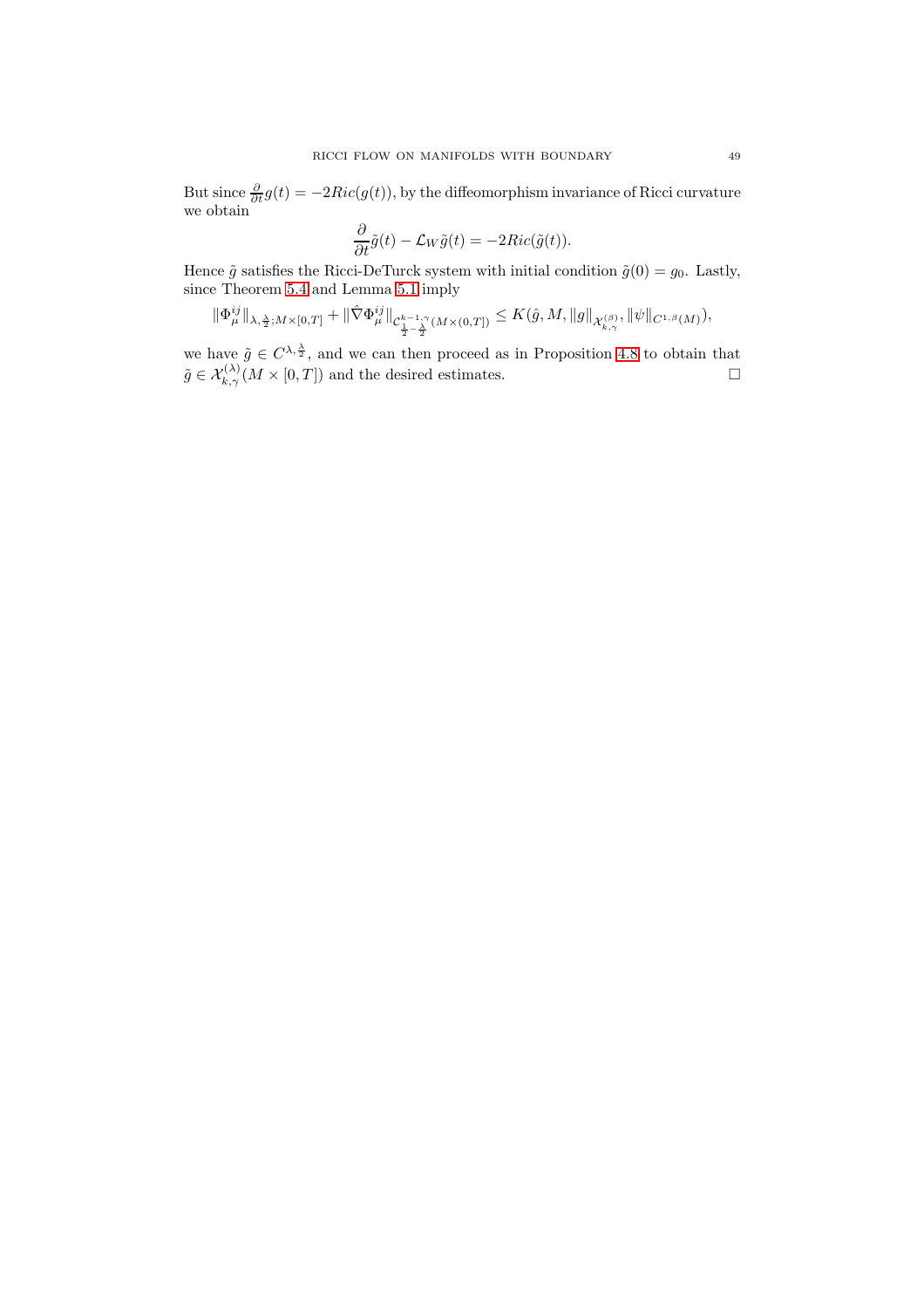But since $\frac{\partial}{\partial t}g(t) = -2Ric(g(t))$, by the diffeomorphism invariance of Ricci curvature we obtain

$$\frac{\partial}{\partial t}\tilde{g}(t) - \mathcal{L}_W \tilde{g}(t) = -2Ric(\tilde{g}(t)).$$

Hence $\tilde{g}$ satisfies the Ricci-DeTurck system with initial condition $\tilde{g}(0) = g_0$. Lastly, since Theorem 5.4 and Lemma 5.1 imply

$$\|\Phi_\mu^{ij}\|_{\lambda,\frac{\lambda}{2};M\times[0,T]} + \|\hat{\nabla}\Phi_\mu^{ij}\|_{\mathcal{C}^{k-1,\gamma}_{\frac{1}{2}-\frac{\lambda}{2}}(M\times(0,T])} \leq K(\hat{g}, M, \|g\|_{\mathcal{X}^{(\beta)}_{k,\gamma}}, \|\psi\|_{C^{1,\beta}(M)}),$$

we have $\tilde{g} \in C^{\lambda,\frac{\lambda}{2}}$, and we can then proceed as in Proposition 4.8 to obtain that $\tilde{g} \in \mathcal{X}^{(\lambda)}_{k,\gamma}(M \times [0,T])$ and the desired estimates. □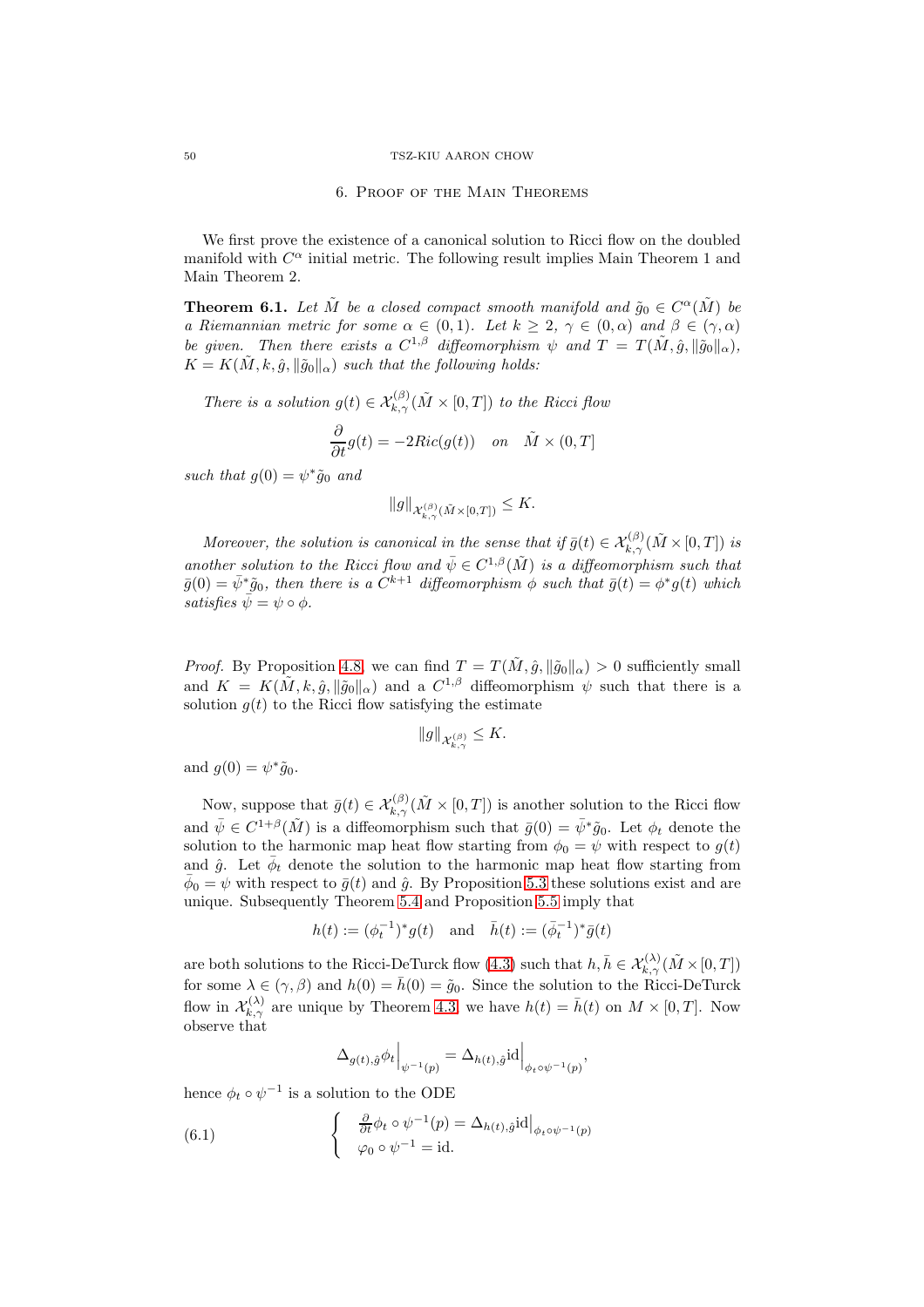## 6. Proof of the Main Theorems

We first prove the existence of a canonical solution to Ricci flow on the doubled manifold with $C^\alpha$ initial metric. The following result implies Main Theorem 1 and Main Theorem 2.

**Theorem 6.1.** *Let $\tilde{M}$ be a closed compact smooth manifold and $\tilde{g}_0 \in C^\alpha(\tilde{M})$ be a Riemannian metric for some $\alpha \in (0,1)$. Let $k \geq 2$, $\gamma \in (0,\alpha)$ and $\beta \in (\gamma, \alpha)$ be given. Then there exists a $C^{1,\beta}$ diffeomorphism $\psi$ and $T = T(\tilde{M}, \hat{g}, \|\tilde{g}_0\|_\alpha)$, $K = K(\tilde{M}, k, \hat{g}, \|\tilde{g}_0\|_\alpha)$ such that the following holds:*

*There is a solution $g(t) \in \mathcal{X}^{(\beta)}_{k,\gamma}(\tilde{M} \times [0,T])$ to the Ricci flow*

$$\frac{\partial}{\partial t} g(t) = -2Ric(g(t)) \quad on \quad \tilde{M} \times (0,T]$$

*such that $g(0) = \psi^* \tilde{g}_0$ and*

$$\|g\|_{\mathcal{X}^{(\beta)}_{k,\gamma}(\tilde{M}\times[0,T])} \leq K.$$

*Moreover, the solution is canonical in the sense that if $\bar{g}(t) \in \mathcal{X}^{(\beta)}_{k,\gamma}(\tilde{M} \times [0,T])$ is another solution to the Ricci flow and $\bar{\psi} \in C^{1,\beta}(\tilde{M})$ is a diffeomorphism such that $\bar{g}(0) = \bar{\psi}^* \tilde{g}_0$, then there is a $C^{k+1}$ diffeomorphism $\phi$ such that $\bar{g}(t) = \phi^* g(t)$ which satisfies $\bar{\psi} = \psi \circ \phi$.*

*Proof.* By Proposition 4.8, we can find $T = T(\tilde{M}, \hat{g}, \|\tilde{g}_0\|_\alpha) > 0$ sufficiently small and $K = K(\tilde{M}, k, \hat{g}, \|\tilde{g}_0\|_\alpha)$ and a $C^{1,\beta}$ diffeomorphism $\psi$ such that there is a solution $g(t)$ to the Ricci flow satisfying the estimate

$$\|g\|_{\mathcal{X}^{(\beta)}_{k,\gamma}} \leq K.$$

and $g(0) = \psi^* \tilde{g}_0$.

Now, suppose that $\bar{g}(t) \in \mathcal{X}^{(\beta)}_{k,\gamma}(\tilde{M} \times [0,T])$ is another solution to the Ricci flow and $\bar{\psi} \in C^{1+\beta}(\tilde{M})$ is a diffeomorphism such that $\bar{g}(0) = \bar{\psi}^* \tilde{g}_0$. Let $\phi_t$ denote the solution to the harmonic map heat flow starting from $\phi_0 = \psi$ with respect to $g(t)$ and $\hat{g}$. Let $\bar{\phi}_t$ denote the solution to the harmonic map heat flow starting from $\bar{\phi}_0 = \psi$ with respect to $\bar{g}(t)$ and $\hat{g}$. By Proposition 5.3 these solutions exist and are unique. Subsequently Theorem 5.4 and Proposition 5.5 imply that

$$h(t) := (\phi_t^{-1})^* g(t) \quad \text{and} \quad \bar{h}(t) := (\bar{\phi}_t^{-1})^* \bar{g}(t)$$

are both solutions to the Ricci-DeTurck flow (4.3) such that $h, \bar{h} \in \mathcal{X}^{(\lambda)}_{k,\gamma}(\tilde{M} \times [0,T])$ for some $\lambda \in (\gamma, \beta)$ and $h(0) = \bar{h}(0) = \tilde{g}_0$. Since the solution to the Ricci-DeTurck flow in $\mathcal{X}^{(\lambda)}_{k,\gamma}$ are unique by Theorem 4.3, we have $h(t) = \bar{h}(t)$ on $M \times [0,T]$. Now observe that

$$\Delta_{g(t),\hat{g}} \phi_t\Big|_{\psi^{-1}(p)} = \Delta_{h(t),\hat{g}} \mathrm{id}\Big|_{\phi_t \circ \psi^{-1}(p)},$$

hence $\phi_t \circ \psi^{-1}$ is a solution to the ODE

$$\left\{ \begin{array}{l} \frac{\partial}{\partial t} \phi_t \circ \psi^{-1}(p) = \Delta_{h(t),\hat{g}} \mathrm{id}\big|_{\phi_t \circ \psi^{-1}(p)} \\ \varphi_0 \circ \psi^{-1} = \mathrm{id}. \end{array} \right. \tag{6.1}$$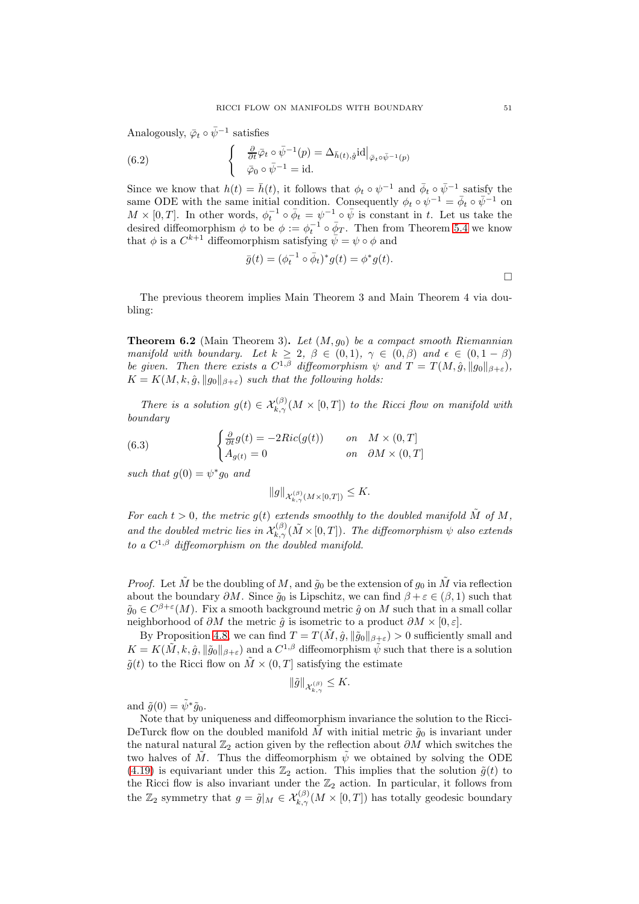Analogously, $\bar{\varphi}_t \circ \bar{\psi}^{-1}$ satisfies

$$
\left\{ \begin{array}{l} \frac{\partial}{\partial t}\bar{\varphi}_t \circ \bar{\psi}^{-1}(p) = \Delta_{\bar{h}(t),\hat{g}}\mathrm{id}\big|_{\bar{\varphi}_t\circ\bar{\psi}^{-1}(p)} \\ \bar{\varphi}_0 \circ \bar{\psi}^{-1} = \mathrm{id}. \end{array} \right. \tag{6.2}
$$

Since we know that $h(t) = \bar{h}(t)$, it follows that $\phi_t \circ \psi^{-1}$ and $\bar{\phi}_t \circ \bar{\psi}^{-1}$ satisfy the same ODE with the same initial condition. Consequently $\phi_t \circ \psi^{-1} = \bar{\phi}_t \circ \bar{\psi}^{-1}$ on $M \times [0, T]$. In other words, $\phi_t^{-1} \circ \bar{\phi}_t = \psi^{-1} \circ \bar{\psi}$ is constant in $t$. Let us take the desired diffeomorphism $\phi$ to be $\phi := \phi_t^{-1} \circ \bar{\phi}_T$. Then from Theorem 5.4 we know that $\phi$ is a $C^{k+1}$ diffeomorphism satisfying $\bar{\psi} = \psi \circ \phi$ and

$$
\bar{g}(t) = (\phi_t^{-1} \circ \bar{\phi}_t)^* g(t) = \phi^* g(t).
$$

□

The previous theorem implies Main Theorem 3 and Main Theorem 4 via doubling:

**Theorem 6.2** (Main Theorem 3)**.** *Let $(M, g_0)$ be a compact smooth Riemannian manifold with boundary. Let $k \geq 2$, $\beta \in (0,1)$, $\gamma \in (0, \beta)$ and $\epsilon \in (0, 1-\beta)$ be given. Then there exists a $C^{1,\beta}$ diffeomorphism $\psi$ and $T = T(M, \hat{g}, \|g_0\|_{\beta+\varepsilon})$, $K = K(M, k, \hat{g}, \|g_0\|_{\beta+\varepsilon})$ such that the following holds:*

*There is a solution $g(t) \in \mathcal{X}^{(\beta)}_{k,\gamma}(M \times [0,T])$ to the Ricci flow on manifold with boundary*

$$
\begin{cases} \frac{\partial}{\partial t} g(t) = -2Ric(g(t)) & on \quad M \times (0, T] \\ A_{g(t)} = 0 & on \quad \partial M \times (0, T] \end{cases} \tag{6.3}
$$

*such that $g(0) = \psi^* g_0$ and*

$$
\|g\|_{\mathcal{X}^{(\beta)}_{k,\gamma}(M\times[0,T])} \leq K.
$$

*For each $t > 0$, the metric $g(t)$ extends smoothly to the doubled manifold $\tilde{M}$ of $M$, and the doubled metric lies in $\mathcal{X}^{(\beta)}_{k,\gamma}(\tilde{M} \times [0,T])$. The diffeomorphism $\psi$ also extends to a $C^{1,\beta}$ diffeomorphism on the doubled manifold.*

*Proof.* Let $\tilde{M}$ be the doubling of $M$, and $\tilde{g}_0$ be the extension of $g_0$ in $\tilde{M}$ via reflection about the boundary $\partial M$. Since $\tilde{g}_0$ is Lipschitz, we can find $\beta + \varepsilon \in (\beta, 1)$ such that $\tilde{g}_0 \in C^{\beta+\varepsilon}(M)$. Fix a smooth background metric $\hat{g}$ on $M$ such that in a small collar neighborhood of $\partial M$ the metric $\hat{g}$ is isometric to a product $\partial M \times [0, \varepsilon]$.

By Proposition 4.8, we can find $T = T(\tilde{M}, \hat{g}, \|\tilde{g}_0\|_{\beta+\varepsilon}) > 0$ sufficiently small and $K = K(\tilde{M}, k, \hat{g}, \|\tilde{g}_0\|_{\beta+\varepsilon})$ and a $C^{1,\beta}$ diffeomorphism $\tilde{\psi}$ such that there is a solution $\tilde{g}(t)$ to the Ricci flow on $\tilde{M} \times (0, T]$ satisfying the estimate

$$
\|\tilde{g}\|_{\mathcal{X}^{(\beta)}_{k,\gamma}} \leq K.
$$

and $\tilde{g}(0) = \tilde{\psi}^* \tilde{g}_0$.

Note that by uniqueness and diffeomorphism invariance the solution to the Ricci-DeTurck flow on the doubled manifold $\tilde{M}$ with initial metric $\tilde{g}_0$ is invariant under the natural natural $\mathbb{Z}_2$ action given by the reflection about $\partial M$ which switches the two halves of $\tilde{M}$. Thus the diffeomorphism $\tilde{\psi}$ we obtained by solving the ODE (4.19) is equivariant under this $\mathbb{Z}_2$ action. This implies that the solution $\tilde{g}(t)$ to the Ricci flow is also invariant under the $\mathbb{Z}_2$ action. In particular, it follows from the $\mathbb{Z}_2$ symmetry that $g = \tilde{g}|_M \in \mathcal{X}^{(\beta)}_{k,\gamma}(M \times [0, T])$ has totally geodesic boundary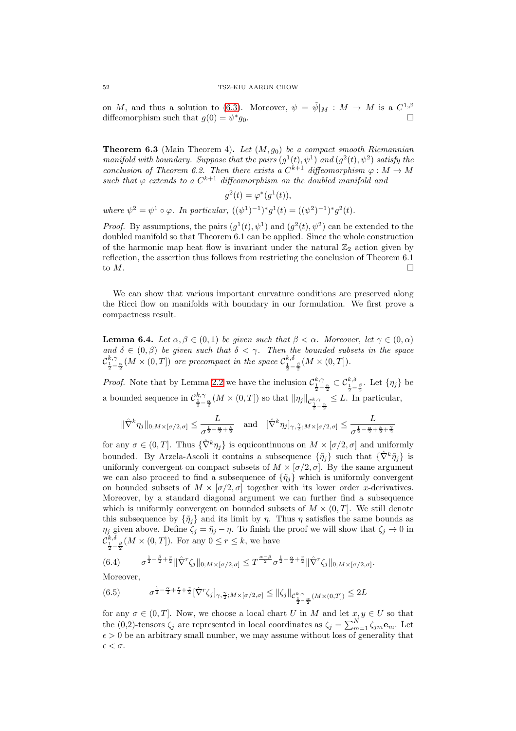on $M$, and thus a solution to (6.3). Moreover, $\psi = \tilde{\psi}|_M : M \to M$ is a $C^{1,\beta}$ diffeomorphism such that $g(0) = \psi^* g_0$. $\square$

**Theorem 6.3** (Main Theorem 4)**.** *Let $(M, g_0)$ be a compact smooth Riemannian manifold with boundary. Suppose that the pairs $(g^1(t), \psi^1)$ and $(g^2(t), \psi^2)$ satisfy the conclusion of Theorem 6.2. Then there exists a $C^{k+1}$ diffeomorphism $\varphi : M \to M$ such that $\varphi$ extends to a $C^{k+1}$ diffeomorphism on the doubled manifold and*

$$g^2(t) = \varphi^*(g^1(t)),$$

*where $\psi^2 = \psi^1 \circ \varphi$. In particular, $((\psi^1)^{-1})^* g^1(t) = ((\psi^2)^{-1})^* g^2(t)$.*

*Proof.* By assumptions, the pairs $(g^1(t), \psi^1)$ and $(g^2(t), \psi^2)$ can be extended to the doubled manifold so that Theorem 6.1 can be applied. Since the whole construction of the harmonic map heat flow is invariant under the natural $\mathbb{Z}_2$ action given by reflection, the assertion thus follows from restricting the conclusion of Theorem 6.1 to $M$. $\square$

We can show that various important curvature conditions are preserved along the Ricci flow on manifolds with boundary in our formulation. We first prove a compactness result.

**Lemma 6.4.** *Let $\alpha, \beta \in (0,1)$ be given such that $\beta < \alpha$. Moreover, let $\gamma \in (0, \alpha)$ and $\delta \in (0, \beta)$ be given such that $\delta < \gamma$. Then the bounded subsets in the space $\mathcal{C}^{k,\gamma}_{\frac{1}{2}-\frac{\alpha}{2}}(M \times (0,T])$ are precompact in the space $\mathcal{C}^{k,\delta}_{\frac{1}{2}-\frac{\beta}{2}}(M \times (0,T])$.*

*Proof.* Note that by Lemma 2.2 we have the inclusion $\mathcal{C}^{k,\gamma}_{\frac{1}{2}-\frac{\alpha}{2}} \subset \mathcal{C}^{k,\delta}_{\frac{1}{2}-\frac{\beta}{2}}$. Let $\{\eta_j\}$ be a bounded sequence in $\mathcal{C}^{k,\gamma}_{\frac{1}{2}-\frac{\alpha}{2}}(M \times (0,T])$ so that $\|\eta_j\|_{\mathcal{C}^{k,\gamma}_{\frac{1}{2}-\frac{\alpha}{2}}} \le L$. In particular,

$$\|\hat{\nabla}^k \eta_j\|_{0; M\times[\sigma/2,\sigma]} \le \frac{L}{\sigma^{\frac{1}{2}-\frac{\alpha}{2}+\frac{k}{2}}} \quad \text{and} \quad [\hat{\nabla}^k \eta_j]_{\gamma,\frac{\gamma}{2}; M\times[\sigma/2,\sigma]} \le \frac{L}{\sigma^{\frac{1}{2}-\frac{\alpha}{2}+\frac{k}{2}+\frac{\gamma}{2}}}$$

for any $\sigma \in (0, T]$. Thus $\{\hat{\nabla}^k \eta_j\}$ is equicontinuous on $M \times [\sigma/2, \sigma]$ and uniformly bounded. By Arzela-Ascoli it contains a subsequence $\{\tilde{\eta}_j\}$ such that $\{\hat{\nabla}^k \tilde{\eta}_j\}$ is uniformly convergent on compact subsets of $M \times [\sigma/2, \sigma]$. By the same argument we can also proceed to find a subsequence of $\{\tilde{\eta}_j\}$ which is uniformly convergent on bounded subsets of $M \times [\sigma/2, \sigma]$ together with its lower order $x$-derivatives. Moreover, by a standard diagonal argument we can further find a subsequence which is uniformly convergent on bounded subsets of $M \times (0, T]$. We still denote this subsequence by $\{\tilde{\eta}_j\}$ and its limit by $\eta$. Thus $\eta$ satisfies the same bounds as $\eta_j$ given above. Define $\zeta_j = \tilde{\eta}_j - \eta$. To finish the proof we will show that $\zeta_j \to 0$ in $\mathcal{C}^{k,\delta}_{\frac{1}{2}-\frac{\beta}{2}}(M \times (0,T])$. For any $0 \le r \le k$, we have

$$\sigma^{\frac{1}{2}-\frac{\beta}{2}+\frac{r}{2}} \|\hat{\nabla}^r \zeta_j\|_{0; M\times[\sigma/2,\sigma]} \le T^{\frac{\alpha-\beta}{2}} \sigma^{\frac{1}{2}-\frac{\alpha}{2}+\frac{r}{2}} \|\hat{\nabla}^r \zeta_j\|_{0; M\times[\sigma/2,\sigma]}. \tag{6.4}$$

Moreover,

$$\sigma^{\frac{1}{2}-\frac{\alpha}{2}+\frac{r}{2}+\frac{\gamma}{2}} [\hat{\nabla}^r \zeta_j]_{\gamma,\frac{\gamma}{2}; M\times[\sigma/2,\sigma]} \le \|\zeta_j\|_{\mathcal{C}^{k,\gamma}_{\frac{1}{2}-\frac{\alpha}{2}}(M\times(0,T])} \le 2L \tag{6.5}$$

for any $\sigma \in (0, T]$. Now, we choose a local chart $U$ in $M$ and let $x, y \in U$ so that the (0,2)-tensors $\zeta_j$ are represented in local coordinates as $\zeta_j = \sum_{m=1}^N \zeta_{jm} \mathbf{e}_m$. Let $\epsilon > 0$ be an arbitrary small number, we may assume without loss of generality that $\epsilon < \sigma$.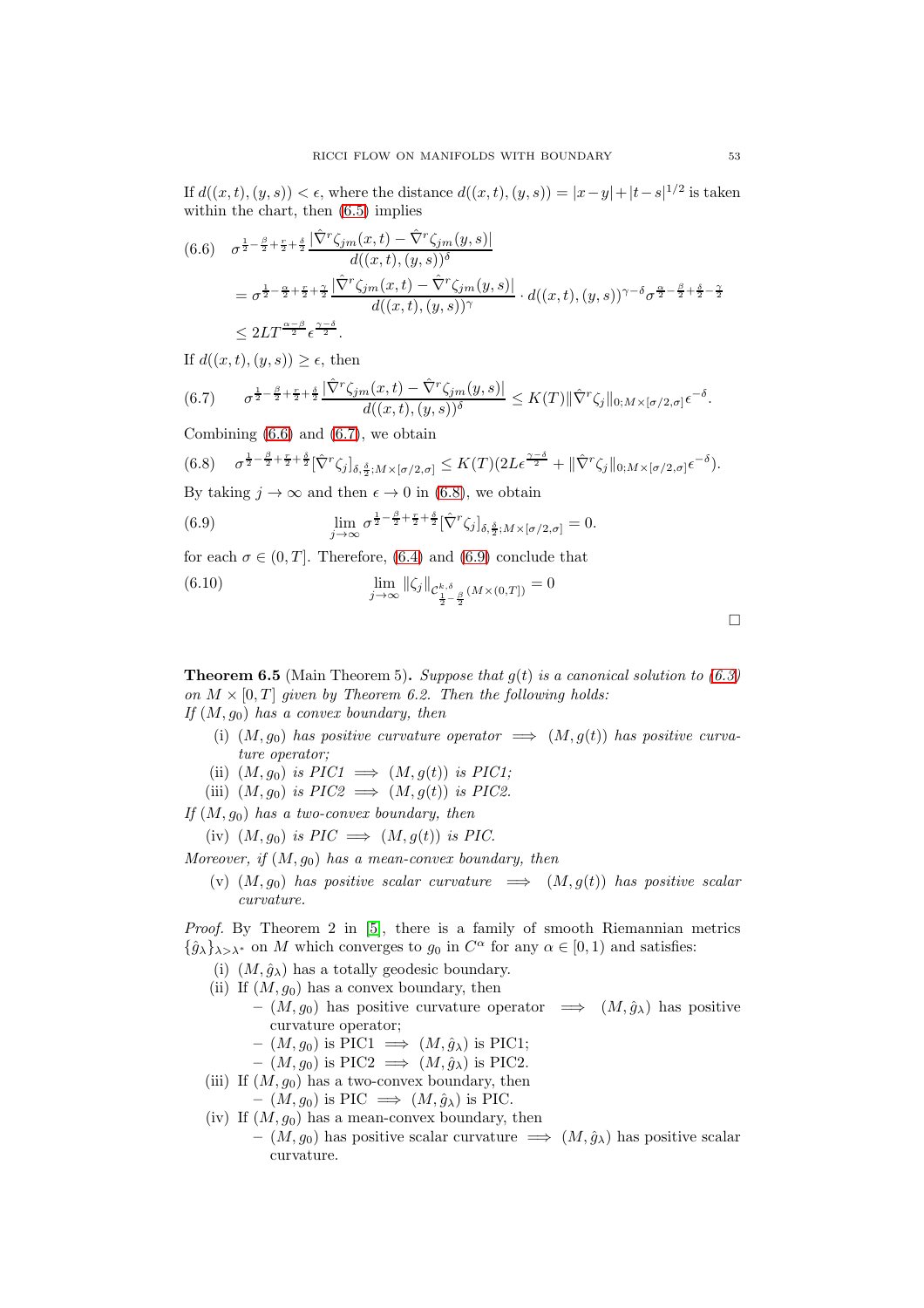If $d((x,t),(y,s)) < \epsilon$, where the distance $d((x,t),(y,s)) = |x-y| + |t-s|^{1/2}$ is taken within the chart, then (6.5) implies

$$
\begin{aligned}
(6.6) \quad & \sigma^{\frac{1}{2}-\frac{\beta}{2}+\frac{r}{2}+\frac{\delta}{2}} \frac{|\hat{\nabla}^r \zeta_{jm}(x,t) - \hat{\nabla}^r \zeta_{jm}(y,s)|}{d((x,t),(y,s))^\delta} \\
&= \sigma^{\frac{1}{2}-\frac{\alpha}{2}+\frac{r}{2}+\frac{\gamma}{2}} \frac{|\hat{\nabla}^r \zeta_{jm}(x,t) - \hat{\nabla}^r \zeta_{jm}(y,s)|}{d((x,t),(y,s))^\gamma} \cdot d((x,t),(y,s))^{\gamma-\delta} \sigma^{\frac{\alpha}{2}-\frac{\beta}{2}+\frac{\delta}{2}-\frac{\gamma}{2}} \\
&\leq 2LT^{\frac{\alpha-\beta}{2}} \epsilon^{\frac{\gamma-\delta}{2}}.
\end{aligned}
$$

If $d((x,t),(y,s)) \geq \epsilon$, then

$$
(6.7) \qquad \sigma^{\frac{1}{2}-\frac{\beta}{2}+\frac{r}{2}+\frac{\delta}{2}} \frac{|\hat{\nabla}^r \zeta_{jm}(x,t) - \hat{\nabla}^r \zeta_{jm}(y,s)|}{d((x,t),(y,s))^\delta} \leq K(T) \|\hat{\nabla}^r \zeta_j\|_{0;M\times[\sigma/2,\sigma]} \epsilon^{-\delta}.
$$

Combining (6.6) and (6.7), we obtain

$$
(6.8) \quad \sigma^{\frac{1}{2}-\frac{\beta}{2}+\frac{r}{2}+\frac{\delta}{2}} [\hat{\nabla}^r \zeta_j]_{\delta,\frac{\delta}{2};M\times[\sigma/2,\sigma]} \leq K(T)(2L\epsilon^{\frac{\gamma-\delta}{2}} + \|\hat{\nabla}^r \zeta_j\|_{0;M\times[\sigma/2,\sigma]} \epsilon^{-\delta}).
$$

By taking $j \to \infty$ and then $\epsilon \to 0$ in (6.8), we obtain

$$
(6.9) \qquad \lim_{j\to\infty} \sigma^{\frac{1}{2}-\frac{\beta}{2}+\frac{r}{2}+\frac{\delta}{2}} [\hat{\nabla}^r \zeta_j]_{\delta,\frac{\delta}{2};M\times[\sigma/2,\sigma]} = 0.
$$

for each $\sigma \in (0,T]$. Therefore, (6.4) and (6.9) conclude that

$$
(6.10) \qquad \lim_{j\to\infty} \|\zeta_j\|_{\mathcal{C}^{k,\delta}_{\frac{1}{2}-\frac{\beta}{2}}(M\times(0,T])} = 0
$$

□

**Theorem 6.5** (Main Theorem 5)**.** *Suppose that $g(t)$ is a canonical solution to (6.3) on $M \times [0,T]$ given by Theorem 6.2. Then the following holds:*
*If $(M, g_0)$ has a convex boundary, then*

- (i) *$(M, g_0)$ has positive curvature operator $\implies$ $(M, g(t))$ has positive curvature operator;*
- (ii) *$(M, g_0)$ is PIC1 $\implies$ $(M, g(t))$ is PIC1;*
- (iii) *$(M, g_0)$ is PIC2 $\implies$ $(M, g(t))$ is PIC2.*

*If $(M, g_0)$ has a two-convex boundary, then*

- (iv) *$(M, g_0)$ is PIC $\implies$ $(M, g(t))$ is PIC.*

*Moreover, if $(M, g_0)$ has a mean-convex boundary, then*

- (v) *$(M, g_0)$ has positive scalar curvature $\implies$ $(M, g(t))$ has positive scalar curvature.*

*Proof.* By Theorem 2 in [5], there is a family of smooth Riemannian metrics $\{\hat{g}_\lambda\}_{\lambda>\lambda^*}$ on $M$ which converges to $g_0$ in $C^\alpha$ for any $\alpha \in [0,1)$ and satisfies:

- (i) $(M, \hat{g}_\lambda)$ has a totally geodesic boundary.
- (ii) If $(M, g_0)$ has a convex boundary, then
  - $(M, g_0)$ has positive curvature operator $\implies$ $(M, \hat{g}_\lambda)$ has positive curvature operator;
  - $(M, g_0)$ is PIC1 $\implies$ $(M, \hat{g}_\lambda)$ is PIC1;
  - $(M, g_0)$ is PIC2 $\implies$ $(M, \hat{g}_\lambda)$ is PIC2.
- (iii) If $(M, g_0)$ has a two-convex boundary, then
  - $(M, g_0)$ is PIC $\implies$ $(M, \hat{g}_\lambda)$ is PIC.
- (iv) If $(M, g_0)$ has a mean-convex boundary, then
  - $(M, g_0)$ has positive scalar curvature $\implies$ $(M, \hat{g}_\lambda)$ has positive scalar curvature.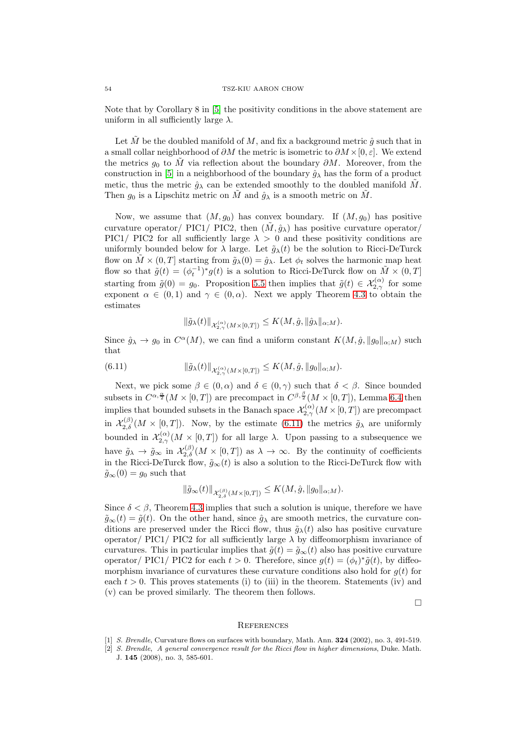Note that by Corollary 8 in [5] the positivity conditions in the above statement are uniform in all sufficiently large $\lambda$.

Let $\tilde{M}$ be the doubled manifold of $M$, and fix a background metric $\hat{g}$ such that in a small collar neighborhood of $\partial M$ the metric is isometric to $\partial M \times [0, \varepsilon]$. We extend the metrics $g_0$ to $\tilde{M}$ via reflection about the boundary $\partial M$. Moreover, from the construction in [5] in a neighborhood of the boundary $\hat{g}_\lambda$ has the form of a product metic, thus the metric $\hat{g}_\lambda$ can be extended smoothly to the doubled manifold $\tilde{M}$. Then $g_0$ is a Lipschitz metric on $\tilde{M}$ and $\hat{g}_\lambda$ is a smooth metric on $\tilde{M}$.

Now, we assume that $(M, g_0)$ has convex boundary. If $(M, g_0)$ has positive curvature operator/ PIC1/ PIC2, then $(\tilde{M}, \hat{g}_\lambda)$ has positive curvature operator/ PIC1/ PIC2 for all sufficiently large $\lambda > 0$ and these positivity conditions are uniformly bounded below for $\lambda$ large. Let $\tilde{g}_\lambda(t)$ be the solution to Ricci-DeTurck flow on $\tilde{M} \times (0, T]$ starting from $\tilde{g}_\lambda(0) = \hat{g}_\lambda$. Let $\phi_t$ solves the harmonic map heat flow so that $\tilde{g}(t) = (\phi_t^{-1})^* g(t)$ is a solution to Ricci-DeTurck flow on $\tilde{M} \times (0, T]$ starting from $\tilde{g}(0) = g_0$. Proposition 5.5 then implies that $\tilde{g}(t) \in \mathcal{X}_{2,\gamma}^{(\alpha)}$ for some exponent $\alpha \in (0, 1)$ and $\gamma \in (0, \alpha)$. Next we apply Theorem 4.3 to obtain the estimates

$$\|\tilde{g}_\lambda(t)\|_{\mathcal{X}_{2,\gamma}^{(\alpha)}(M \times [0,T])} \leq K(M, \hat{g}, \|\hat{g}_\lambda\|_{\alpha;M}).$$

Since $\hat{g}_\lambda \to g_0$ in $C^\alpha(M)$, we can find a uniform constant $K(M, \hat{g}, \|g_0\|_{\alpha;M})$ such that

$$\|\tilde{g}_\lambda(t)\|_{\mathcal{X}_{2,\gamma}^{(\alpha)}(M \times [0,T])} \leq K(M, \hat{g}, \|g_0\|_{\alpha;M}). \tag{6.11}$$

Next, we pick some $\beta \in (0, \alpha)$ and $\delta \in (0, \gamma)$ such that $\delta < \beta$. Since bounded subsets in $C^{\alpha, \frac{\alpha}{2}}(M \times [0, T])$ are precompact in $C^{\beta, \frac{\beta}{2}}(M \times [0, T])$, Lemma 6.4 then implies that bounded subsets in the Banach space $\mathcal{X}_{2,\gamma}^{(\alpha)}(M \times [0, T])$ are precompact in $\mathcal{X}_{2,\delta}^{(\beta)}(M \times [0, T])$. Now, by the estimate (6.11) the metrics $\tilde{g}_\lambda$ are uniformly bounded in $\mathcal{X}_{2,\gamma}^{(\alpha)}(M \times [0, T])$ for all large $\lambda$. Upon passing to a subsequence we have $\tilde{g}_\lambda \to \tilde{g}_\infty$ in $\mathcal{X}_{2,\delta}^{(\beta)}(M \times [0, T])$ as $\lambda \to \infty$. By the continuity of coefficients in the Ricci-DeTurck flow, $\tilde{g}_\infty(t)$ is also a solution to the Ricci-DeTurck flow with $\tilde{g}_\infty(0) = g_0$ such that

$$\|\tilde{g}_\infty(t)\|_{\mathcal{X}_{2,\delta}^{(\beta)}(M \times [0,T])} \leq K(M, \hat{g}, \|g_0\|_{\alpha;M}).$$

Since $\delta < \beta$, Theorem 4.3 implies that such a solution is unique, therefore we have $\tilde{g}_\infty(t) = \tilde{g}(t)$. On the other hand, since $\hat{g}_\lambda$ are smooth metrics, the curvature conditions are preserved under the Ricci flow, thus $\tilde{g}_\lambda(t)$ also has positive curvature operator/ PIC1/ PIC2 for all sufficiently large $\lambda$ by diffeomorphism invariance of curvatures. This in particular implies that $\tilde{g}(t) = \tilde{g}_\infty(t)$ also has positive curvature operator/ PIC1/ PIC2 for each $t > 0$. Therefore, since $g(t) = (\phi_t)^* \tilde{g}(t)$, by diffeomorphism invariance of curvatures these curvature conditions also hold for $g(t)$ for each $t > 0$. This proves statements (i) to (iii) in the theorem. Statements (iv) and (v) can be proved similarly. The theorem then follows.

□

## References

[1] *S. Brendle*, Curvature flows on surfaces with boundary, Math. Ann. **324** (2002), no. 3, 491-519.

[2] *S. Brendle*, *A general convergence result for the Ricci flow in higher dimensions*, Duke. Math. J. **145** (2008), no. 3, 585-601.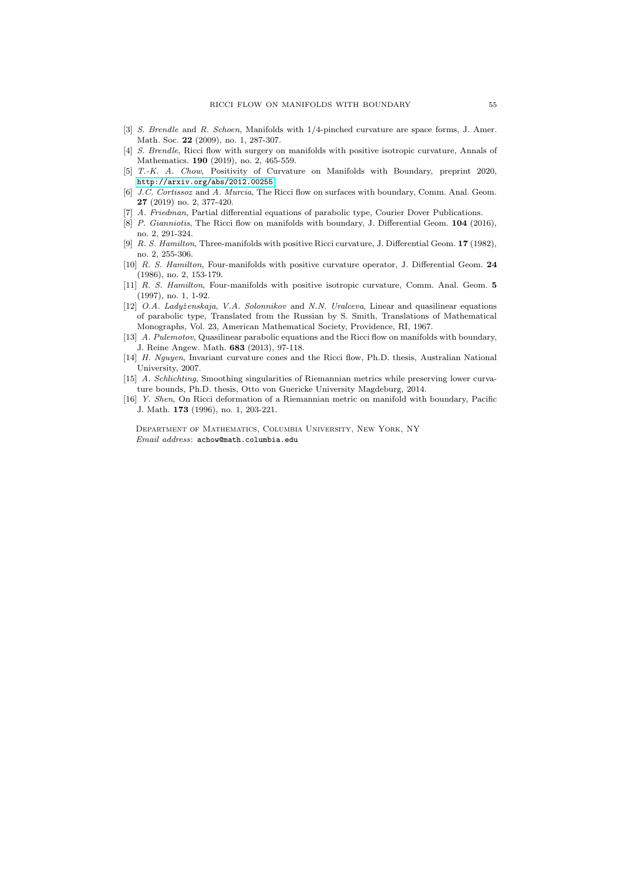[3] *S. Brendle* and *R. Schoen*, Manifolds with 1/4-pinched curvature are space forms, J. Amer. Math. Soc. **22** (2009), no. 1, 287-307.

[4] *S. Brendle*, Ricci flow with surgery on manifolds with positive isotropic curvature, Annals of Mathematics. **190** (2019), no. 2, 465-559.

[5] *T.-K. A. Chow*, Positivity of Curvature on Manifolds with Boundary, preprint 2020, http://arxiv.org/abs/2012.00255

[6] *J.C. Cortissoz* and *A. Murcia*, The Ricci flow on surfaces with boundary, Comm. Anal. Geom. **27** (2019) no. 2, 377-420.

[7] *A. Friedman*, Partial differential equations of parabolic type, Courier Dover Publications.

[8] *P. Gianniotis*, The Ricci flow on manifolds with boundary, J. Differential Geom. **104** (2016), no. 2, 291-324.

[9] *R. S. Hamilton*, Three-manifolds with positive Ricci curvature, J. Differential Geom. **17** (1982), no. 2, 255-306.

[10] *R. S. Hamilton*, Four-manifolds with positive curvature operator, J. Differential Geom. **24** (1986), no. 2, 153-179.

[11] *R. S. Hamilton*, Four-manifolds with positive isotropic curvature, Comm. Anal. Geom. **5** (1997), no. 1, 1-92.

[12] *O.A. Ladyženskaja*, *V.A. Solonnikov* and *N.N. Uralceva*, Linear and quasilinear equations of parabolic type, Translated from the Russian by S. Smith, Translations of Mathematical Monographs, Vol. 23, American Mathematical Society, Providence, RI, 1967.

[13] *A. Pulemotov*, Quasilinear parabolic equations and the Ricci flow on manifolds with boundary, J. Reine Angew. Math. **683** (2013), 97-118.

[14] *H. Nguyen*, Invariant curvature cones and the Ricci flow, Ph.D. thesis, Australian National University, 2007.

[15] *A. Schlichting*, Smoothing singularities of Riemannian metrics while preserving lower curvature bounds, Ph.D. thesis, Otto von Guericke University Magdeburg, 2014.

[16] *Y. Shen*, On Ricci deformation of a Riemannian metric on manifold with boundary, Pacific J. Math. **173** (1996), no. 1, 203-221.

Department of Mathematics, Columbia University, New York, NY
*Email address*: achow@math.columbia.edu